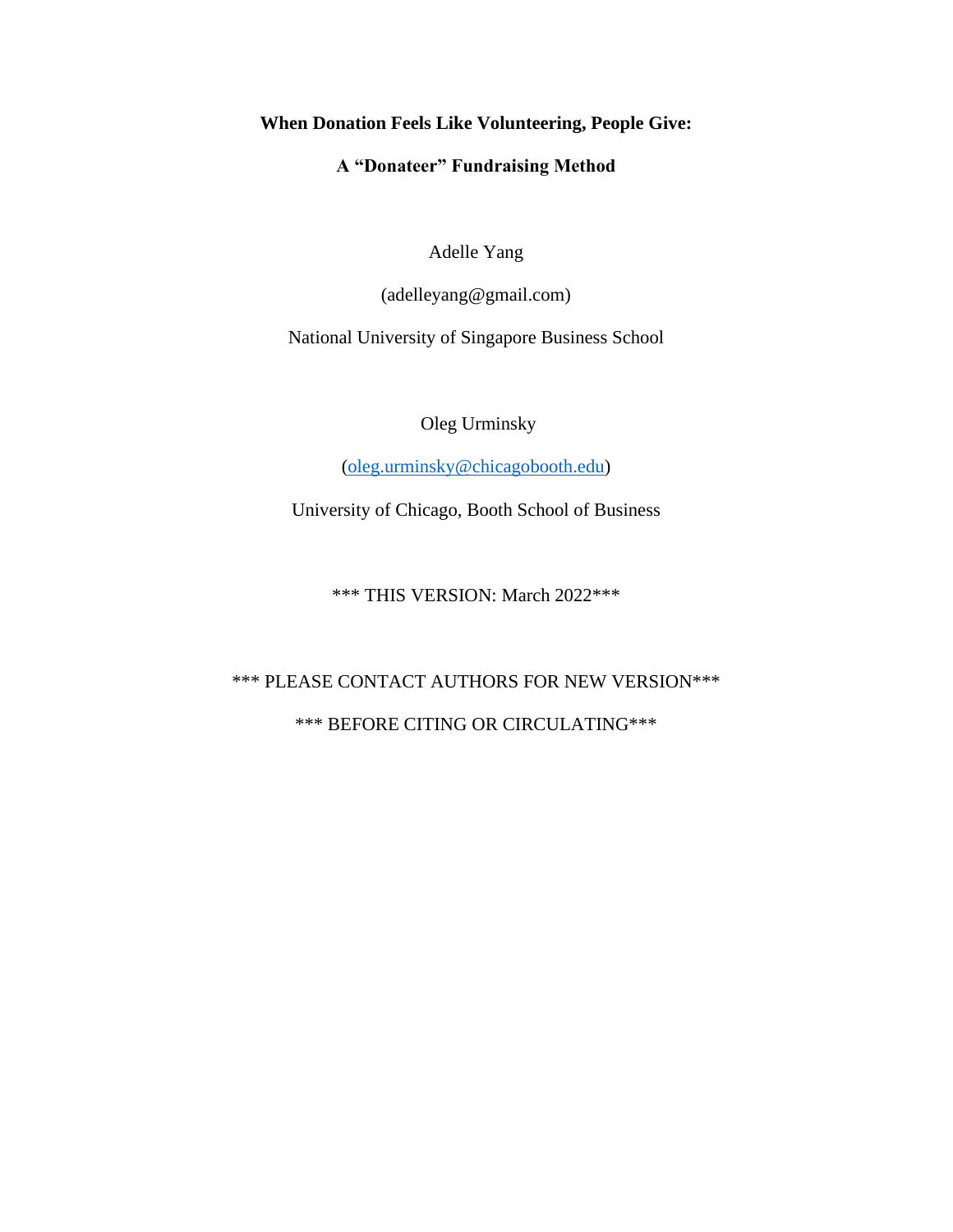# When Donation Feels Like Volunteering, People Give:

## A "Donateer" Fundraising Method

Adelle Yang

(adelleyang@gmail.com)

National University of Singapore Business School

Oleg Urminsky

(oleg.urminsky@chicagobooth.edu)

University of Chicago, Booth School of Business

*** THIS VERSION: March 2022***

*** PLEASE CONTACT AUTHORS FOR NEW VERSION***

*** BEFORE CITING OR CIRCULATING***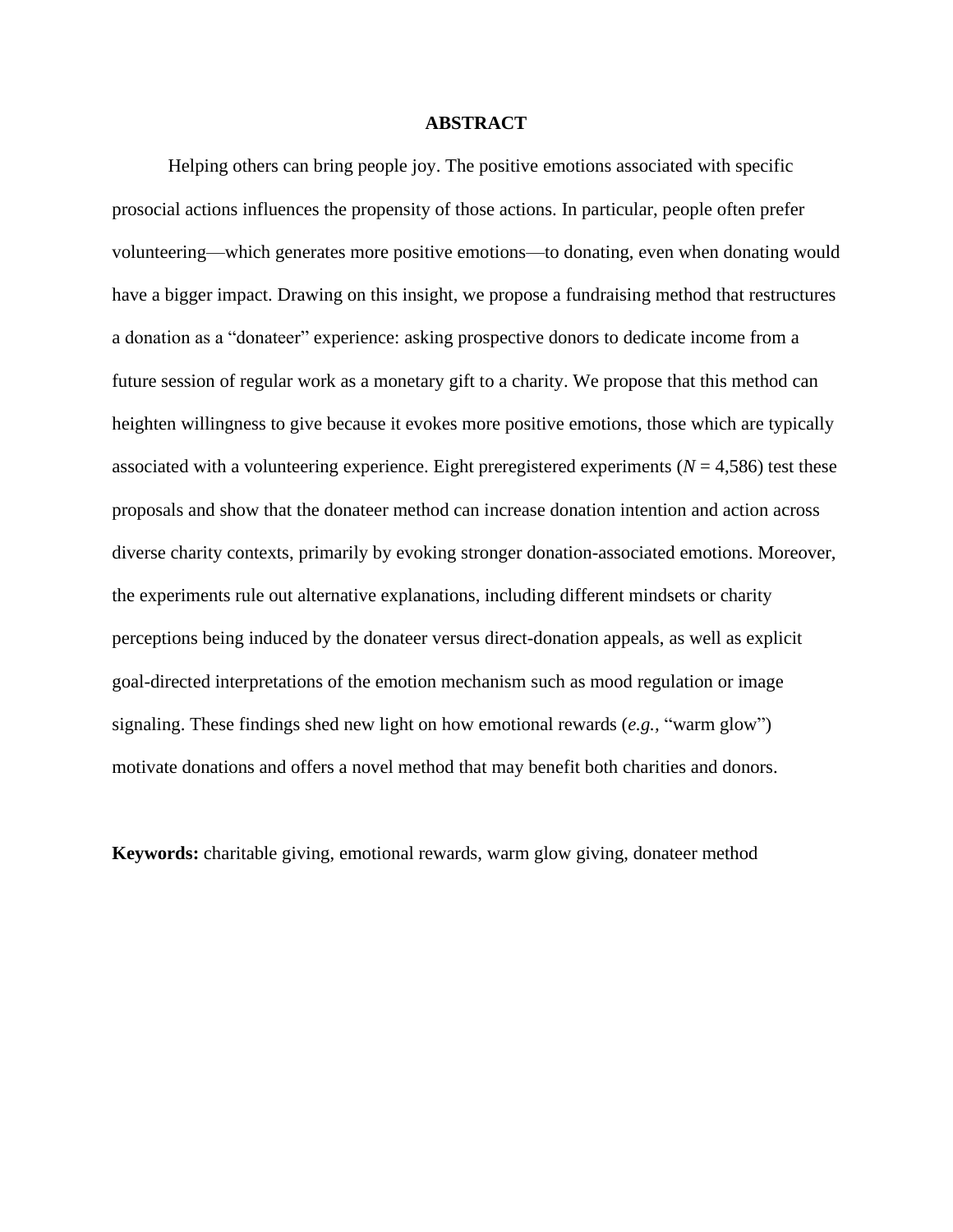## ABSTRACT

Helping others can bring people joy. The positive emotions associated with specific prosocial actions influences the propensity of those actions. In particular, people often prefer volunteering—which generates more positive emotions—to donating, even when donating would have a bigger impact. Drawing on this insight, we propose a fundraising method that restructures a donation as a "donateer" experience: asking prospective donors to dedicate income from a future session of regular work as a monetary gift to a charity. We propose that this method can heighten willingness to give because it evokes more positive emotions, those which are typically associated with a volunteering experience. Eight preregistered experiments ($N$ = 4,586) test these proposals and show that the donateer method can increase donation intention and action across diverse charity contexts, primarily by evoking stronger donation-associated emotions. Moreover, the experiments rule out alternative explanations, including different mindsets or charity perceptions being induced by the donateer versus direct-donation appeals, as well as explicit goal-directed interpretations of the emotion mechanism such as mood regulation or image signaling. These findings shed new light on how emotional rewards (*e.g.*, "warm glow") motivate donations and offers a novel method that may benefit both charities and donors.

**Keywords:** charitable giving, emotional rewards, warm glow giving, donateer method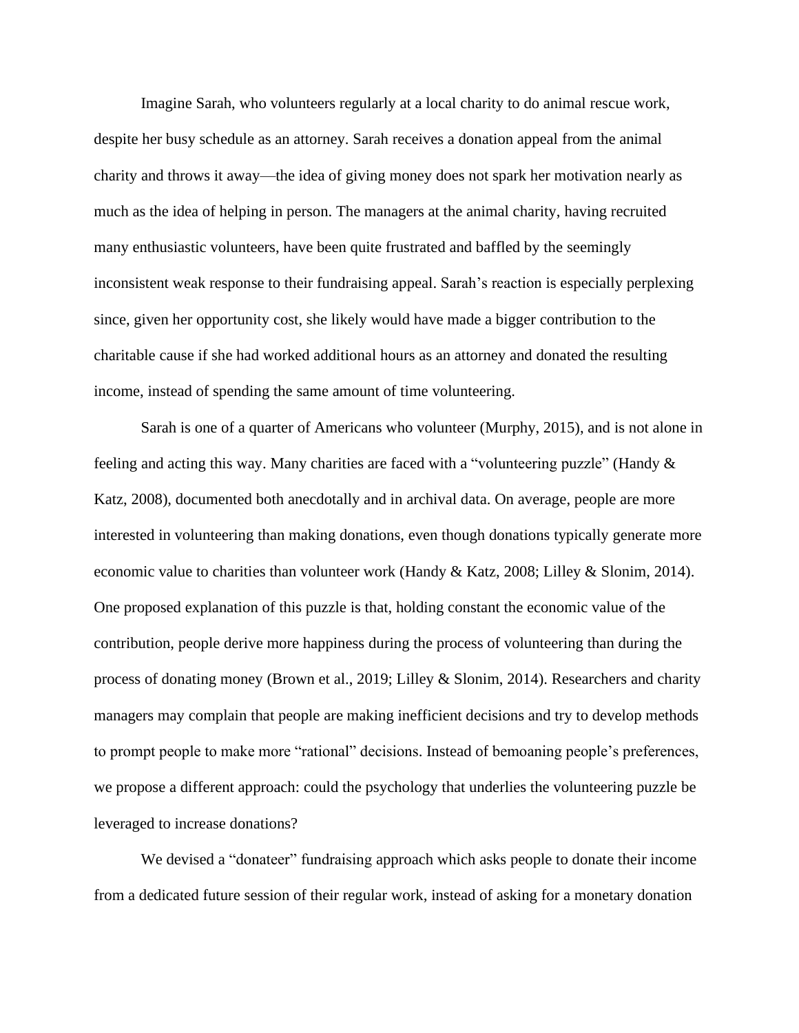Imagine Sarah, who volunteers regularly at a local charity to do animal rescue work, despite her busy schedule as an attorney. Sarah receives a donation appeal from the animal charity and throws it away—the idea of giving money does not spark her motivation nearly as much as the idea of helping in person. The managers at the animal charity, having recruited many enthusiastic volunteers, have been quite frustrated and baffled by the seemingly inconsistent weak response to their fundraising appeal. Sarah's reaction is especially perplexing since, given her opportunity cost, she likely would have made a bigger contribution to the charitable cause if she had worked additional hours as an attorney and donated the resulting income, instead of spending the same amount of time volunteering.

Sarah is one of a quarter of Americans who volunteer (Murphy, 2015), and is not alone in feeling and acting this way. Many charities are faced with a "volunteering puzzle" (Handy & Katz, 2008), documented both anecdotally and in archival data. On average, people are more interested in volunteering than making donations, even though donations typically generate more economic value to charities than volunteer work (Handy & Katz, 2008; Lilley & Slonim, 2014). One proposed explanation of this puzzle is that, holding constant the economic value of the contribution, people derive more happiness during the process of volunteering than during the process of donating money (Brown et al., 2019; Lilley & Slonim, 2014). Researchers and charity managers may complain that people are making inefficient decisions and try to develop methods to prompt people to make more "rational" decisions. Instead of bemoaning people's preferences, we propose a different approach: could the psychology that underlies the volunteering puzzle be leveraged to increase donations?

We devised a "donateer" fundraising approach which asks people to donate their income from a dedicated future session of their regular work, instead of asking for a monetary donation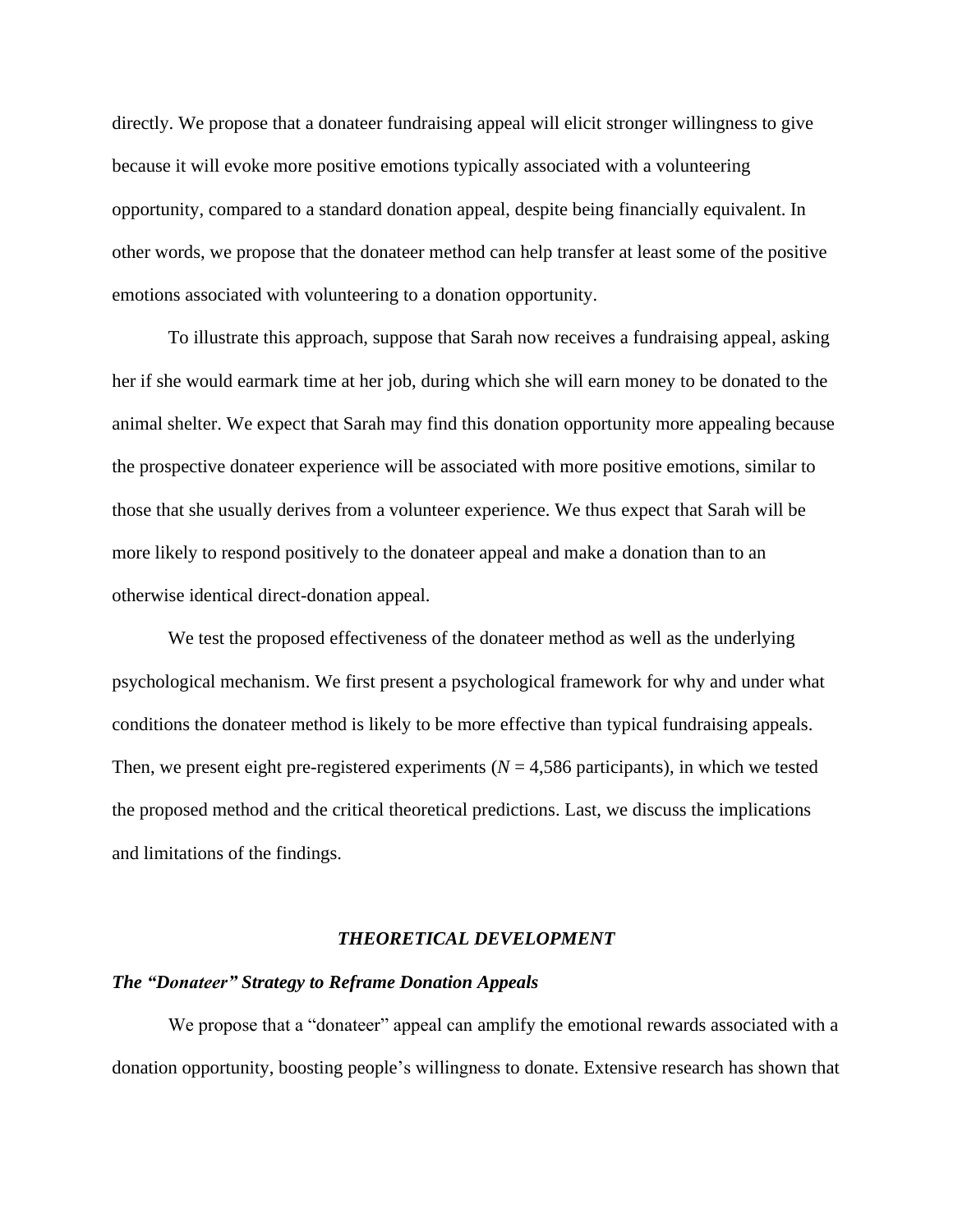directly. We propose that a donateer fundraising appeal will elicit stronger willingness to give because it will evoke more positive emotions typically associated with a volunteering opportunity, compared to a standard donation appeal, despite being financially equivalent. In other words, we propose that the donateer method can help transfer at least some of the positive emotions associated with volunteering to a donation opportunity.

To illustrate this approach, suppose that Sarah now receives a fundraising appeal, asking her if she would earmark time at her job, during which she will earn money to be donated to the animal shelter. We expect that Sarah may find this donation opportunity more appealing because the prospective donateer experience will be associated with more positive emotions, similar to those that she usually derives from a volunteer experience. We thus expect that Sarah will be more likely to respond positively to the donateer appeal and make a donation than to an otherwise identical direct-donation appeal.

We test the proposed effectiveness of the donateer method as well as the underlying psychological mechanism. We first present a psychological framework for why and under what conditions the donateer method is likely to be more effective than typical fundraising appeals. Then, we present eight pre-registered experiments ($N$ = 4,586 participants), in which we tested the proposed method and the critical theoretical predictions. Last, we discuss the implications and limitations of the findings.

## *THEORETICAL DEVELOPMENT*

### *The "Donateer" Strategy to Reframe Donation Appeals*

We propose that a "donateer" appeal can amplify the emotional rewards associated with a donation opportunity, boosting people's willingness to donate. Extensive research has shown that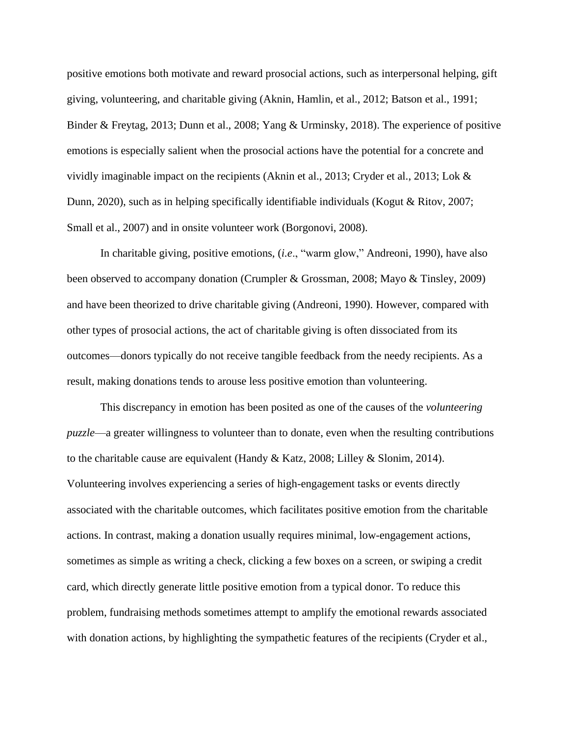positive emotions both motivate and reward prosocial actions, such as interpersonal helping, gift giving, volunteering, and charitable giving (Aknin, Hamlin, et al., 2012; Batson et al., 1991; Binder & Freytag, 2013; Dunn et al., 2008; Yang & Urminsky, 2018). The experience of positive emotions is especially salient when the prosocial actions have the potential for a concrete and vividly imaginable impact on the recipients (Aknin et al., 2013; Cryder et al., 2013; Lok & Dunn, 2020), such as in helping specifically identifiable individuals (Kogut & Ritov, 2007; Small et al., 2007) and in onsite volunteer work (Borgonovi, 2008).

In charitable giving, positive emotions, (*i.e*., "warm glow," Andreoni, 1990), have also been observed to accompany donation (Crumpler & Grossman, 2008; Mayo & Tinsley, 2009) and have been theorized to drive charitable giving (Andreoni, 1990). However, compared with other types of prosocial actions, the act of charitable giving is often dissociated from its outcomes—donors typically do not receive tangible feedback from the needy recipients. As a result, making donations tends to arouse less positive emotion than volunteering.

This discrepancy in emotion has been posited as one of the causes of the *volunteering puzzle*—a greater willingness to volunteer than to donate, even when the resulting contributions to the charitable cause are equivalent (Handy & Katz, 2008; Lilley & Slonim, 2014). Volunteering involves experiencing a series of high-engagement tasks or events directly associated with the charitable outcomes, which facilitates positive emotion from the charitable actions. In contrast, making a donation usually requires minimal, low-engagement actions, sometimes as simple as writing a check, clicking a few boxes on a screen, or swiping a credit card, which directly generate little positive emotion from a typical donor. To reduce this problem, fundraising methods sometimes attempt to amplify the emotional rewards associated with donation actions, by highlighting the sympathetic features of the recipients (Cryder et al.,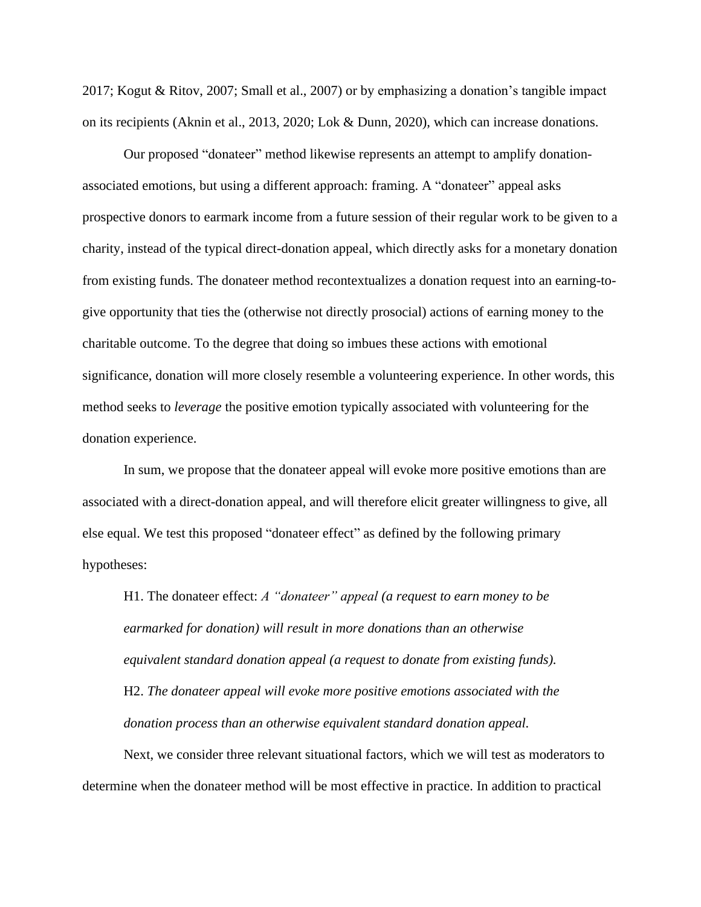2017; Kogut & Ritov, 2007; Small et al., 2007) or by emphasizing a donation's tangible impact on its recipients (Aknin et al., 2013, 2020; Lok & Dunn, 2020), which can increase donations.

Our proposed "donateer" method likewise represents an attempt to amplify donation-associated emotions, but using a different approach: framing. A "donateer" appeal asks prospective donors to earmark income from a future session of their regular work to be given to a charity, instead of the typical direct-donation appeal, which directly asks for a monetary donation from existing funds. The donateer method recontextualizes a donation request into an earning-to-give opportunity that ties the (otherwise not directly prosocial) actions of earning money to the charitable outcome. To the degree that doing so imbues these actions with emotional significance, donation will more closely resemble a volunteering experience. In other words, this method seeks to *leverage* the positive emotion typically associated with volunteering for the donation experience.

In sum, we propose that the donateer appeal will evoke more positive emotions than are associated with a direct-donation appeal, and will therefore elicit greater willingness to give, all else equal. We test this proposed "donateer effect" as defined by the following primary hypotheses:

H1. The donateer effect: *A "donateer" appeal (a request to earn money to be earmarked for donation) will result in more donations than an otherwise equivalent standard donation appeal (a request to donate from existing funds).*

H2. *The donateer appeal will evoke more positive emotions associated with the donation process than an otherwise equivalent standard donation appeal.*

Next, we consider three relevant situational factors, which we will test as moderators to determine when the donateer method will be most effective in practice. In addition to practical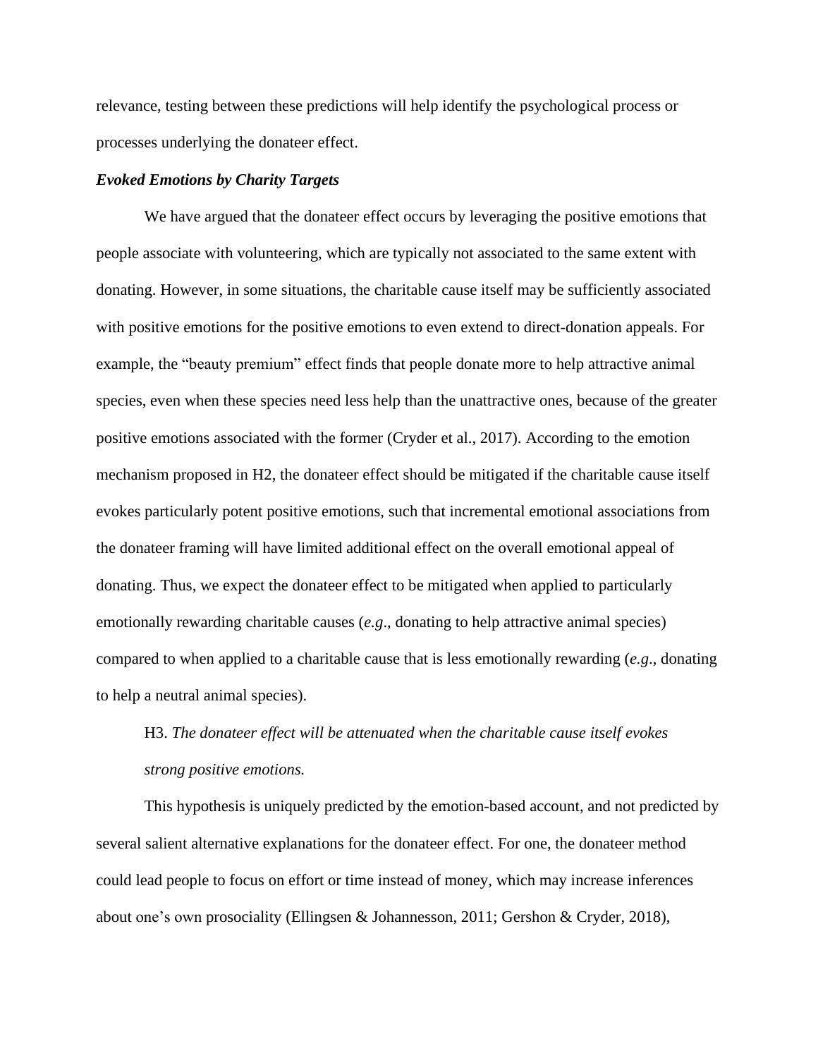relevance, testing between these predictions will help identify the psychological process or processes underlying the donateer effect.

### *Evoked Emotions by Charity Targets*

We have argued that the donateer effect occurs by leveraging the positive emotions that people associate with volunteering, which are typically not associated to the same extent with donating. However, in some situations, the charitable cause itself may be sufficiently associated with positive emotions for the positive emotions to even extend to direct-donation appeals. For example, the "beauty premium" effect finds that people donate more to help attractive animal species, even when these species need less help than the unattractive ones, because of the greater positive emotions associated with the former (Cryder et al., 2017). According to the emotion mechanism proposed in H2, the donateer effect should be mitigated if the charitable cause itself evokes particularly potent positive emotions, such that incremental emotional associations from the donateer framing will have limited additional effect on the overall emotional appeal of donating. Thus, we expect the donateer effect to be mitigated when applied to particularly emotionally rewarding charitable causes (*e.g*., donating to help attractive animal species) compared to when applied to a charitable cause that is less emotionally rewarding (*e.g*., donating to help a neutral animal species).

H3. *The donateer effect will be attenuated when the charitable cause itself evokes strong positive emotions.*

This hypothesis is uniquely predicted by the emotion-based account, and not predicted by several salient alternative explanations for the donateer effect. For one, the donateer method could lead people to focus on effort or time instead of money, which may increase inferences about one's own prosociality (Ellingsen & Johannesson, 2011; Gershon & Cryder, 2018),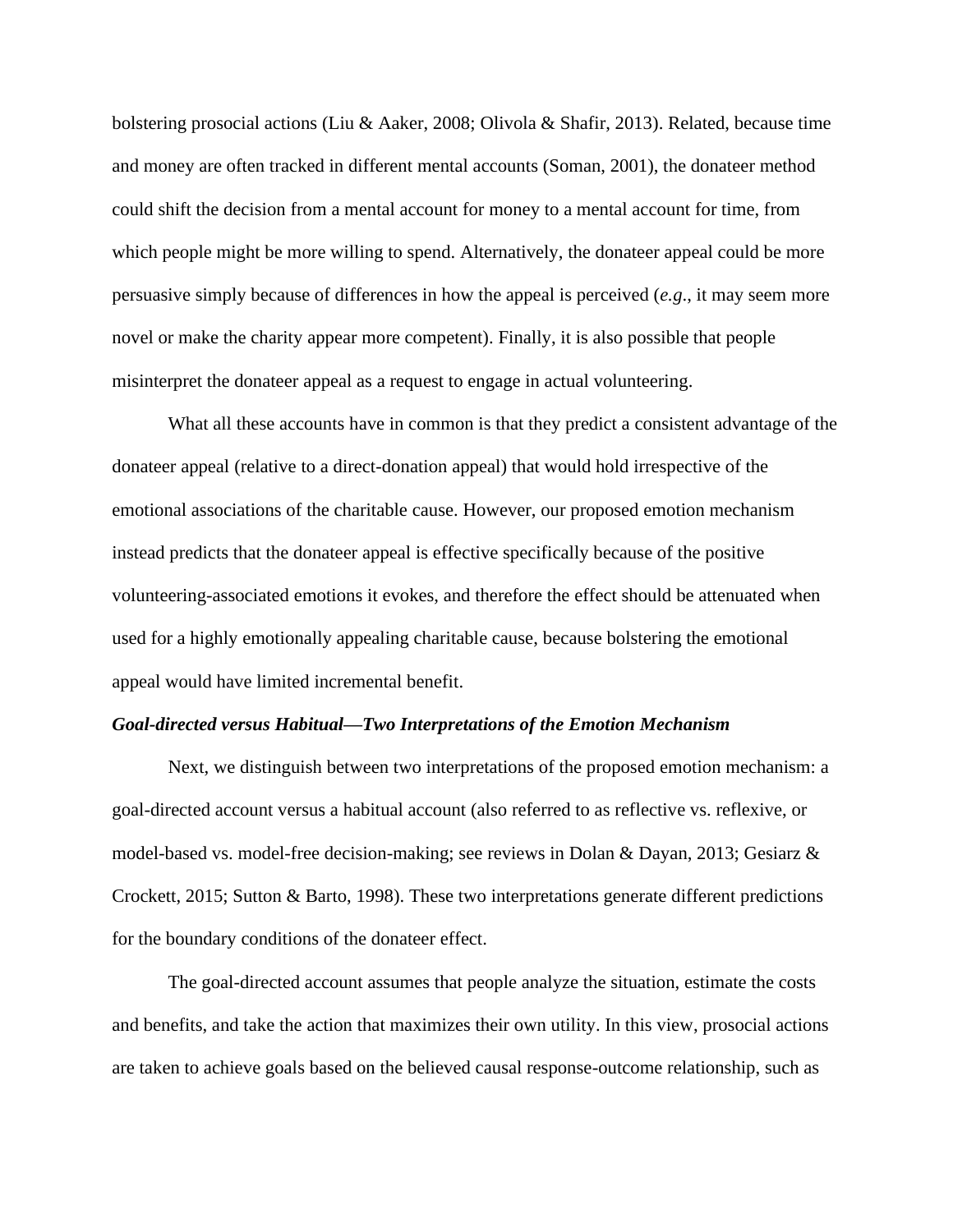bolstering prosocial actions (Liu & Aaker, 2008; Olivola & Shafir, 2013). Related, because time and money are often tracked in different mental accounts (Soman, 2001), the donateer method could shift the decision from a mental account for money to a mental account for time, from which people might be more willing to spend. Alternatively, the donateer appeal could be more persuasive simply because of differences in how the appeal is perceived (*e.g*., it may seem more novel or make the charity appear more competent). Finally, it is also possible that people misinterpret the donateer appeal as a request to engage in actual volunteering.

What all these accounts have in common is that they predict a consistent advantage of the donateer appeal (relative to a direct-donation appeal) that would hold irrespective of the emotional associations of the charitable cause. However, our proposed emotion mechanism instead predicts that the donateer appeal is effective specifically because of the positive volunteering-associated emotions it evokes, and therefore the effect should be attenuated when used for a highly emotionally appealing charitable cause, because bolstering the emotional appeal would have limited incremental benefit.

### *Goal-directed versus Habitual—Two Interpretations of the Emotion Mechanism*

Next, we distinguish between two interpretations of the proposed emotion mechanism: a goal-directed account versus a habitual account (also referred to as reflective vs. reflexive, or model-based vs. model-free decision-making; see reviews in Dolan & Dayan, 2013; Gesiarz & Crockett, 2015; Sutton & Barto, 1998). These two interpretations generate different predictions for the boundary conditions of the donateer effect.

The goal-directed account assumes that people analyze the situation, estimate the costs and benefits, and take the action that maximizes their own utility. In this view, prosocial actions are taken to achieve goals based on the believed causal response-outcome relationship, such as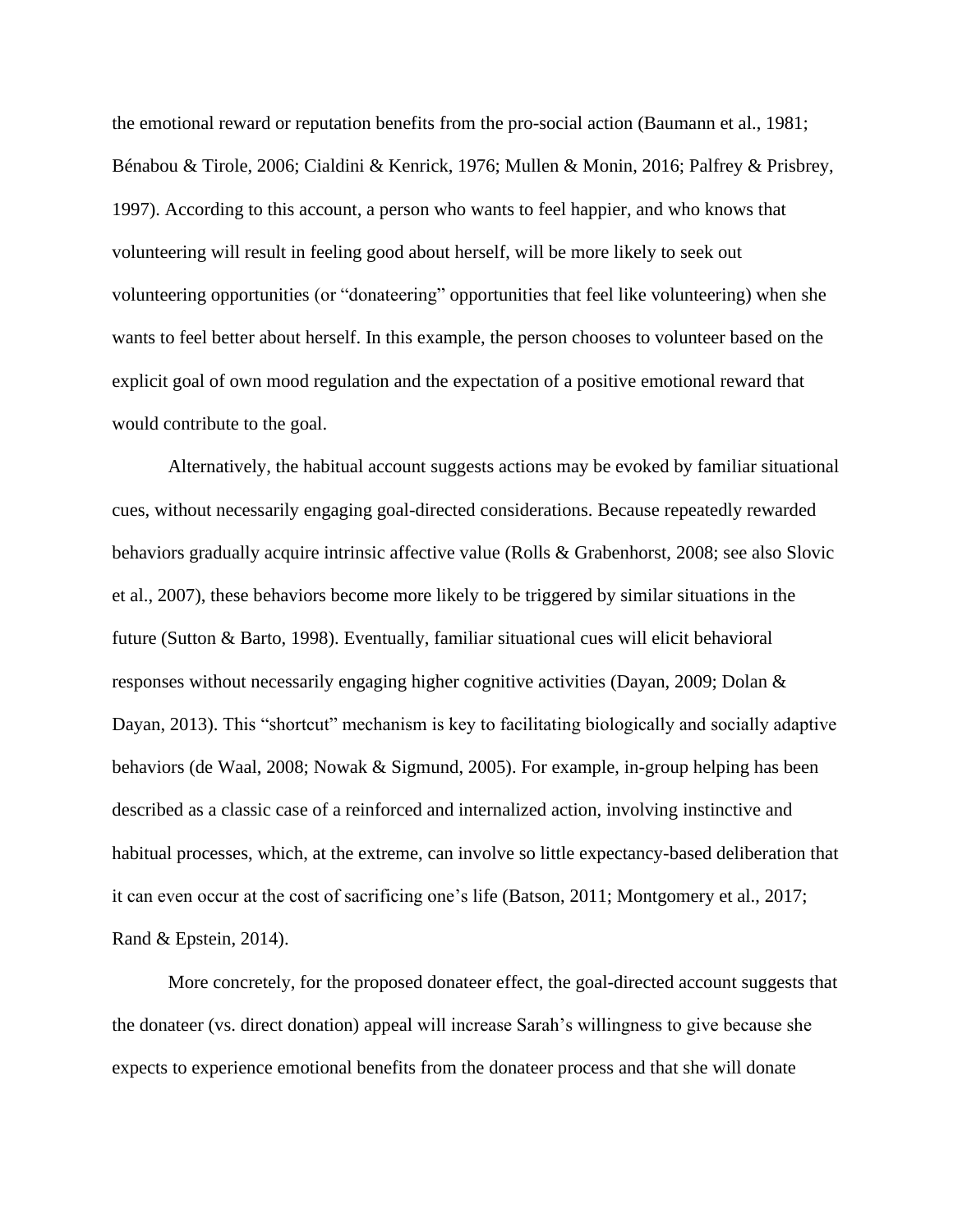the emotional reward or reputation benefits from the pro-social action (Baumann et al., 1981; Bénabou & Tirole, 2006; Cialdini & Kenrick, 1976; Mullen & Monin, 2016; Palfrey & Prisbrey, 1997). According to this account, a person who wants to feel happier, and who knows that volunteering will result in feeling good about herself, will be more likely to seek out volunteering opportunities (or "donateering" opportunities that feel like volunteering) when she wants to feel better about herself. In this example, the person chooses to volunteer based on the explicit goal of own mood regulation and the expectation of a positive emotional reward that would contribute to the goal.

Alternatively, the habitual account suggests actions may be evoked by familiar situational cues, without necessarily engaging goal-directed considerations. Because repeatedly rewarded behaviors gradually acquire intrinsic affective value (Rolls & Grabenhorst, 2008; see also Slovic et al., 2007), these behaviors become more likely to be triggered by similar situations in the future (Sutton & Barto, 1998). Eventually, familiar situational cues will elicit behavioral responses without necessarily engaging higher cognitive activities (Dayan, 2009; Dolan & Dayan, 2013). This "shortcut" mechanism is key to facilitating biologically and socially adaptive behaviors (de Waal, 2008; Nowak & Sigmund, 2005). For example, in-group helping has been described as a classic case of a reinforced and internalized action, involving instinctive and habitual processes, which, at the extreme, can involve so little expectancy-based deliberation that it can even occur at the cost of sacrificing one's life (Batson, 2011; Montgomery et al., 2017; Rand & Epstein, 2014).

More concretely, for the proposed donateer effect, the goal-directed account suggests that the donateer (vs. direct donation) appeal will increase Sarah's willingness to give because she expects to experience emotional benefits from the donateer process and that she will donate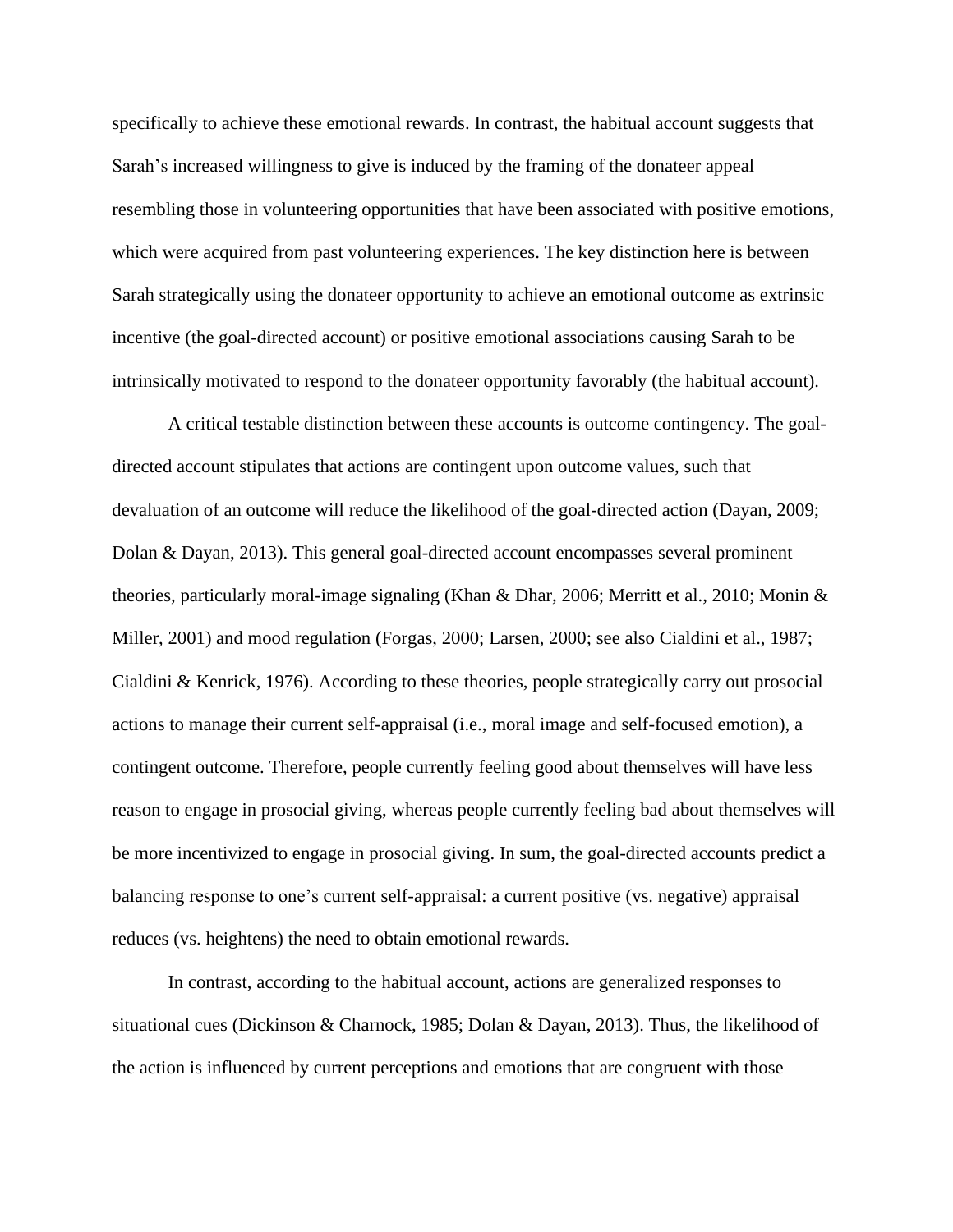specifically to achieve these emotional rewards. In contrast, the habitual account suggests that Sarah's increased willingness to give is induced by the framing of the donateer appeal resembling those in volunteering opportunities that have been associated with positive emotions, which were acquired from past volunteering experiences. The key distinction here is between Sarah strategically using the donateer opportunity to achieve an emotional outcome as extrinsic incentive (the goal-directed account) or positive emotional associations causing Sarah to be intrinsically motivated to respond to the donateer opportunity favorably (the habitual account).

A critical testable distinction between these accounts is outcome contingency. The goal-directed account stipulates that actions are contingent upon outcome values, such that devaluation of an outcome will reduce the likelihood of the goal-directed action (Dayan, 2009; Dolan & Dayan, 2013). This general goal-directed account encompasses several prominent theories, particularly moral-image signaling (Khan & Dhar, 2006; Merritt et al., 2010; Monin & Miller, 2001) and mood regulation (Forgas, 2000; Larsen, 2000; see also Cialdini et al., 1987; Cialdini & Kenrick, 1976). According to these theories, people strategically carry out prosocial actions to manage their current self-appraisal (i.e., moral image and self-focused emotion), a contingent outcome. Therefore, people currently feeling good about themselves will have less reason to engage in prosocial giving, whereas people currently feeling bad about themselves will be more incentivized to engage in prosocial giving. In sum, the goal-directed accounts predict a balancing response to one's current self-appraisal: a current positive (vs. negative) appraisal reduces (vs. heightens) the need to obtain emotional rewards.

In contrast, according to the habitual account, actions are generalized responses to situational cues (Dickinson & Charnock, 1985; Dolan & Dayan, 2013). Thus, the likelihood of the action is influenced by current perceptions and emotions that are congruent with those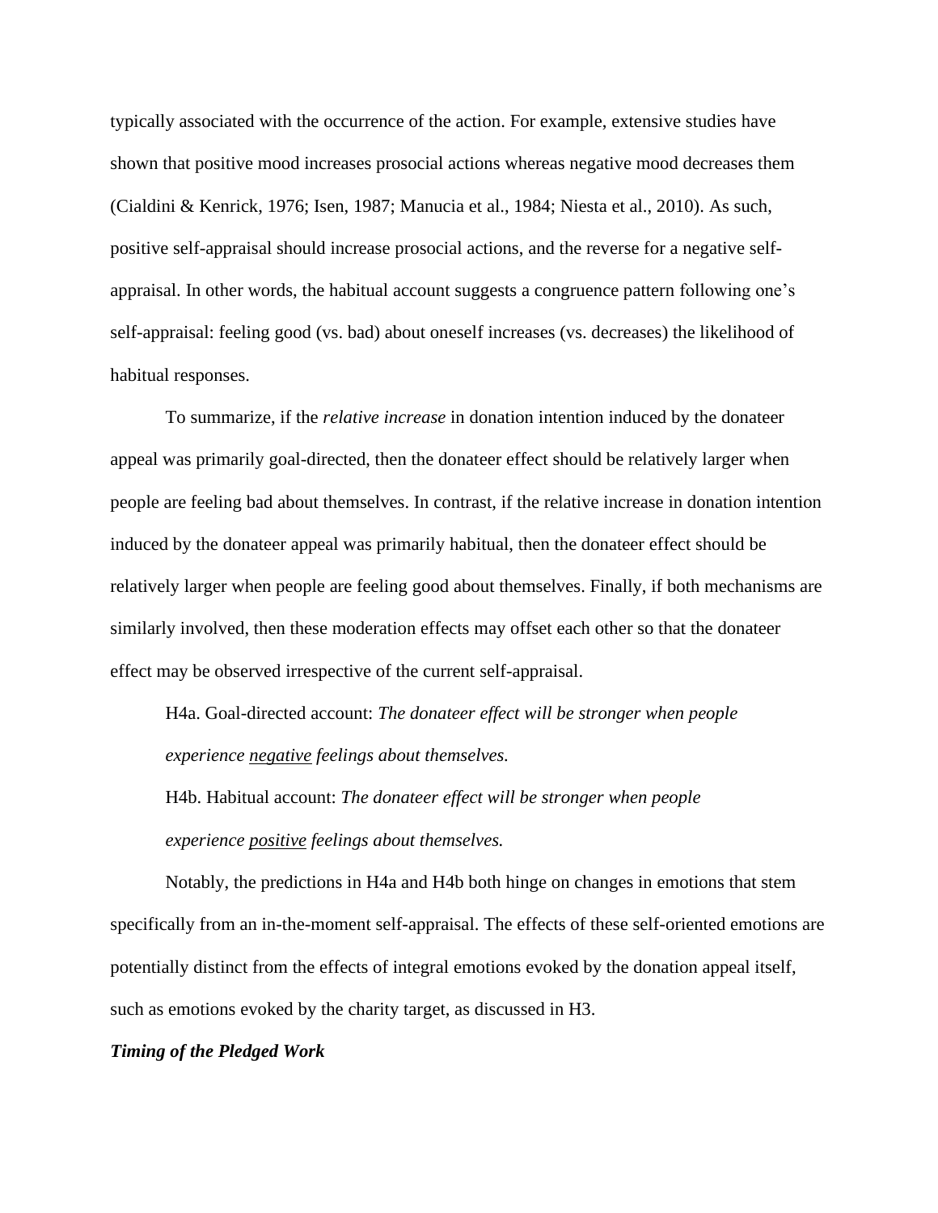typically associated with the occurrence of the action. For example, extensive studies have shown that positive mood increases prosocial actions whereas negative mood decreases them (Cialdini & Kenrick, 1976; Isen, 1987; Manucia et al., 1984; Niesta et al., 2010). As such, positive self-appraisal should increase prosocial actions, and the reverse for a negative self-appraisal. In other words, the habitual account suggests a congruence pattern following one's self-appraisal: feeling good (vs. bad) about oneself increases (vs. decreases) the likelihood of habitual responses.

To summarize, if the *relative increase* in donation intention induced by the donateer appeal was primarily goal-directed, then the donateer effect should be relatively larger when people are feeling bad about themselves. In contrast, if the relative increase in donation intention induced by the donateer appeal was primarily habitual, then the donateer effect should be relatively larger when people are feeling good about themselves. Finally, if both mechanisms are similarly involved, then these moderation effects may offset each other so that the donateer effect may be observed irrespective of the current self-appraisal.

H4a. Goal-directed account: *The donateer effect will be stronger when people experience negative feelings about themselves.*

H4b. Habitual account: *The donateer effect will be stronger when people experience positive feelings about themselves.*

Notably, the predictions in H4a and H4b both hinge on changes in emotions that stem specifically from an in-the-moment self-appraisal. The effects of these self-oriented emotions are potentially distinct from the effects of integral emotions evoked by the donation appeal itself, such as emotions evoked by the charity target, as discussed in H3.

### *Timing of the Pledged Work*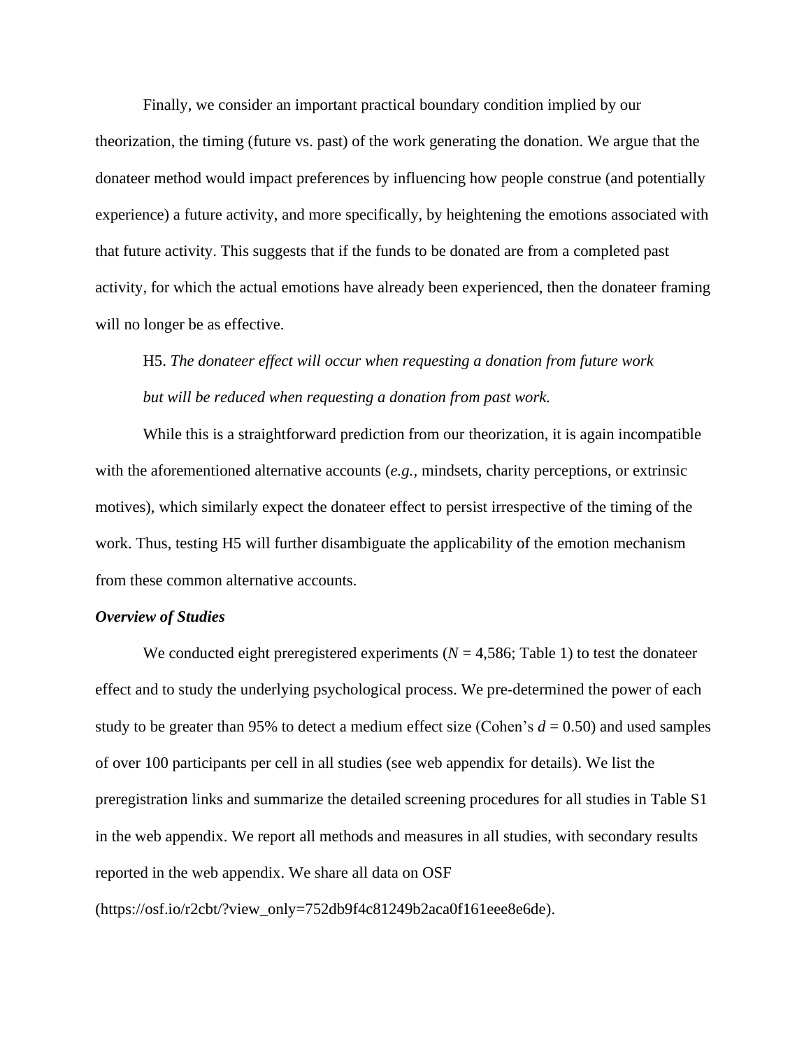Finally, we consider an important practical boundary condition implied by our theorization, the timing (future vs. past) of the work generating the donation. We argue that the donateer method would impact preferences by influencing how people construe (and potentially experience) a future activity, and more specifically, by heightening the emotions associated with that future activity. This suggests that if the funds to be donated are from a completed past activity, for which the actual emotions have already been experienced, then the donateer framing will no longer be as effective.

H5. *The donateer effect will occur when requesting a donation from future work but will be reduced when requesting a donation from past work.*

While this is a straightforward prediction from our theorization, it is again incompatible with the aforementioned alternative accounts (*e.g.,* mindsets, charity perceptions, or extrinsic motives), which similarly expect the donateer effect to persist irrespective of the timing of the work. Thus, testing H5 will further disambiguate the applicability of the emotion mechanism from these common alternative accounts.

### *Overview of Studies*

We conducted eight preregistered experiments ($N$ = 4,586; Table 1) to test the donateer effect and to study the underlying psychological process. We pre-determined the power of each study to be greater than 95% to detect a medium effect size (Cohen's $d$ = 0.50) and used samples of over 100 participants per cell in all studies (see web appendix for details). We list the preregistration links and summarize the detailed screening procedures for all studies in Table S1 in the web appendix. We report all methods and measures in all studies, with secondary results reported in the web appendix. We share all data on OSF (https://osf.io/r2cbt/?view_only=752db9f4c81249b2aca0f161eee8e6de).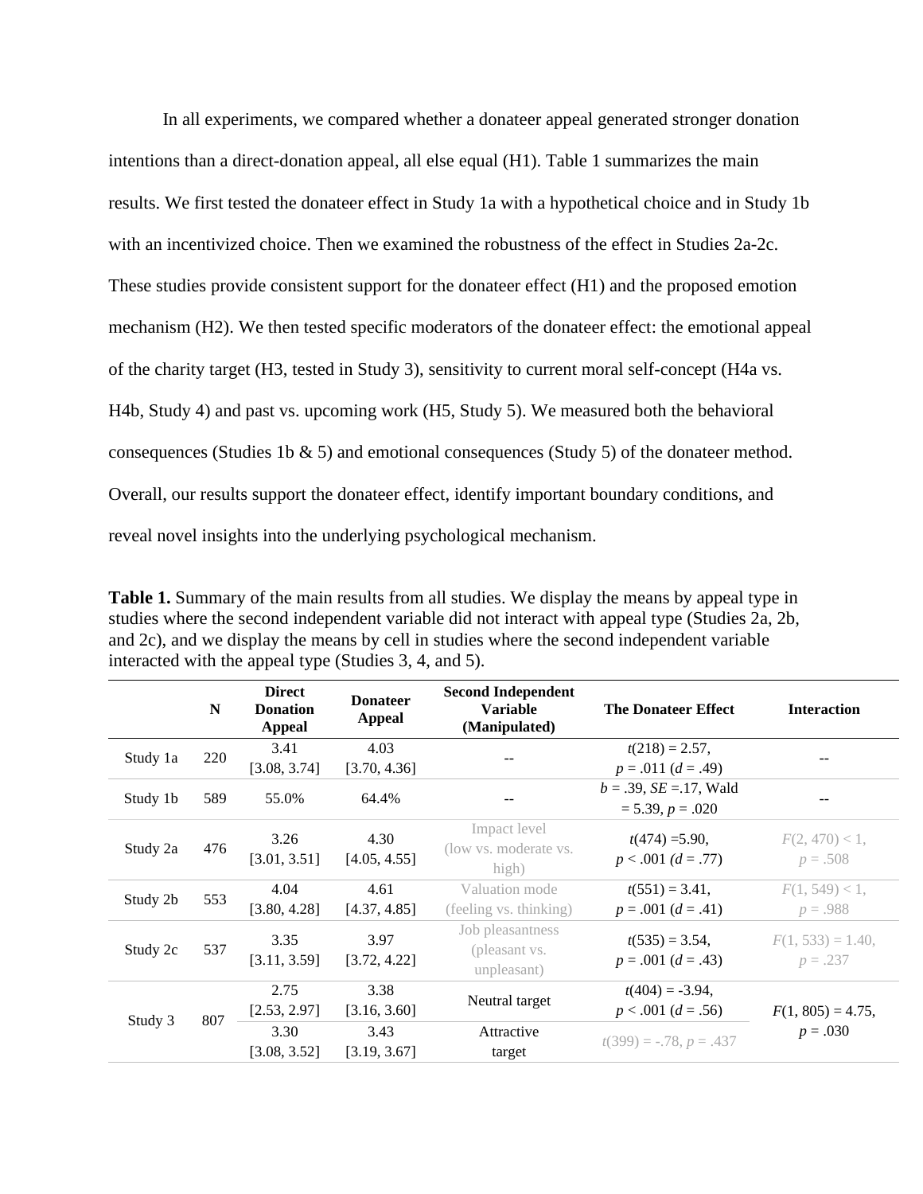In all experiments, we compared whether a donateer appeal generated stronger donation intentions than a direct-donation appeal, all else equal (H1). Table 1 summarizes the main results. We first tested the donateer effect in Study 1a with a hypothetical choice and in Study 1b with an incentivized choice. Then we examined the robustness of the effect in Studies 2a-2c. These studies provide consistent support for the donateer effect (H1) and the proposed emotion mechanism (H2). We then tested specific moderators of the donateer effect: the emotional appeal of the charity target (H3, tested in Study 3), sensitivity to current moral self-concept (H4a vs. H4b, Study 4) and past vs. upcoming work (H5, Study 5). We measured both the behavioral consequences (Studies 1b & 5) and emotional consequences (Study 5) of the donateer method. Overall, our results support the donateer effect, identify important boundary conditions, and reveal novel insights into the underlying psychological mechanism.

**Table 1.** Summary of the main results from all studies. We display the means by appeal type in studies where the second independent variable did not interact with appeal type (Studies 2a, 2b, and 2c), and we display the means by cell in studies where the second independent variable interacted with the appeal type (Studies 3, 4, and 5).

| | N | Direct Donation Appeal | Donateer Appeal | Second Independent Variable (Manipulated) | The Donateer Effect | Interaction |
|---|---|---|---|---|---|---|
| Study 1a | 220 | 3.41 [3.08, 3.74] | 4.03 [3.70, 4.36] | -- | $t(218) = 2.57$, $p = .011$ ($d = .49$) | -- |
| Study 1b | 589 | 55.0% | 64.4% | -- | $b = .39$, $SE = .17$, Wald = 5.39, $p = .020$ | -- |
| Study 2a | 476 | 3.26 [3.01, 3.51] | 4.30 [4.05, 4.55] | Impact level (low vs. moderate vs. high) | $t(474) = 5.90$, $p < .001$ ($d = .77$) | $F(2, 470) < 1$, $p = .508$ |
| Study 2b | 553 | 4.04 [3.80, 4.28] | 4.61 [4.37, 4.85] | Valuation mode (feeling vs. thinking) | $t(551) = 3.41$, $p = .001$ ($d = .41$) | $F(1, 549) < 1$, $p = .988$ |
| Study 2c | 537 | 3.35 [3.11, 3.59] | 3.97 [3.72, 4.22] | Job pleasantness (pleasant vs. unpleasant) | $t(535) = 3.54$, $p = .001$ ($d = .43$) | $F(1, 533) = 1.40$, $p = .237$ |
| Study 3 | 807 | 2.75 [2.53, 2.97] | 3.38 [3.16, 3.60] | Neutral target | $t(404) = -3.94$, $p < .001$ ($d = .56$) | $F(1, 805) = 4.75$, $p = .030$ |
| | | 3.30 [3.08, 3.52] | 3.43 [3.19, 3.67] | Attractive target | $t(399) = -.78$, $p = .437$ | |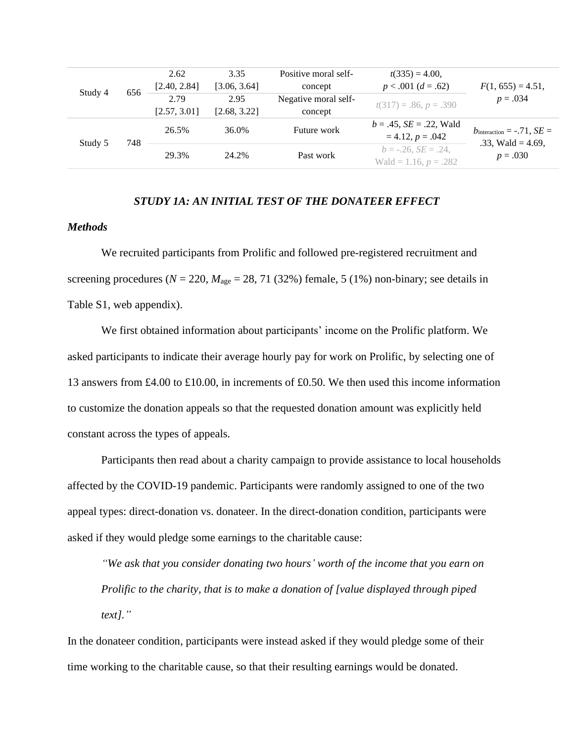| | | | | | | |
|---|---|---|---|---|---|---|
| Study 4 | 656 | 2.62 [2.40, 2.84] | 3.35 [3.06, 3.64] | Positive moral self-concept | $t(335) = 4.00$, $p < .001$ ($d = .62$) | $F(1, 655) = 4.51$, $p = .034$ |
| | | 2.79 [2.57, 3.01] | 2.95 [2.68, 3.22] | Negative moral self-concept | $t(317) = .86$, $p = .390$ | |
| Study 5 | 748 | 26.5% | 36.0% | Future work | $b = .45$, $SE = .22$, Wald = 4.12, $p = .042$ | $b_{interaction} = -.71$, $SE = .33$, Wald = 4.69, $p = .030$ |
| | | 29.3% | 24.2% | Past work | $b = -.26$, $SE = .24$, Wald = 1.16, $p = .282$ | |

## *STUDY 1A: AN INITIAL TEST OF THE DONATEER EFFECT*

### *Methods*

We recruited participants from Prolific and followed pre-registered recruitment and screening procedures ($N = 220$, $M_{age} = 28$, 71 (32%) female, 5 (1%) non-binary; see details in Table S1, web appendix).

We first obtained information about participants' income on the Prolific platform. We asked participants to indicate their average hourly pay for work on Prolific, by selecting one of 13 answers from £4.00 to £10.00, in increments of £0.50. We then used this income information to customize the donation appeals so that the requested donation amount was explicitly held constant across the types of appeals.

Participants then read about a charity campaign to provide assistance to local households affected by the COVID-19 pandemic. Participants were randomly assigned to one of the two appeal types: direct-donation vs. donateer. In the direct-donation condition, participants were asked if they would pledge some earnings to the charitable cause:

> *"We ask that you consider donating two hours' worth of the income that you earn on Prolific to the charity, that is to make a donation of [value displayed through piped text]."*

In the donateer condition, participants were instead asked if they would pledge some of their time working to the charitable cause, so that their resulting earnings would be donated.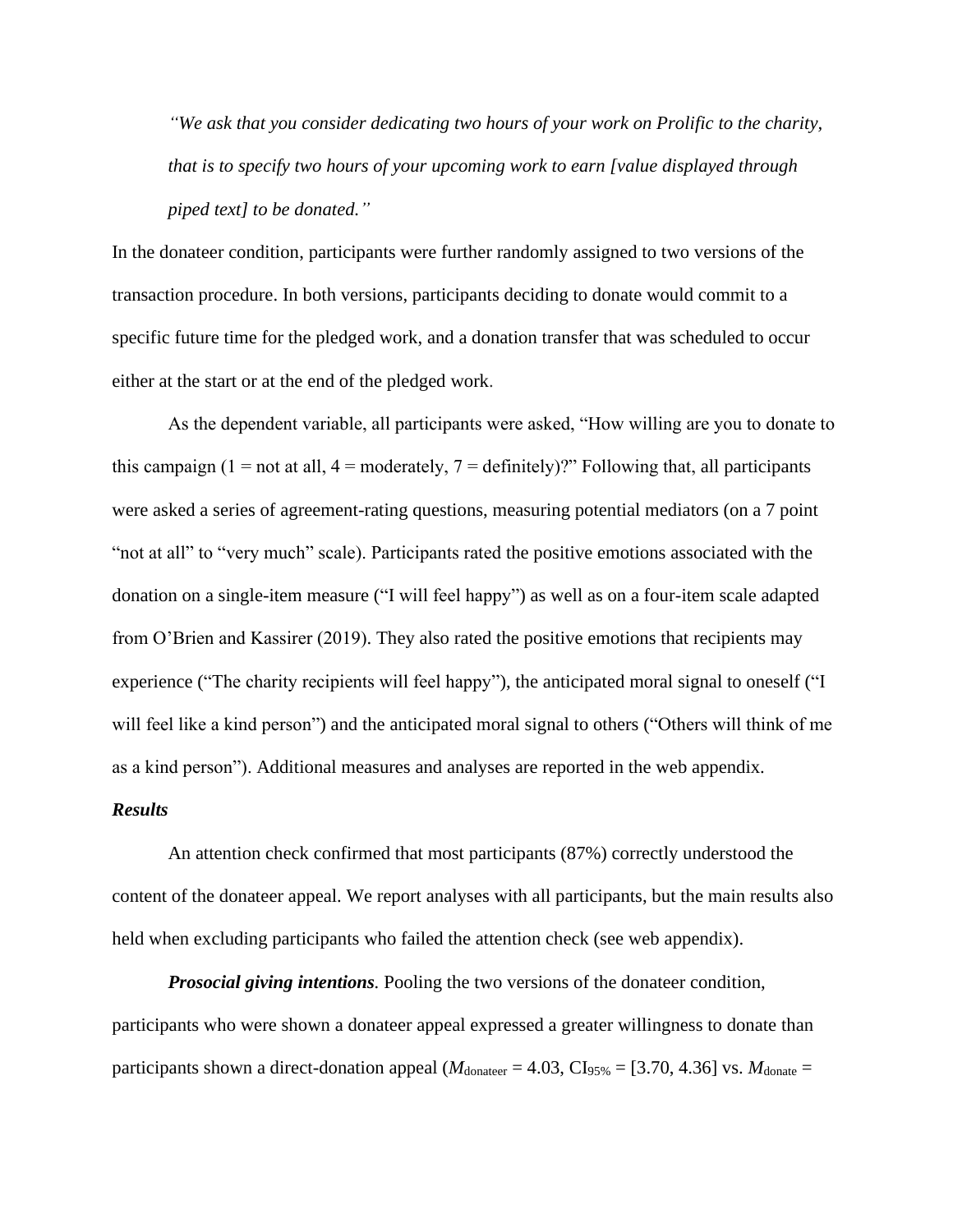> *"We ask that you consider dedicating two hours of your work on Prolific to the charity, that is to specify two hours of your upcoming work to earn [value displayed through piped text] to be donated."*

In the donateer condition, participants were further randomly assigned to two versions of the transaction procedure. In both versions, participants deciding to donate would commit to a specific future time for the pledged work, and a donation transfer that was scheduled to occur either at the start or at the end of the pledged work.

As the dependent variable, all participants were asked, "How willing are you to donate to this campaign (1 = not at all, 4 = moderately, 7 = definitely)?" Following that, all participants were asked a series of agreement-rating questions, measuring potential mediators (on a 7 point "not at all" to "very much" scale). Participants rated the positive emotions associated with the donation on a single-item measure ("I will feel happy") as well as on a four-item scale adapted from O'Brien and Kassirer (2019). They also rated the positive emotions that recipients may experience ("The charity recipients will feel happy"), the anticipated moral signal to oneself ("I will feel like a kind person") and the anticipated moral signal to others ("Others will think of me as a kind person"). Additional measures and analyses are reported in the web appendix.

***Results***

An attention check confirmed that most participants (87%) correctly understood the content of the donateer appeal. We report analyses with all participants, but the main results also held when excluding participants who failed the attention check (see web appendix).

***Prosocial giving intentions***. Pooling the two versions of the donateer condition, participants who were shown a donateer appeal expressed a greater willingness to donate than participants shown a direct-donation appeal ($M_{\text{donateer}}$ = 4.03, $CI_{95\%}$ = [3.70, 4.36] vs. $M_{\text{donate}}$ =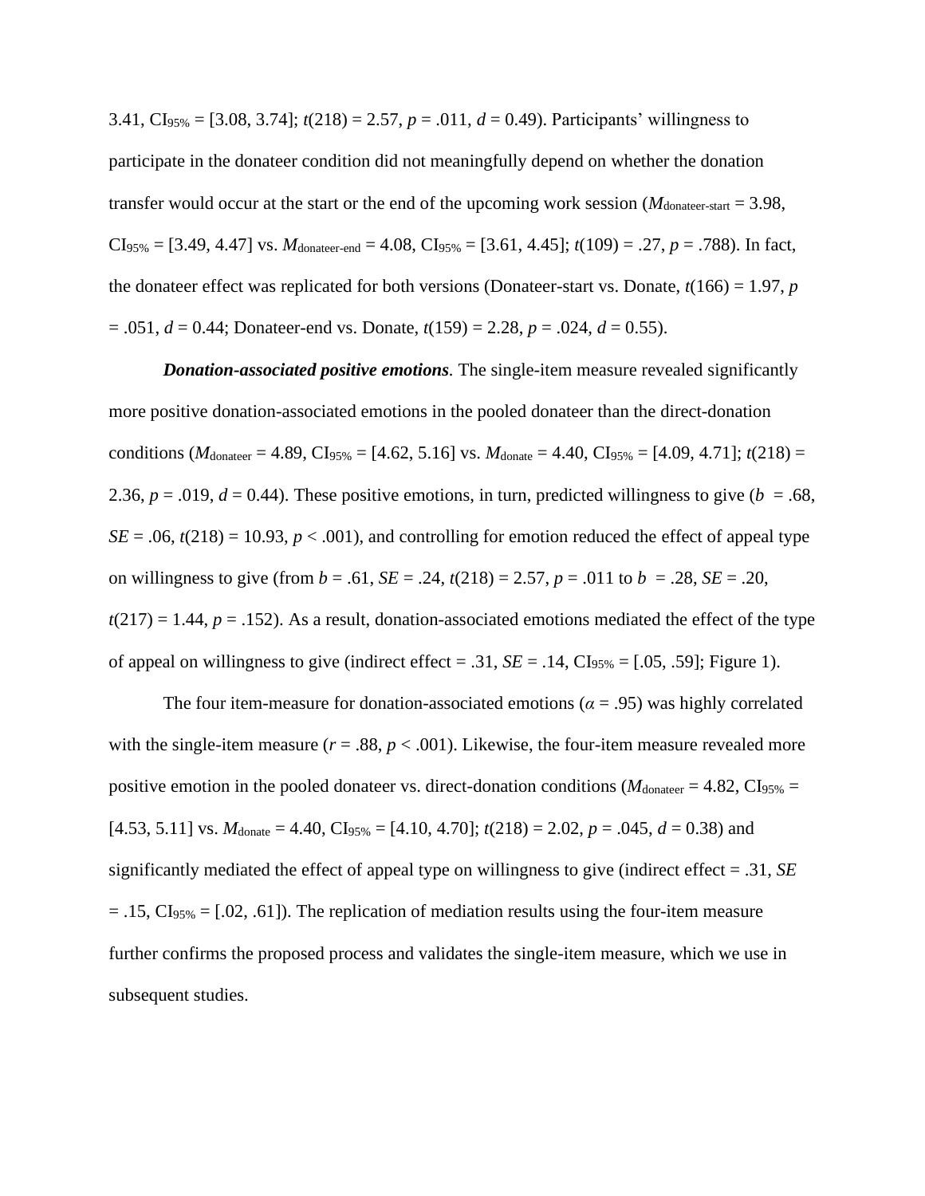3.41, $CI_{95\%}$ = [3.08, 3.74]; $t(218) = 2.57$, $p = .011$, $d = 0.49$). Participants' willingness to participate in the donateer condition did not meaningfully depend on whether the donation transfer would occur at the start or the end of the upcoming work session ($M_{\text{donateer-start}} = 3.98$, $CI_{95\%}$ = [3.49, 4.47] vs. $M_{\text{donateer-end}} = 4.08$, $CI_{95\%}$ = [3.61, 4.45]; $t(109) = .27$, $p = .788$). In fact, the donateer effect was replicated for both versions (Donateer-start vs. Donate, $t(166) = 1.97$, $p = .051$, $d = 0.44$; Donateer-end vs. Donate, $t(159) = 2.28$, $p = .024$, $d = 0.55$).

***Donation-associated positive emotions***. The single-item measure revealed significantly more positive donation-associated emotions in the pooled donateer than the direct-donation conditions ($M_{\text{donateer}} = 4.89$, $CI_{95\%}$ = [4.62, 5.16] vs. $M_{\text{donate}} = 4.40$, $CI_{95\%}$ = [4.09, 4.71]; $t(218) = 2.36$, $p = .019$, $d = 0.44$). These positive emotions, in turn, predicted willingness to give ($b = .68$, $SE = .06$, $t(218) = 10.93$, $p < .001$), and controlling for emotion reduced the effect of appeal type on willingness to give (from $b = .61$, $SE = .24$, $t(218) = 2.57$, $p = .011$ to $b = .28$, $SE = .20$, $t(217) = 1.44$, $p = .152$). As a result, donation-associated emotions mediated the effect of the type of appeal on willingness to give (indirect effect = .31, $SE = .14$, $CI_{95\%}$ = [.05, .59]; Figure 1).

The four item-measure for donation-associated emotions ($\alpha = .95$) was highly correlated with the single-item measure ($r = .88$, $p < .001$). Likewise, the four-item measure revealed more positive emotion in the pooled donateer vs. direct-donation conditions ($M_{\text{donateer}} = 4.82$, $CI_{95\%}$ = [4.53, 5.11] vs. $M_{\text{donate}} = 4.40$, $CI_{95\%}$ = [4.10, 4.70]; $t(218) = 2.02$, $p = .045$, $d = 0.38$) and significantly mediated the effect of appeal type on willingness to give (indirect effect = .31, $SE = .15$, $CI_{95\%}$ = [.02, .61]). The replication of mediation results using the four-item measure further confirms the proposed process and validates the single-item measure, which we use in subsequent studies.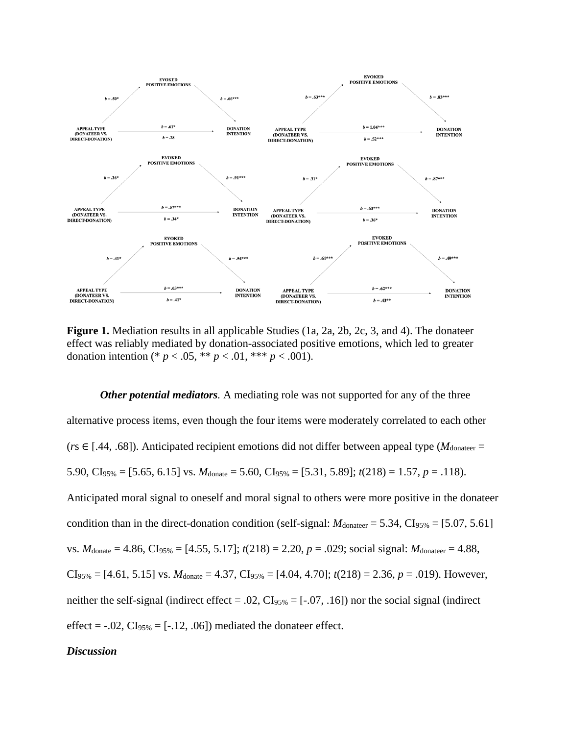EVOKED POSITIVE EMOTIONS

$b = .50*$ $b = .66***$

APPEAL TYPE (DONATEER VS. DIRECT-DONATION) $b = .61*$ / $b = .28$ DONATION INTENTION

EVOKED POSITIVE EMOTIONS

$b = .63***$ $b = .83***$

APPEAL TYPE (DONATEER VS. DIRECT-DONATION) $b = 1.04***$ / $b = .52***$ DONATION INTENTION

EVOKED POSITIVE EMOTIONS

$b = .26*$ $b = .91***$

APPEAL TYPE (DONATEER VS. DIRECT-DONATION) $b = .57***$ / $b = .34*$ DONATION INTENTION

EVOKED POSITIVE EMOTIONS

$b = .31*$ $b = .87***$

APPEAL TYPE (DONATEER VS. DIRECT-DONATION) $b = .63***$ / $b = .36*$ DONATION INTENTION

EVOKED POSITIVE EMOTIONS

$b = .41*$ $b = .54***$

APPEAL TYPE (DONATEER VS. DIRECT-DONATION) $b = .63***$ / $b = .41*$ DONATION INTENTION

EVOKED POSITIVE EMOTIONS

$b = .61***$ $b = .49***$

APPEAL TYPE (DONATEER VS. DIRECT-DONATION) $b = .62***$ / $b = .43**$ DONATION INTENTION

**Figure 1.** Mediation results in all applicable Studies (1a, 2a, 2b, 2c, 3, and 4). The donateer effect was reliably mediated by donation-associated positive emotions, which led to greater donation intention (* $p < .05$, ** $p < .01$, *** $p < .001$).

***Other potential mediators.*** A mediating role was not supported for any of the three alternative process items, even though the four items were moderately correlated to each other ($r$s $\in$ [.44, .68]). Anticipated recipient emotions did not differ between appeal type ($M_{donateer}$ = 5.90, $CI_{95\%}$ = [5.65, 6.15] vs. $M_{donate}$ = 5.60, $CI_{95\%}$ = [5.31, 5.89]; $t(218) = 1.57$, $p = .118$). Anticipated moral signal to oneself and moral signal to others were more positive in the donateer condition than in the direct-donation condition (self-signal: $M_{donateer}$ = 5.34, $CI_{95\%}$ = [5.07, 5.61] vs. $M_{donate}$ = 4.86, $CI_{95\%}$ = [4.55, 5.17]; $t(218) = 2.20$, $p = .029$; social signal: $M_{donateer}$ = 4.88, $CI_{95\%}$ = [4.61, 5.15] vs. $M_{donate}$ = 4.37, $CI_{95\%}$ = [4.04, 4.70]; $t(218) = 2.36$, $p = .019$). However, neither the self-signal (indirect effect = .02, $CI_{95\%}$ = [-.07, .16]) nor the social signal (indirect effect = -.02, $CI_{95\%}$ = [-.12, .06]) mediated the donateer effect.

***Discussion***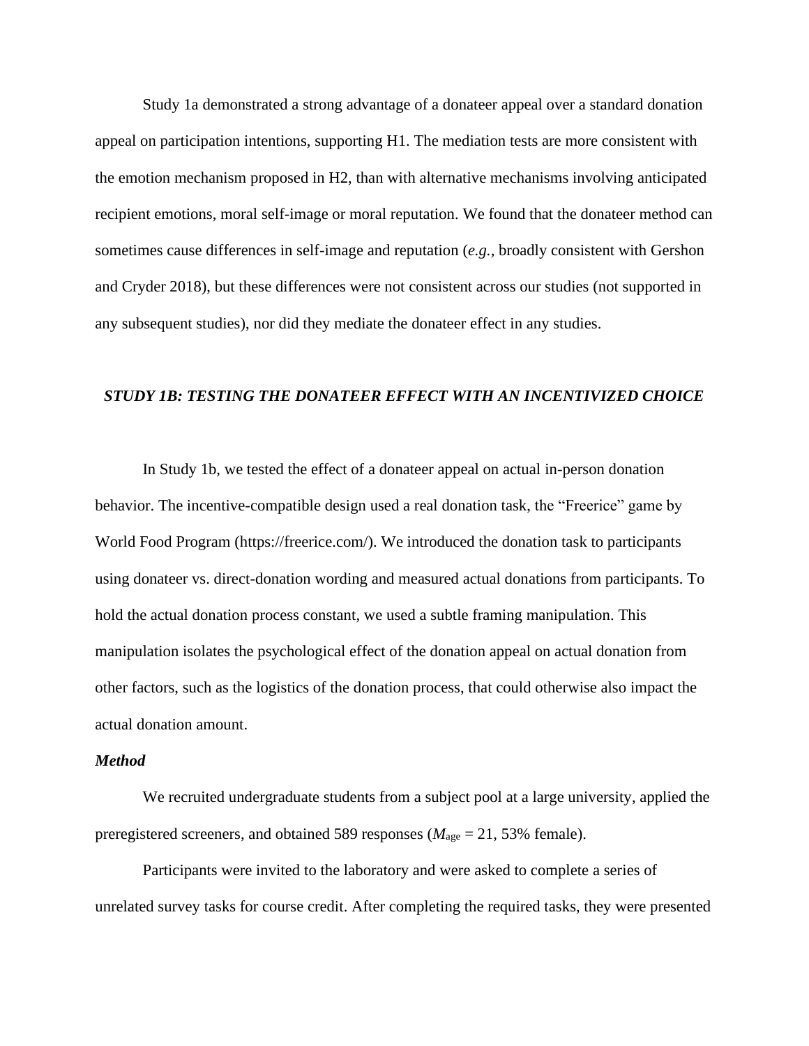Study 1a demonstrated a strong advantage of a donateer appeal over a standard donation appeal on participation intentions, supporting H1. The mediation tests are more consistent with the emotion mechanism proposed in H2, than with alternative mechanisms involving anticipated recipient emotions, moral self-image or moral reputation. We found that the donateer method can sometimes cause differences in self-image and reputation (*e.g.*, broadly consistent with Gershon and Cryder 2018), but these differences were not consistent across our studies (not supported in any subsequent studies), nor did they mediate the donateer effect in any studies.

### *STUDY 1B: TESTING THE DONATEER EFFECT WITH AN INCENTIVIZED CHOICE*

In Study 1b, we tested the effect of a donateer appeal on actual in-person donation behavior. The incentive-compatible design used a real donation task, the "Freerice" game by World Food Program (https://freerice.com/). We introduced the donation task to participants using donateer vs. direct-donation wording and measured actual donations from participants. To hold the actual donation process constant, we used a subtle framing manipulation. This manipulation isolates the psychological effect of the donation appeal on actual donation from other factors, such as the logistics of the donation process, that could otherwise also impact the actual donation amount.

#### *Method*

We recruited undergraduate students from a subject pool at a large university, applied the preregistered screeners, and obtained 589 responses ($M_{age}$ = 21, 53% female).

Participants were invited to the laboratory and were asked to complete a series of unrelated survey tasks for course credit. After completing the required tasks, they were presented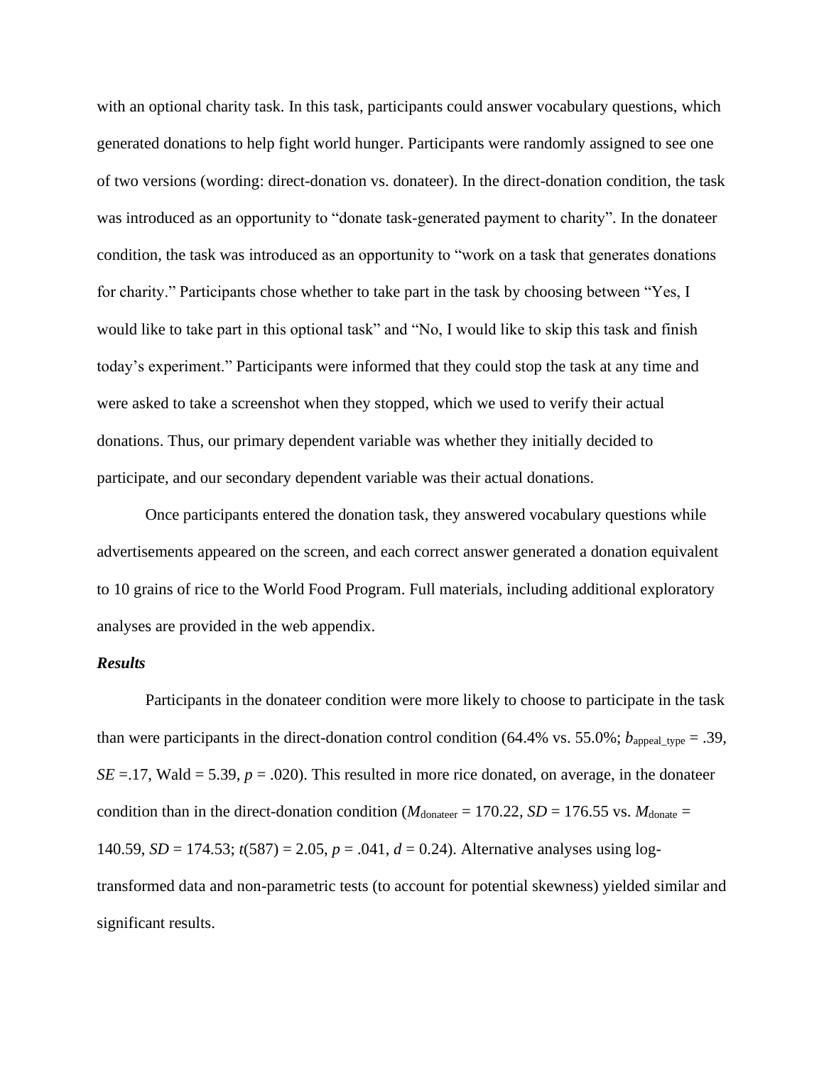with an optional charity task. In this task, participants could answer vocabulary questions, which generated donations to help fight world hunger. Participants were randomly assigned to see one of two versions (wording: direct-donation vs. donateer). In the direct-donation condition, the task was introduced as an opportunity to "donate task-generated payment to charity". In the donateer condition, the task was introduced as an opportunity to "work on a task that generates donations for charity." Participants chose whether to take part in the task by choosing between "Yes, I would like to take part in this optional task" and "No, I would like to skip this task and finish today's experiment." Participants were informed that they could stop the task at any time and were asked to take a screenshot when they stopped, which we used to verify their actual donations. Thus, our primary dependent variable was whether they initially decided to participate, and our secondary dependent variable was their actual donations.

Once participants entered the donation task, they answered vocabulary questions while advertisements appeared on the screen, and each correct answer generated a donation equivalent to 10 grains of rice to the World Food Program. Full materials, including additional exploratory analyses are provided in the web appendix.

### *Results*

Participants in the donateer condition were more likely to choose to participate in the task than were participants in the direct-donation control condition (64.4% vs. 55.0%; $b_{\text{appeal\_type}} = .39$, $SE = .17$, Wald = 5.39, $p = .020$). This resulted in more rice donated, on average, in the donateer condition than in the direct-donation condition ($M_{\text{donateer}} = 170.22$, $SD = 176.55$ vs. $M_{\text{donate}} = 140.59$, $SD = 174.53$; $t(587) = 2.05$, $p = .041$, $d = 0.24$). Alternative analyses using log-transformed data and non-parametric tests (to account for potential skewness) yielded similar and significant results.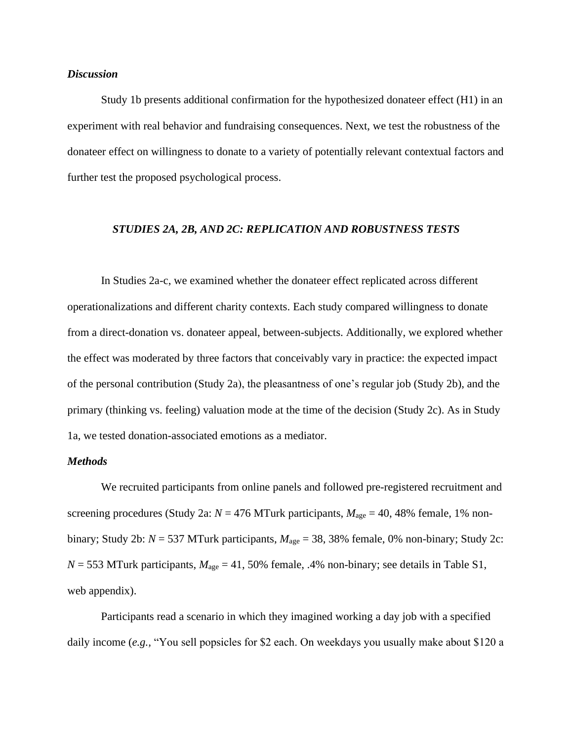### *Discussion*

Study 1b presents additional confirmation for the hypothesized donateer effect (H1) in an experiment with real behavior and fundraising consequences. Next, we test the robustness of the donateer effect on willingness to donate to a variety of potentially relevant contextual factors and further test the proposed psychological process.

## *STUDIES 2A, 2B, AND 2C: REPLICATION AND ROBUSTNESS TESTS*

In Studies 2a-c, we examined whether the donateer effect replicated across different operationalizations and different charity contexts. Each study compared willingness to donate from a direct-donation vs. donateer appeal, between-subjects. Additionally, we explored whether the effect was moderated by three factors that conceivably vary in practice: the expected impact of the personal contribution (Study 2a), the pleasantness of one's regular job (Study 2b), and the primary (thinking vs. feeling) valuation mode at the time of the decision (Study 2c). As in Study 1a, we tested donation-associated emotions as a mediator.

### *Methods*

We recruited participants from online panels and followed pre-registered recruitment and screening procedures (Study 2a: $N$ = 476 MTurk participants, $M_{age}$ = 40, 48% female, 1% non-binary; Study 2b: $N$ = 537 MTurk participants, $M_{age}$ = 38, 38% female, 0% non-binary; Study 2c: $N$ = 553 MTurk participants, $M_{age}$ = 41, 50% female, .4% non-binary; see details in Table S1, web appendix).

Participants read a scenario in which they imagined working a day job with a specified daily income (*e.g.,* "You sell popsicles for $2 each. On weekdays you usually make about $120 a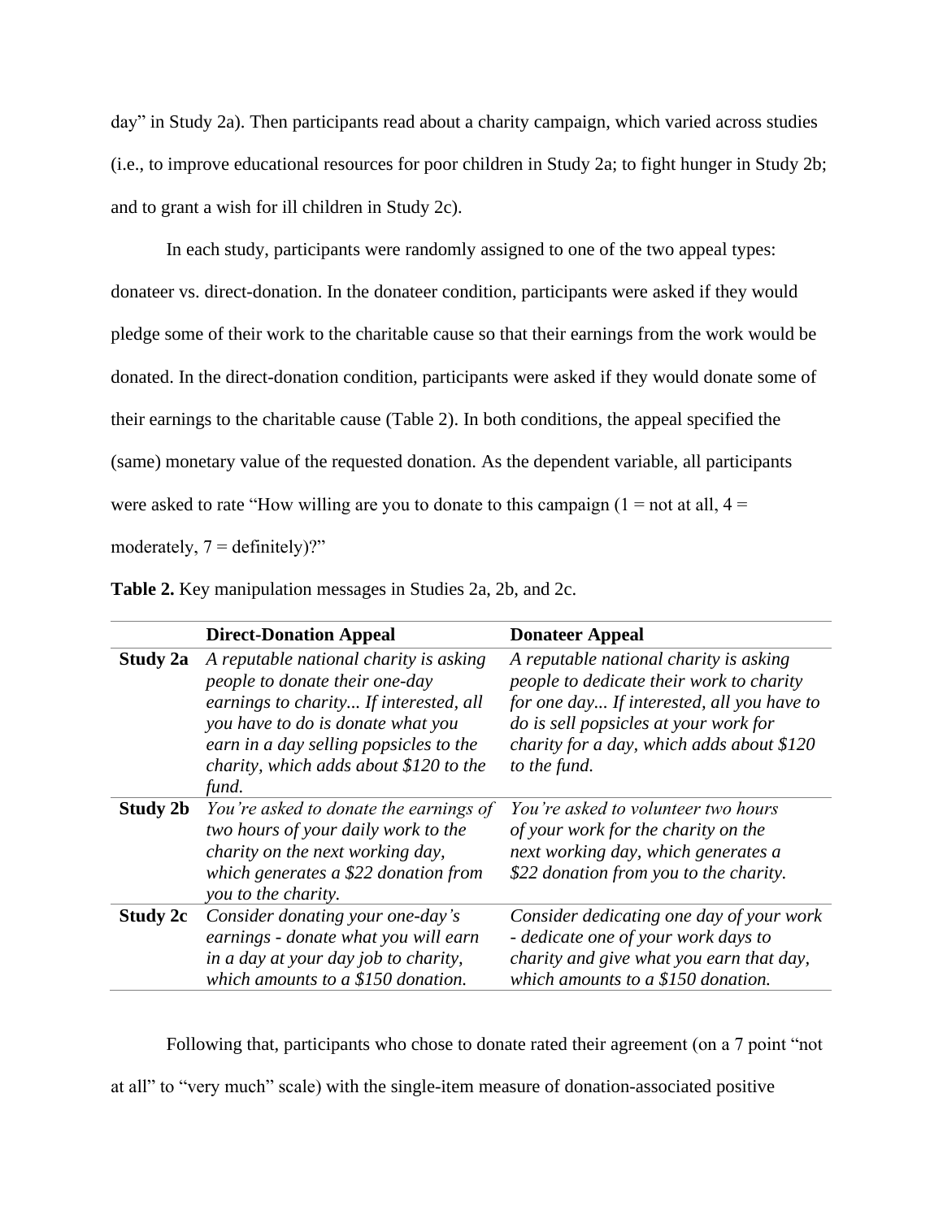day" in Study 2a). Then participants read about a charity campaign, which varied across studies (i.e., to improve educational resources for poor children in Study 2a; to fight hunger in Study 2b; and to grant a wish for ill children in Study 2c).

In each study, participants were randomly assigned to one of the two appeal types: donateer vs. direct-donation. In the donateer condition, participants were asked if they would pledge some of their work to the charitable cause so that their earnings from the work would be donated. In the direct-donation condition, participants were asked if they would donate some of their earnings to the charitable cause (Table 2). In both conditions, the appeal specified the (same) monetary value of the requested donation. As the dependent variable, all participants were asked to rate "How willing are you to donate to this campaign (1 = not at all, 4 = moderately, 7 = definitely)?"

**Table 2.** Key manipulation messages in Studies 2a, 2b, and 2c.

| | **Direct-Donation Appeal** | **Donateer Appeal** |
|---|---|---|
| **Study 2a** | *A reputable national charity is asking people to donate their one-day earnings to charity... If interested, all you have to do is donate what you earn in a day selling popsicles to the charity, which adds about $120 to the fund.* | *A reputable national charity is asking people to dedicate their work to charity for one day... If interested, all you have to do is sell popsicles at your work for charity for a day, which adds about $120 to the fund.* |
| **Study 2b** | *You're asked to donate the earnings of two hours of your daily work to the charity on the next working day, which generates a $22 donation from you to the charity.* | *You're asked to volunteer two hours of your work for the charity on the next working day, which generates a $22 donation from you to the charity.* |
| **Study 2c** | *Consider donating your one-day's earnings - donate what you will earn in a day at your day job to charity, which amounts to a $150 donation.* | *Consider dedicating one day of your work - dedicate one of your work days to charity and give what you earn that day, which amounts to a $150 donation.* |

Following that, participants who chose to donate rated their agreement (on a 7 point "not at all" to "very much" scale) with the single-item measure of donation-associated positive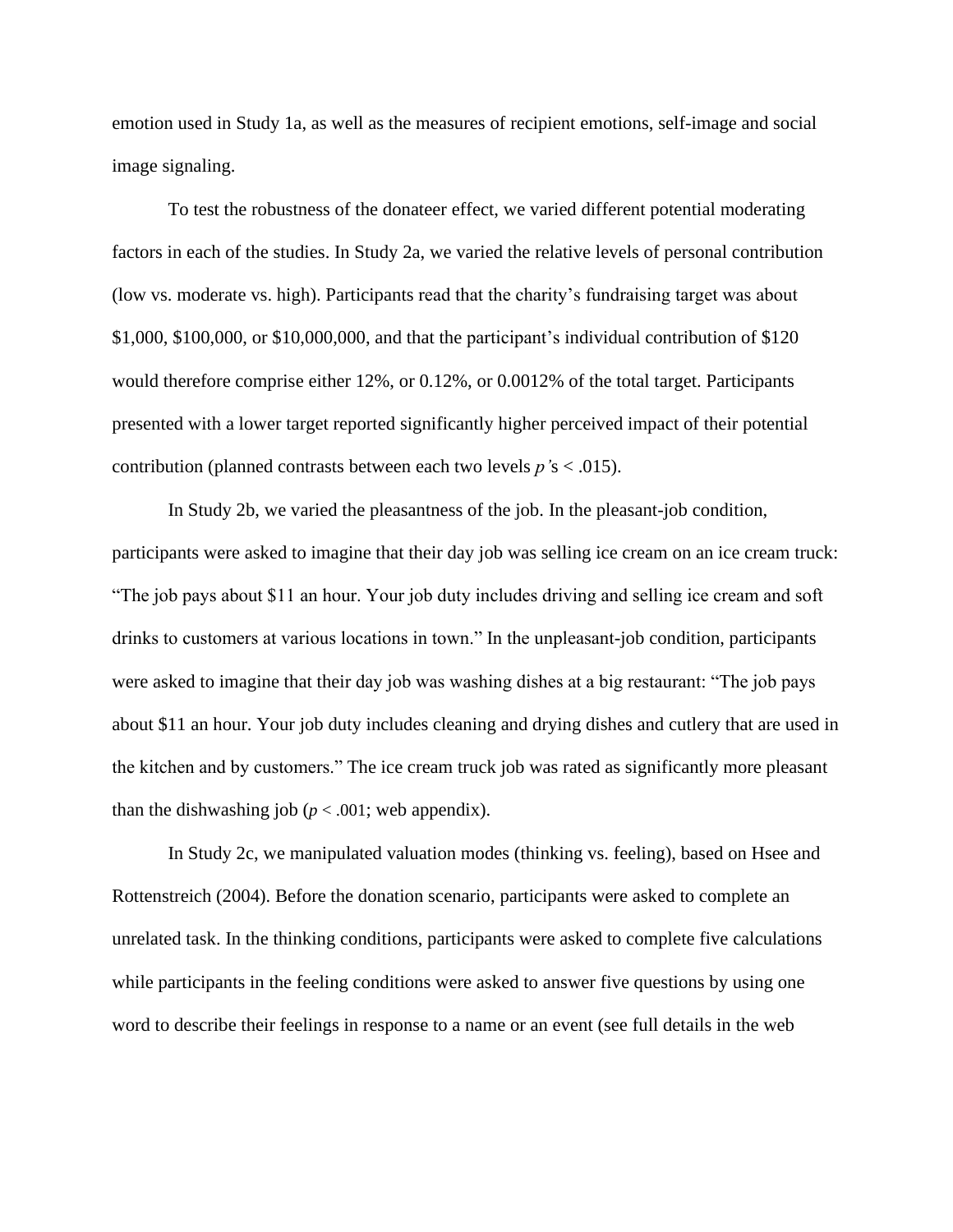emotion used in Study 1a, as well as the measures of recipient emotions, self-image and social image signaling.

To test the robustness of the donateer effect, we varied different potential moderating factors in each of the studies. In Study 2a, we varied the relative levels of personal contribution (low vs. moderate vs. high). Participants read that the charity's fundraising target was about \$1,000, \$100,000, or \$10,000,000, and that the participant's individual contribution of \$120 would therefore comprise either 12%, or 0.12%, or 0.0012% of the total target. Participants presented with a lower target reported significantly higher perceived impact of their potential contribution (planned contrasts between each two levels $p$'s $< .015$).

In Study 2b, we varied the pleasantness of the job. In the pleasant-job condition, participants were asked to imagine that their day job was selling ice cream on an ice cream truck: "The job pays about \$11 an hour. Your job duty includes driving and selling ice cream and soft drinks to customers at various locations in town." In the unpleasant-job condition, participants were asked to imagine that their day job was washing dishes at a big restaurant: "The job pays about \$11 an hour. Your job duty includes cleaning and drying dishes and cutlery that are used in the kitchen and by customers." The ice cream truck job was rated as significantly more pleasant than the dishwashing job ($p < .001$; web appendix).

In Study 2c, we manipulated valuation modes (thinking vs. feeling), based on Hsee and Rottenstreich (2004). Before the donation scenario, participants were asked to complete an unrelated task. In the thinking conditions, participants were asked to complete five calculations while participants in the feeling conditions were asked to answer five questions by using one word to describe their feelings in response to a name or an event (see full details in the web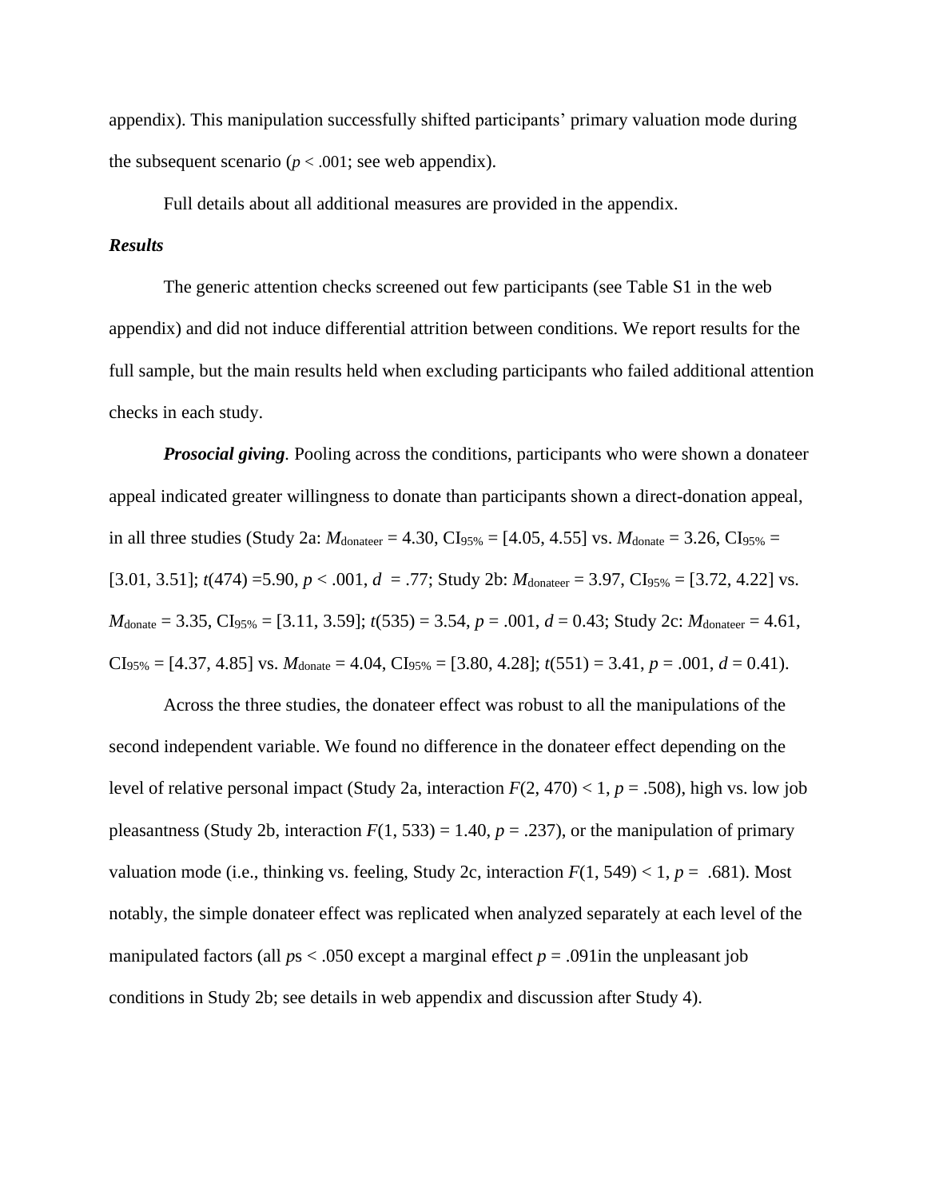appendix). This manipulation successfully shifted participants' primary valuation mode during the subsequent scenario ($p < .001$; see web appendix).

Full details about all additional measures are provided in the appendix.

***Results***

The generic attention checks screened out few participants (see Table S1 in the web appendix) and did not induce differential attrition between conditions. We report results for the full sample, but the main results held when excluding participants who failed additional attention checks in each study.

***Prosocial giving***. Pooling across the conditions, participants who were shown a donateer appeal indicated greater willingness to donate than participants shown a direct-donation appeal, in all three studies (Study 2a: $M_{\text{donateer}} = 4.30$, $CI_{95\%} = [4.05, 4.55]$ vs. $M_{\text{donate}} = 3.26$, $CI_{95\%} = [3.01, 3.51]$; $t(474) = 5.90$, $p < .001$, $d = .77$; Study 2b: $M_{\text{donateer}} = 3.97$, $CI_{95\%} = [3.72, 4.22]$ vs. $M_{\text{donate}} = 3.35$, $CI_{95\%} = [3.11, 3.59]$; $t(535) = 3.54$, $p = .001$, $d = 0.43$; Study 2c: $M_{\text{donateer}} = 4.61$, $CI_{95\%} = [4.37, 4.85]$ vs. $M_{\text{donate}} = 4.04$, $CI_{95\%} = [3.80, 4.28]$; $t(551) = 3.41$, $p = .001$, $d = 0.41$).

Across the three studies, the donateer effect was robust to all the manipulations of the second independent variable. We found no difference in the donateer effect depending on the level of relative personal impact (Study 2a, interaction $F(2, 470) < 1$, $p = .508$), high vs. low job pleasantness (Study 2b, interaction $F(1, 533) = 1.40$, $p = .237$), or the manipulation of primary valuation mode (i.e., thinking vs. feeling, Study 2c, interaction $F(1, 549) < 1$, $p = .681$). Most notably, the simple donateer effect was replicated when analyzed separately at each level of the manipulated factors (all $p$s < .050 except a marginal effect $p = .091$in the unpleasant job conditions in Study 2b; see details in web appendix and discussion after Study 4).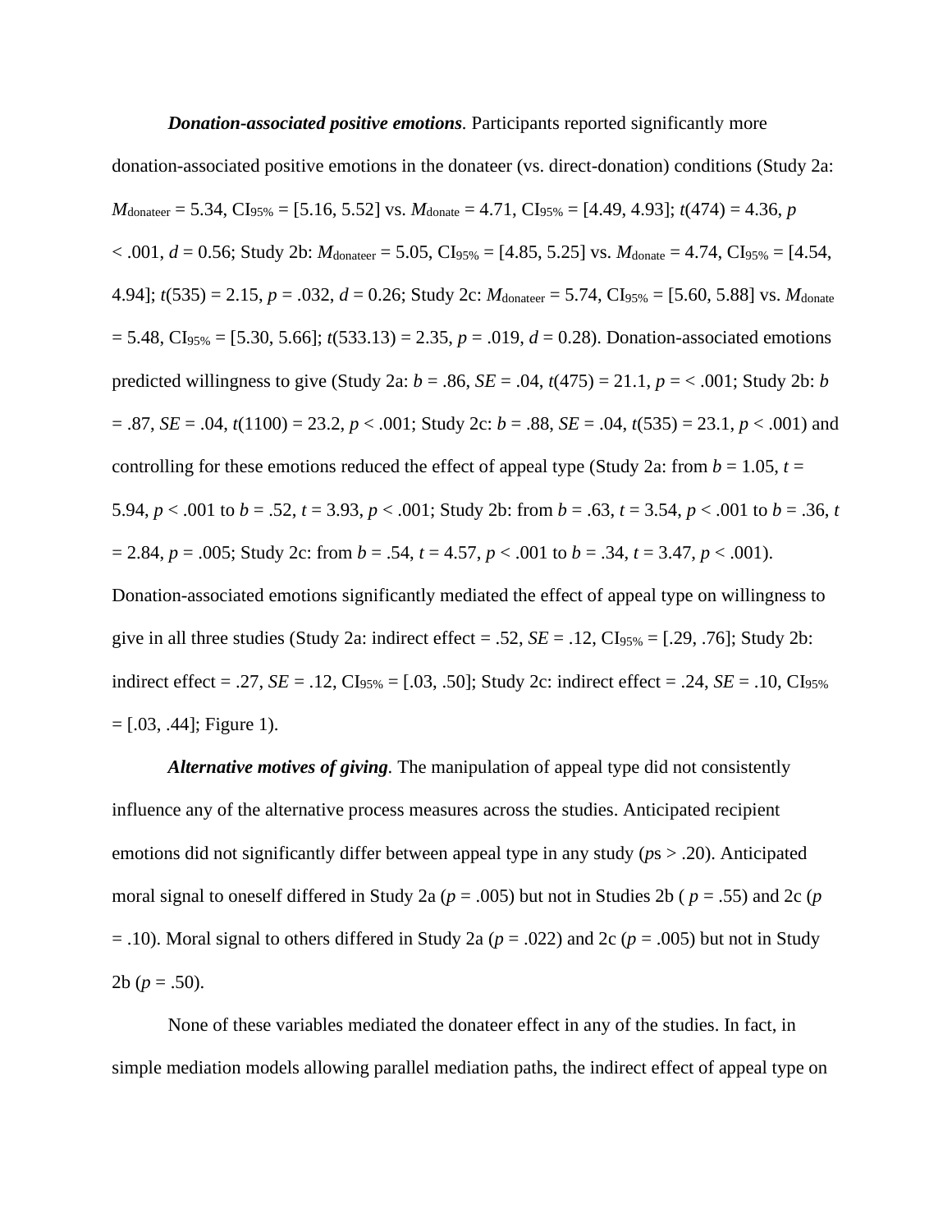***Donation-associated positive emotions***. Participants reported significantly more donation-associated positive emotions in the donateer (vs. direct-donation) conditions (Study 2a: $M_{\text{donateer}}$ = 5.34, $\text{CI}_{95\%}$ = [5.16, 5.52] vs. $M_{\text{donate}}$ = 4.71, $\text{CI}_{95\%}$ = [4.49, 4.93]; $t(474) = 4.36$, $p < .001$, $d = 0.56$; Study 2b: $M_{\text{donateer}}$ = 5.05, $\text{CI}_{95\%}$ = [4.85, 5.25] vs. $M_{\text{donate}}$ = 4.74, $\text{CI}_{95\%}$ = [4.54, 4.94]; $t(535) = 2.15$, $p = .032$, $d = 0.26$; Study 2c: $M_{\text{donateer}}$ = 5.74, $\text{CI}_{95\%}$ = [5.60, 5.88] vs. $M_{\text{donate}}$ = 5.48, $\text{CI}_{95\%}$ = [5.30, 5.66]; $t(533.13) = 2.35$, $p = .019$, $d = 0.28$). Donation-associated emotions predicted willingness to give (Study 2a: $b = .86$, $SE = .04$, $t(475) = 21.1$, $p = < .001$; Study 2b: $b = .87$, $SE = .04$, $t(1100) = 23.2$, $p < .001$; Study 2c: $b = .88$, $SE = .04$, $t(535) = 23.1$, $p < .001$) and controlling for these emotions reduced the effect of appeal type (Study 2a: from $b = 1.05$, $t = 5.94$, $p < .001$ to $b = .52$, $t = 3.93$, $p < .001$; Study 2b: from $b = .63$, $t = 3.54$, $p < .001$ to $b = .36$, $t = 2.84$, $p = .005$; Study 2c: from $b = .54$, $t = 4.57$, $p < .001$ to $b = .34$, $t = 3.47$, $p < .001$). Donation-associated emotions significantly mediated the effect of appeal type on willingness to give in all three studies (Study 2a: indirect effect = .52, $SE = .12$, $\text{CI}_{95\%}$ = [.29, .76]; Study 2b: indirect effect = .27, $SE = .12$, $\text{CI}_{95\%}$ = [.03, .50]; Study 2c: indirect effect = .24, $SE = .10$, $\text{CI}_{95\%}$ = [.03, .44]; Figure 1).

***Alternative motives of giving***. The manipulation of appeal type did not consistently influence any of the alternative process measures across the studies. Anticipated recipient emotions did not significantly differ between appeal type in any study ($p$s > .20). Anticipated moral signal to oneself differed in Study 2a ($p = .005$) but not in Studies 2b ( $p = .55$) and 2c ($p = .10$). Moral signal to others differed in Study 2a ($p = .022$) and 2c ($p = .005$) but not in Study 2b ($p = .50$).

None of these variables mediated the donateer effect in any of the studies. In fact, in simple mediation models allowing parallel mediation paths, the indirect effect of appeal type on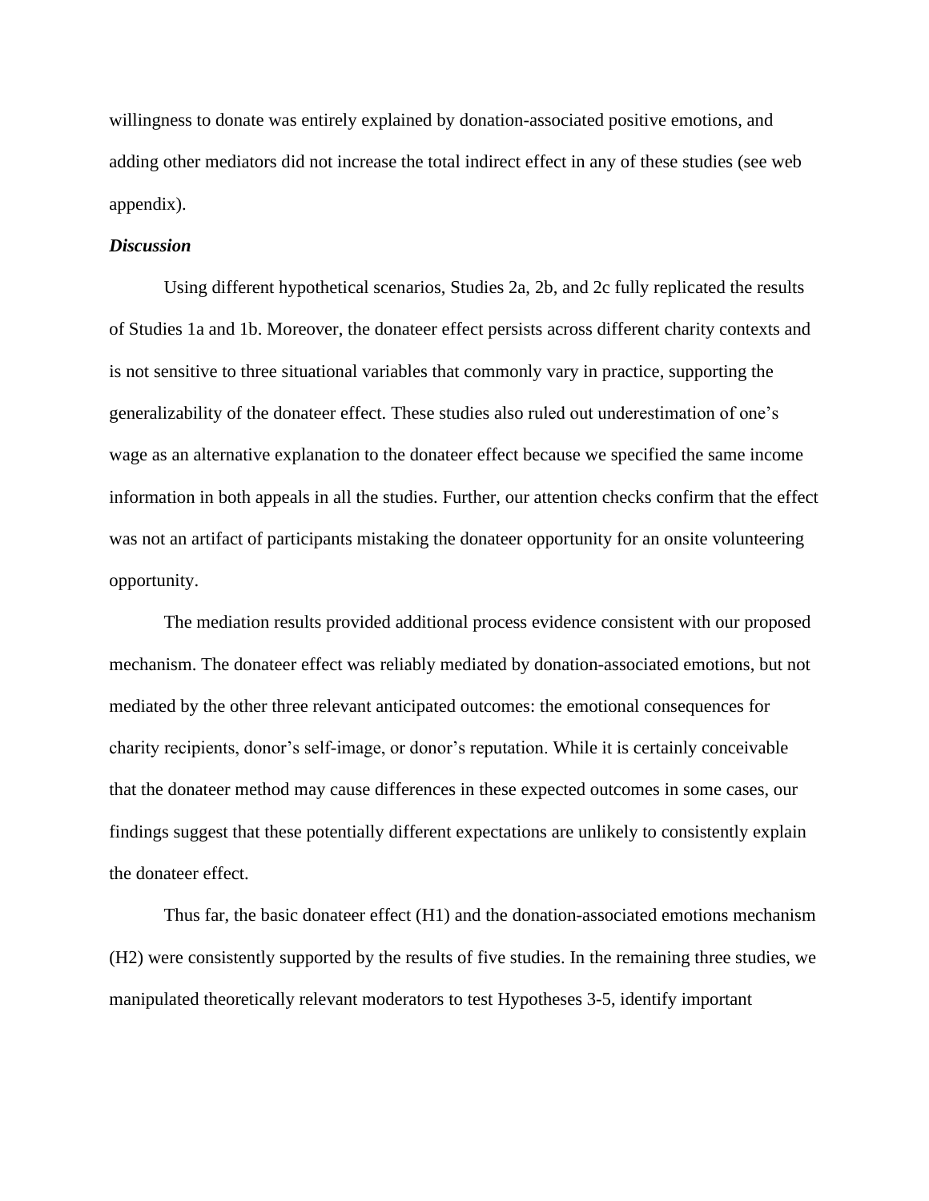willingness to donate was entirely explained by donation-associated positive emotions, and adding other mediators did not increase the total indirect effect in any of these studies (see web appendix).

***Discussion***

Using different hypothetical scenarios, Studies 2a, 2b, and 2c fully replicated the results of Studies 1a and 1b. Moreover, the donateer effect persists across different charity contexts and is not sensitive to three situational variables that commonly vary in practice, supporting the generalizability of the donateer effect. These studies also ruled out underestimation of one's wage as an alternative explanation to the donateer effect because we specified the same income information in both appeals in all the studies. Further, our attention checks confirm that the effect was not an artifact of participants mistaking the donateer opportunity for an onsite volunteering opportunity.

The mediation results provided additional process evidence consistent with our proposed mechanism. The donateer effect was reliably mediated by donation-associated emotions, but not mediated by the other three relevant anticipated outcomes: the emotional consequences for charity recipients, donor's self-image, or donor's reputation. While it is certainly conceivable that the donateer method may cause differences in these expected outcomes in some cases, our findings suggest that these potentially different expectations are unlikely to consistently explain the donateer effect.

Thus far, the basic donateer effect (H1) and the donation-associated emotions mechanism (H2) were consistently supported by the results of five studies. In the remaining three studies, we manipulated theoretically relevant moderators to test Hypotheses 3-5, identify important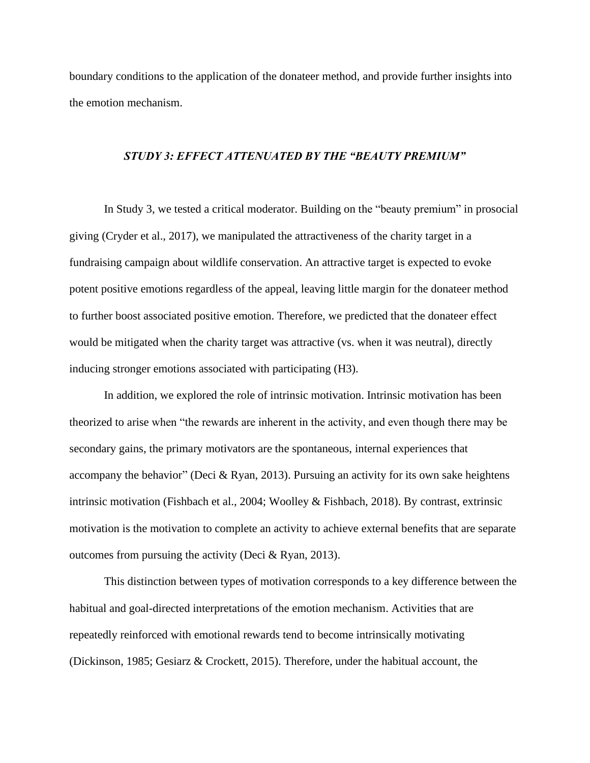boundary conditions to the application of the donateer method, and provide further insights into the emotion mechanism.

## *STUDY 3: EFFECT ATTENUATED BY THE "BEAUTY PREMIUM"*

In Study 3, we tested a critical moderator. Building on the "beauty premium" in prosocial giving (Cryder et al., 2017), we manipulated the attractiveness of the charity target in a fundraising campaign about wildlife conservation. An attractive target is expected to evoke potent positive emotions regardless of the appeal, leaving little margin for the donateer method to further boost associated positive emotion. Therefore, we predicted that the donateer effect would be mitigated when the charity target was attractive (vs. when it was neutral), directly inducing stronger emotions associated with participating (H3).

In addition, we explored the role of intrinsic motivation. Intrinsic motivation has been theorized to arise when "the rewards are inherent in the activity, and even though there may be secondary gains, the primary motivators are the spontaneous, internal experiences that accompany the behavior" (Deci & Ryan, 2013). Pursuing an activity for its own sake heightens intrinsic motivation (Fishbach et al., 2004; Woolley & Fishbach, 2018). By contrast, extrinsic motivation is the motivation to complete an activity to achieve external benefits that are separate outcomes from pursuing the activity (Deci & Ryan, 2013).

This distinction between types of motivation corresponds to a key difference between the habitual and goal-directed interpretations of the emotion mechanism. Activities that are repeatedly reinforced with emotional rewards tend to become intrinsically motivating (Dickinson, 1985; Gesiarz & Crockett, 2015). Therefore, under the habitual account, the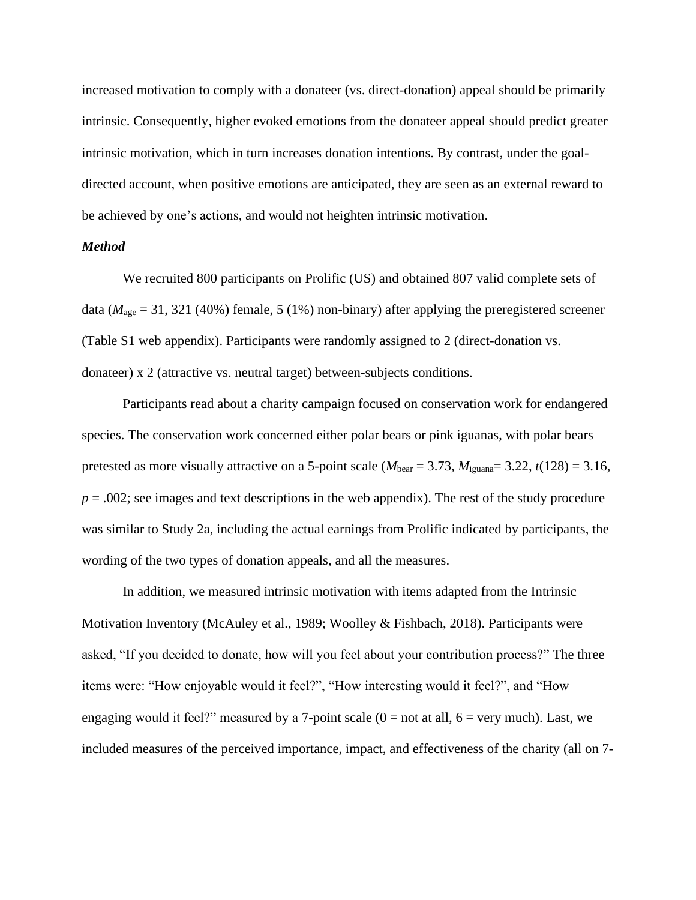increased motivation to comply with a donateer (vs. direct-donation) appeal should be primarily intrinsic. Consequently, higher evoked emotions from the donateer appeal should predict greater intrinsic motivation, which in turn increases donation intentions. By contrast, under the goal-directed account, when positive emotions are anticipated, they are seen as an external reward to be achieved by one's actions, and would not heighten intrinsic motivation.

***Method***

We recruited 800 participants on Prolific (US) and obtained 807 valid complete sets of data ($M_{\text{age}}$ = 31, 321 (40%) female, 5 (1%) non-binary) after applying the preregistered screener (Table S1 web appendix). Participants were randomly assigned to 2 (direct-donation vs. donateer) x 2 (attractive vs. neutral target) between-subjects conditions.

Participants read about a charity campaign focused on conservation work for endangered species. The conservation work concerned either polar bears or pink iguanas, with polar bears pretested as more visually attractive on a 5-point scale ($M_{\text{bear}}$ = 3.73, $M_{\text{iguana}}$= 3.22, $t(128)$ = 3.16, $p$ = .002; see images and text descriptions in the web appendix). The rest of the study procedure was similar to Study 2a, including the actual earnings from Prolific indicated by participants, the wording of the two types of donation appeals, and all the measures.

In addition, we measured intrinsic motivation with items adapted from the Intrinsic Motivation Inventory (McAuley et al., 1989; Woolley & Fishbach, 2018). Participants were asked, "If you decided to donate, how will you feel about your contribution process?" The three items were: "How enjoyable would it feel?", "How interesting would it feel?", and "How engaging would it feel?" measured by a 7-point scale (0 = not at all, 6 = very much). Last, we included measures of the perceived importance, impact, and effectiveness of the charity (all on 7-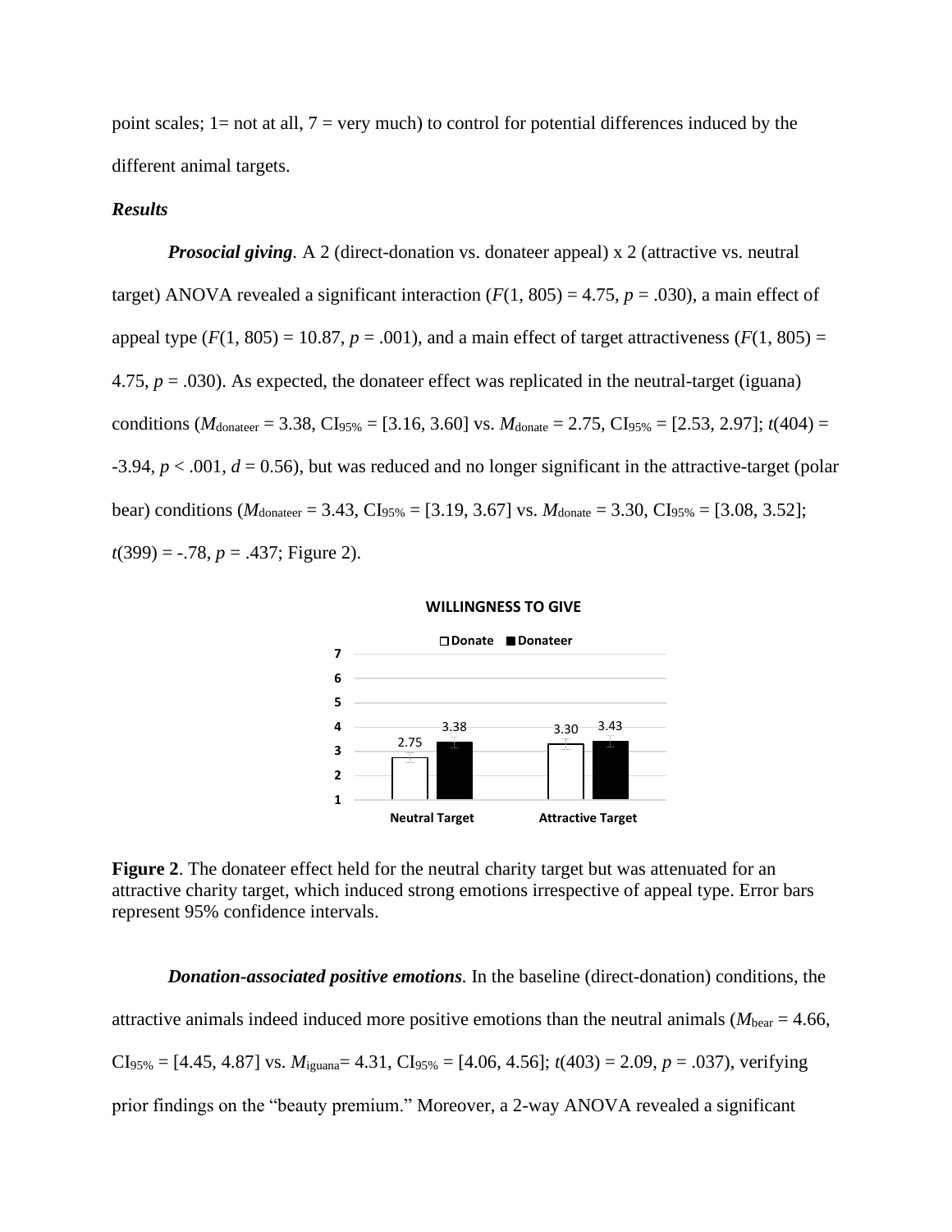point scales; 1= not at all, 7 = very much) to control for potential differences induced by the different animal targets.

***Results***

***Prosocial giving***. A 2 (direct-donation vs. donateer appeal) x 2 (attractive vs. neutral target) ANOVA revealed a significant interaction ($F(1, 805) = 4.75$, $p = .030$), a main effect of appeal type ($F(1, 805) = 10.87$, $p = .001$), and a main effect of target attractiveness ($F(1, 805) = 4.75$, $p = .030$). As expected, the donateer effect was replicated in the neutral-target (iguana) conditions ($M_{\text{donateer}} = 3.38$, $CI_{95\%} = [3.16, 3.60]$ vs. $M_{\text{donate}} = 2.75$, $CI_{95\%} = [2.53, 2.97]$; $t(404) = -3.94$, $p < .001$, $d = 0.56$), but was reduced and no longer significant in the attractive-target (polar bear) conditions ($M_{\text{donateer}} = 3.43$, $CI_{95\%} = [3.19, 3.67]$ vs. $M_{\text{donate}} = 3.30$, $CI_{95\%} = [3.08, 3.52]$; $t(399) = -.78$, $p = .437$; Figure 2).

WILLINGNESS TO GIVE

| | Donate | Donateer |
|---|---|---|
| Neutral Target | 2.75 | 3.38 |
| Attractive Target | 3.30 | 3.43 |

**Figure 2**. The donateer effect held for the neutral charity target but was attenuated for an attractive charity target, which induced strong emotions irrespective of appeal type. Error bars represent 95% confidence intervals.

***Donation-associated positive emotions***. In the baseline (direct-donation) conditions, the attractive animals indeed induced more positive emotions than the neutral animals ($M_{\text{bear}} = 4.66$, $CI_{95\%} = [4.45, 4.87]$ vs. $M_{\text{iguana}} = 4.31$, $CI_{95\%} = [4.06, 4.56]$; $t(403) = 2.09$, $p = .037$), verifying prior findings on the "beauty premium." Moreover, a 2-way ANOVA revealed a significant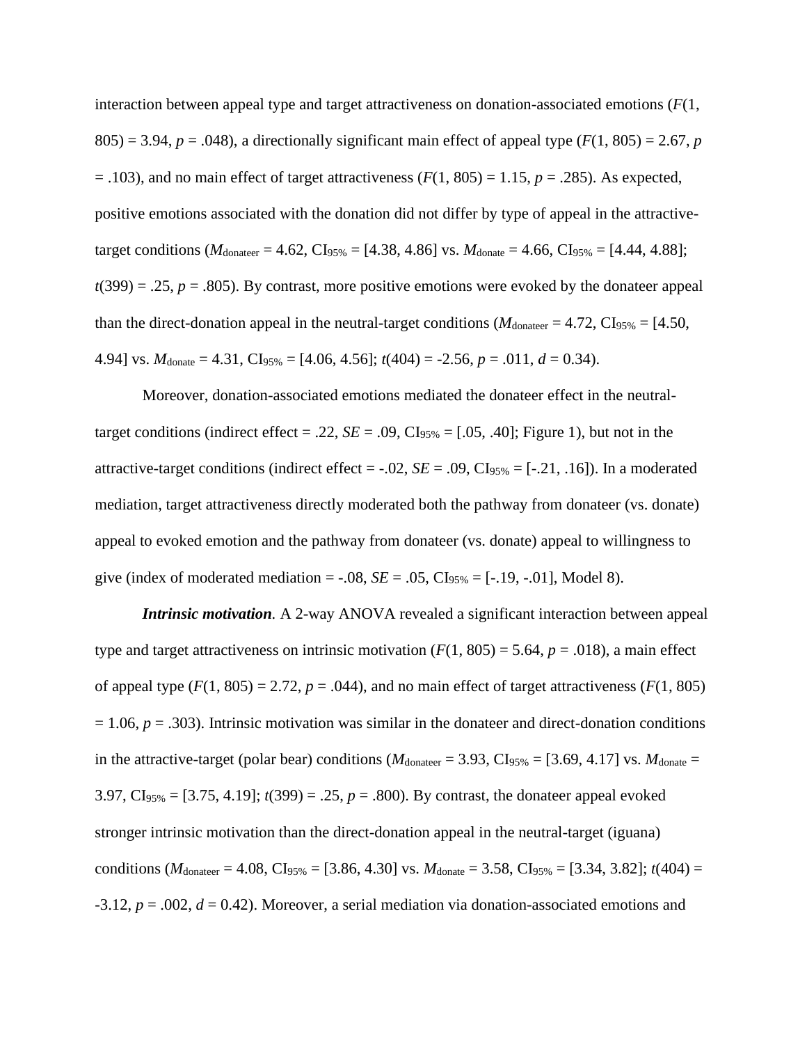interaction between appeal type and target attractiveness on donation-associated emotions ($F$(1, 805) = 3.94, $p$ = .048), a directionally significant main effect of appeal type ($F$(1, 805) = 2.67, $p$ = .103), and no main effect of target attractiveness ($F$(1, 805) = 1.15, $p$ = .285). As expected, positive emotions associated with the donation did not differ by type of appeal in the attractive-target conditions ($M_{\text{donateer}}$ = 4.62, $CI_{95\%}$ = [4.38, 4.86] vs. $M_{\text{donate}}$ = 4.66, $CI_{95\%}$ = [4.44, 4.88]; $t$(399) = .25, $p$ = .805). By contrast, more positive emotions were evoked by the donateer appeal than the direct-donation appeal in the neutral-target conditions ($M_{\text{donateer}}$ = 4.72, $CI_{95\%}$ = [4.50, 4.94] vs. $M_{\text{donate}}$ = 4.31, $CI_{95\%}$ = [4.06, 4.56]; $t$(404) = -2.56, $p$ = .011, $d$ = 0.34).

Moreover, donation-associated emotions mediated the donateer effect in the neutral-target conditions (indirect effect = .22, $SE$ = .09, $CI_{95\%}$ = [.05, .40]; Figure 1), but not in the attractive-target conditions (indirect effect = -.02, $SE$ = .09, $CI_{95\%}$ = [-.21, .16]). In a moderated mediation, target attractiveness directly moderated both the pathway from donateer (vs. donate) appeal to evoked emotion and the pathway from donateer (vs. donate) appeal to willingness to give (index of moderated mediation = -.08, $SE$ = .05, $CI_{95\%}$ = [-.19, -.01], Model 8).

***Intrinsic motivation.*** A 2-way ANOVA revealed a significant interaction between appeal type and target attractiveness on intrinsic motivation ($F$(1, 805) = 5.64, $p$ = .018), a main effect of appeal type ($F$(1, 805) = 2.72, $p$ = .044), and no main effect of target attractiveness ($F$(1, 805) = 1.06, $p$ = .303). Intrinsic motivation was similar in the donateer and direct-donation conditions in the attractive-target (polar bear) conditions ($M_{\text{donateer}}$ = 3.93, $CI_{95\%}$ = [3.69, 4.17] vs. $M_{\text{donate}}$ = 3.97, $CI_{95\%}$ = [3.75, 4.19]; $t$(399) = .25, $p$ = .800). By contrast, the donateer appeal evoked stronger intrinsic motivation than the direct-donation appeal in the neutral-target (iguana) conditions ($M_{\text{donateer}}$ = 4.08, $CI_{95\%}$ = [3.86, 4.30] vs. $M_{\text{donate}}$ = 3.58, $CI_{95\%}$ = [3.34, 3.82]; $t$(404) = -3.12, $p$ = .002, $d$ = 0.42). Moreover, a serial mediation via donation-associated emotions and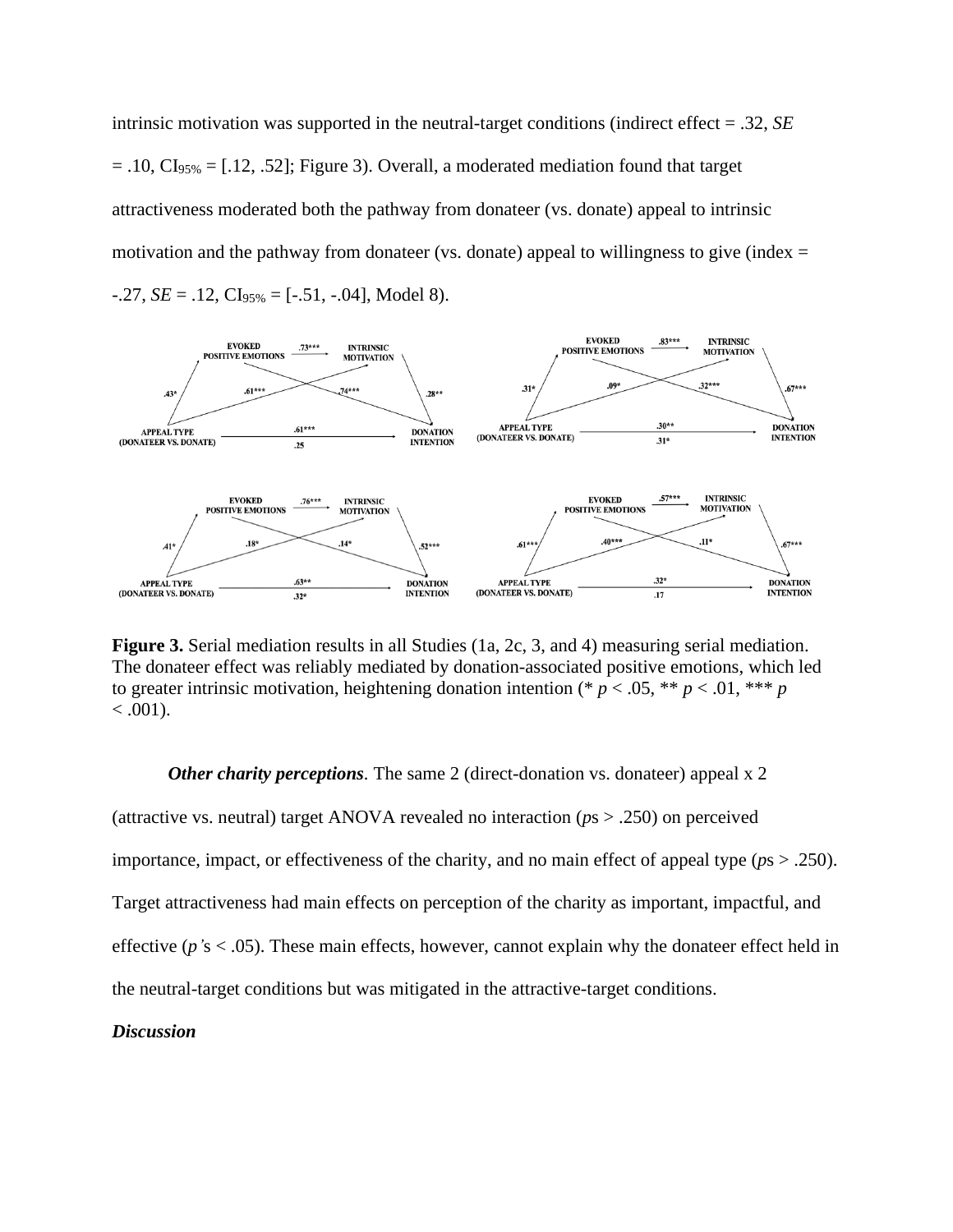intrinsic motivation was supported in the neutral-target conditions (indirect effect = .32, *SE* = .10, $CI_{95\%}$ = [.12, .52]; Figure 3). Overall, a moderated mediation found that target attractiveness moderated both the pathway from donateer (vs. donate) appeal to intrinsic motivation and the pathway from donateer (vs. donate) appeal to willingness to give (index = -.27, *SE* = .12, $CI_{95\%}$ = [-.51, -.04], Model 8).

**Figure 3.** Serial mediation results in all Studies (1a, 2c, 3, and 4) measuring serial mediation. The donateer effect was reliably mediated by donation-associated positive emotions, which led to greater intrinsic motivation, heightening donation intention (* $p < .05$, ** $p < .01$, *** $p < .001$).

***Other charity perceptions***. The same 2 (direct-donation vs. donateer) appeal x 2 (attractive vs. neutral) target ANOVA revealed no interaction (*p*s > .250) on perceived importance, impact, or effectiveness of the charity, and no main effect of appeal type (*p*s > .250). Target attractiveness had main effects on perception of the charity as important, impactful, and effective (*p'*s < .05). These main effects, however, cannot explain why the donateer effect held in the neutral-target conditions but was mitigated in the attractive-target conditions.

***Discussion***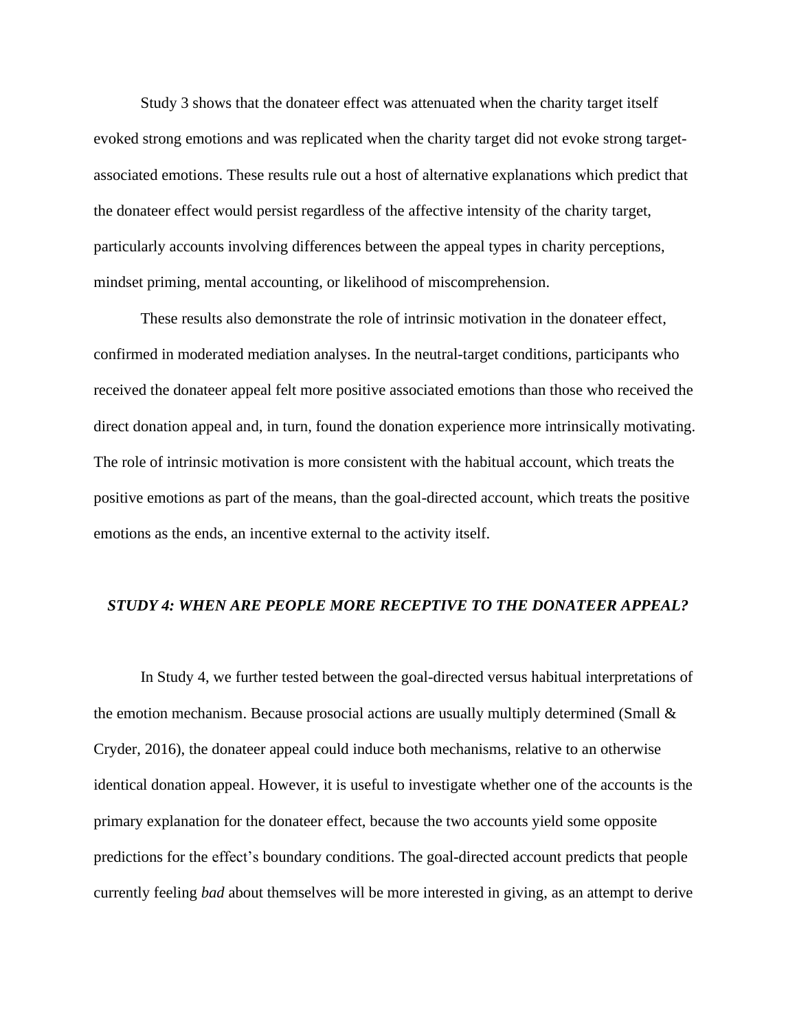Study 3 shows that the donateer effect was attenuated when the charity target itself evoked strong emotions and was replicated when the charity target did not evoke strong target-associated emotions. These results rule out a host of alternative explanations which predict that the donateer effect would persist regardless of the affective intensity of the charity target, particularly accounts involving differences between the appeal types in charity perceptions, mindset priming, mental accounting, or likelihood of miscomprehension.

These results also demonstrate the role of intrinsic motivation in the donateer effect, confirmed in moderated mediation analyses. In the neutral-target conditions, participants who received the donateer appeal felt more positive associated emotions than those who received the direct donation appeal and, in turn, found the donation experience more intrinsically motivating. The role of intrinsic motivation is more consistent with the habitual account, which treats the positive emotions as part of the means, than the goal-directed account, which treats the positive emotions as the ends, an incentive external to the activity itself.

## *STUDY 4: WHEN ARE PEOPLE MORE RECEPTIVE TO THE DONATEER APPEAL?*

In Study 4, we further tested between the goal-directed versus habitual interpretations of the emotion mechanism. Because prosocial actions are usually multiply determined (Small & Cryder, 2016), the donateer appeal could induce both mechanisms, relative to an otherwise identical donation appeal. However, it is useful to investigate whether one of the accounts is the primary explanation for the donateer effect, because the two accounts yield some opposite predictions for the effect's boundary conditions. The goal-directed account predicts that people currently feeling *bad* about themselves will be more interested in giving, as an attempt to derive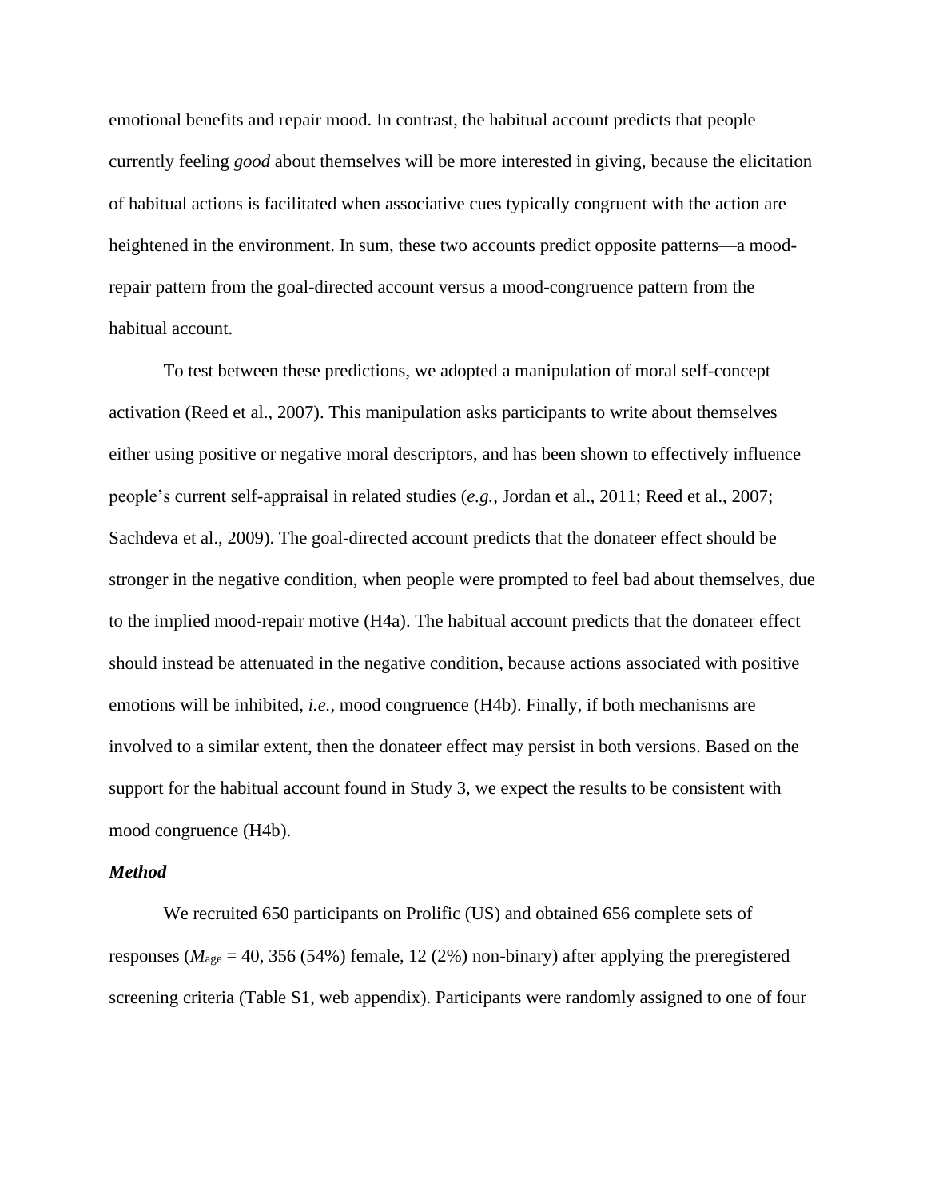emotional benefits and repair mood. In contrast, the habitual account predicts that people currently feeling *good* about themselves will be more interested in giving, because the elicitation of habitual actions is facilitated when associative cues typically congruent with the action are heightened in the environment. In sum, these two accounts predict opposite patterns—a mood-repair pattern from the goal-directed account versus a mood-congruence pattern from the habitual account.

To test between these predictions, we adopted a manipulation of moral self-concept activation (Reed et al., 2007). This manipulation asks participants to write about themselves either using positive or negative moral descriptors, and has been shown to effectively influence people's current self-appraisal in related studies (*e.g.*, Jordan et al., 2011; Reed et al., 2007; Sachdeva et al., 2009). The goal-directed account predicts that the donateer effect should be stronger in the negative condition, when people were prompted to feel bad about themselves, due to the implied mood-repair motive (H4a). The habitual account predicts that the donateer effect should instead be attenuated in the negative condition, because actions associated with positive emotions will be inhibited, *i.e.*, mood congruence (H4b). Finally, if both mechanisms are involved to a similar extent, then the donateer effect may persist in both versions. Based on the support for the habitual account found in Study 3, we expect the results to be consistent with mood congruence (H4b).

***Method***

We recruited 650 participants on Prolific (US) and obtained 656 complete sets of responses ($M_{age}$ = 40, 356 (54%) female, 12 (2%) non-binary) after applying the preregistered screening criteria (Table S1, web appendix). Participants were randomly assigned to one of four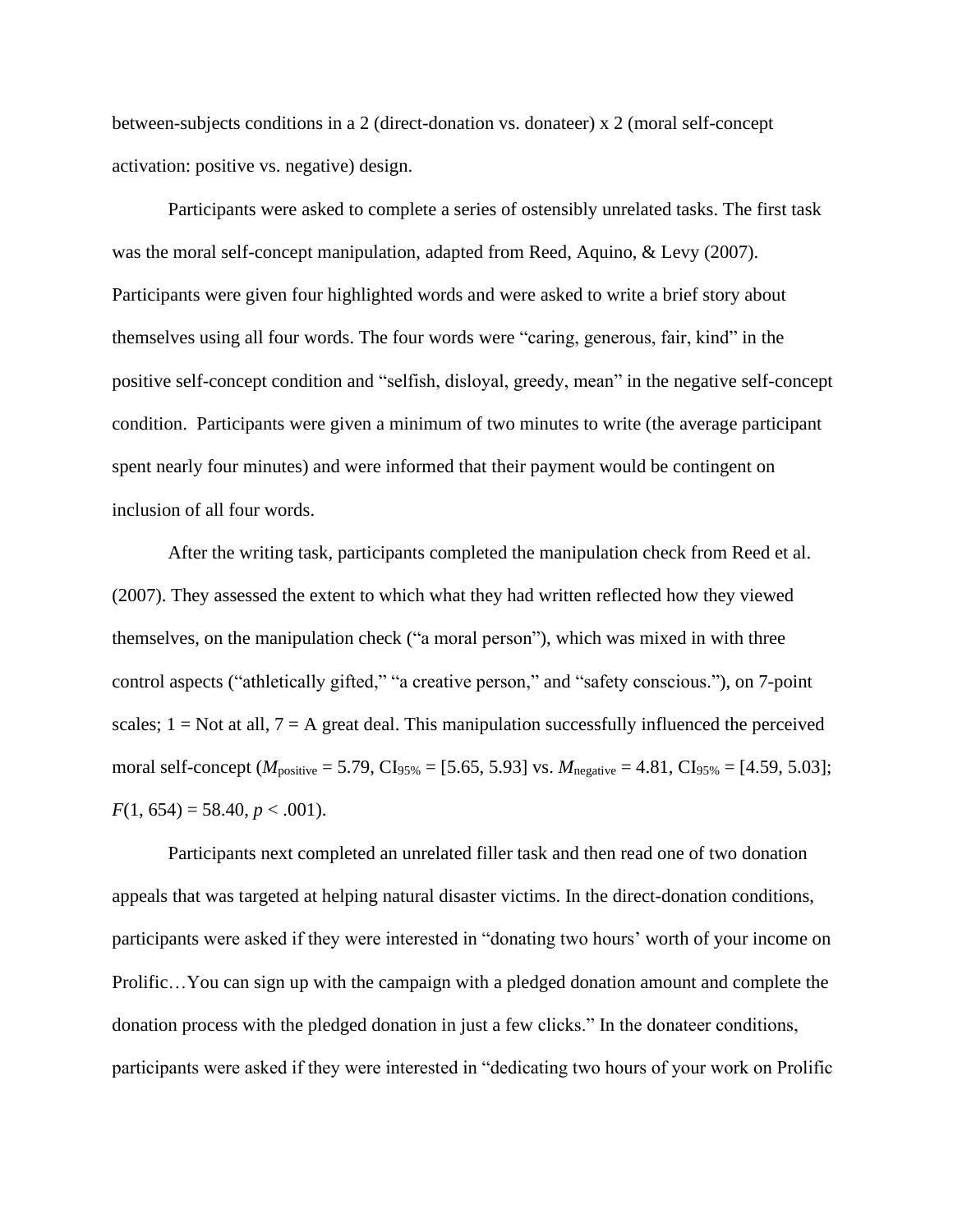between-subjects conditions in a 2 (direct-donation vs. donateer) x 2 (moral self-concept activation: positive vs. negative) design.

Participants were asked to complete a series of ostensibly unrelated tasks. The first task was the moral self-concept manipulation, adapted from Reed, Aquino, & Levy (2007). Participants were given four highlighted words and were asked to write a brief story about themselves using all four words. The four words were "caring, generous, fair, kind" in the positive self-concept condition and "selfish, disloyal, greedy, mean" in the negative self-concept condition. Participants were given a minimum of two minutes to write (the average participant spent nearly four minutes) and were informed that their payment would be contingent on inclusion of all four words.

After the writing task, participants completed the manipulation check from Reed et al. (2007). They assessed the extent to which what they had written reflected how they viewed themselves, on the manipulation check ("a moral person"), which was mixed in with three control aspects ("athletically gifted," "a creative person," and "safety conscious."), on 7-point scales; 1 = Not at all, 7 = A great deal. This manipulation successfully influenced the perceived moral self-concept ($M_{\text{positive}} = 5.79$, $CI_{95\%} = [5.65, 5.93]$ vs. $M_{\text{negative}} = 4.81$, $CI_{95\%} = [4.59, 5.03]$; $F(1, 654) = 58.40$, $p < .001$).

Participants next completed an unrelated filler task and then read one of two donation appeals that was targeted at helping natural disaster victims. In the direct-donation conditions, participants were asked if they were interested in "donating two hours' worth of your income on Prolific…You can sign up with the campaign with a pledged donation amount and complete the donation process with the pledged donation in just a few clicks." In the donateer conditions, participants were asked if they were interested in "dedicating two hours of your work on Prolific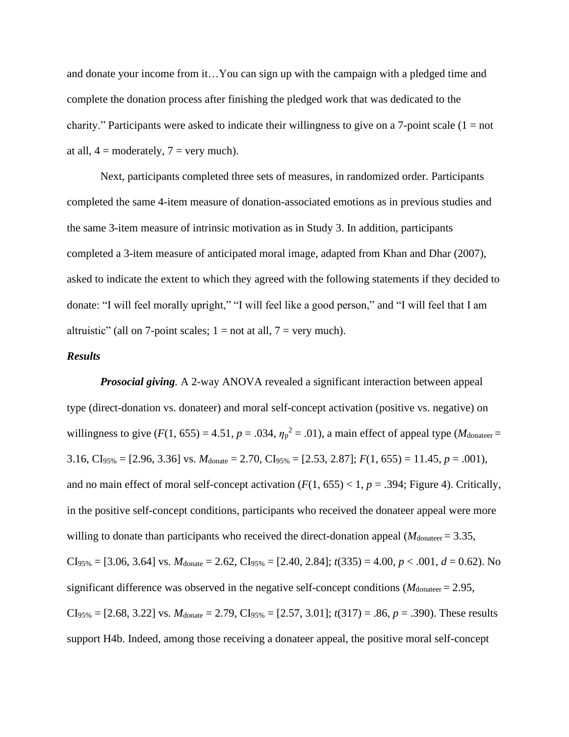and donate your income from it…You can sign up with the campaign with a pledged time and complete the donation process after finishing the pledged work that was dedicated to the charity." Participants were asked to indicate their willingness to give on a 7-point scale (1 = not at all, 4 = moderately, 7 = very much).

Next, participants completed three sets of measures, in randomized order. Participants completed the same 4-item measure of donation-associated emotions as in previous studies and the same 3-item measure of intrinsic motivation as in Study 3. In addition, participants completed a 3-item measure of anticipated moral image, adapted from Khan and Dhar (2007), asked to indicate the extent to which they agreed with the following statements if they decided to donate: "I will feel morally upright," "I will feel like a good person," and "I will feel that I am altruistic" (all on 7-point scales; 1 = not at all, 7 = very much).

### *Results*

***Prosocial giving***. A 2-way ANOVA revealed a significant interaction between appeal type (direct-donation vs. donateer) and moral self-concept activation (positive vs. negative) on willingness to give ($F(1, 655) = 4.51$, $p = .034$, $\eta_p^2 = .01$), a main effect of appeal type ($M_{\text{donateer}} = 3.16$, $\text{CI}_{95\%} = [2.96, 3.36]$ vs. $M_{\text{donate}} = 2.70$, $\text{CI}_{95\%} = [2.53, 2.87]$; $F(1, 655) = 11.45$, $p = .001$), and no main effect of moral self-concept activation ($F(1, 655) < 1$, $p = .394$; Figure 4). Critically, in the positive self-concept conditions, participants who received the donateer appeal were more willing to donate than participants who received the direct-donation appeal ($M_{\text{donateer}} = 3.35$, $\text{CI}_{95\%} = [3.06, 3.64]$ vs. $M_{\text{donate}} = 2.62$, $\text{CI}_{95\%} = [2.40, 2.84]$; $t(335) = 4.00$, $p < .001$, $d = 0.62$). No significant difference was observed in the negative self-concept conditions ($M_{\text{donateer}} = 2.95$, $\text{CI}_{95\%} = [2.68, 3.22]$ vs. $M_{\text{donate}} = 2.79$, $\text{CI}_{95\%} = [2.57, 3.01]$; $t(317) = .86$, $p = .390$). These results support H4b. Indeed, among those receiving a donateer appeal, the positive moral self-concept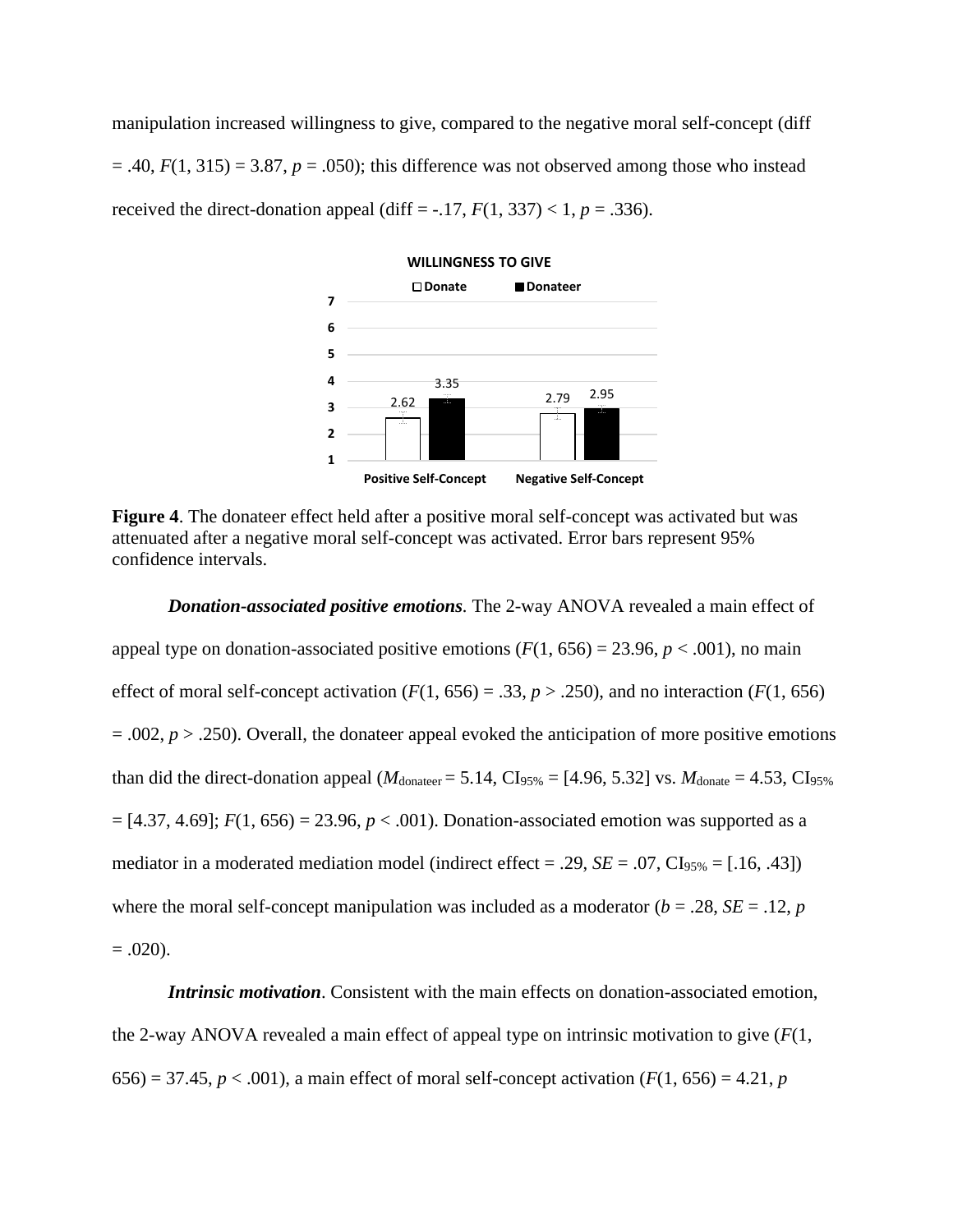manipulation increased willingness to give, compared to the negative moral self-concept (diff = .40, $F(1, 315) = 3.87$, $p = .050$); this difference was not observed among those who instead received the direct-donation appeal (diff = -.17, $F(1, 337) < 1$, $p = .336$).

**Figure 4**. The donateer effect held after a positive moral self-concept was activated but was attenuated after a negative moral self-concept was activated. Error bars represent 95% confidence intervals.

***Donation-associated positive emotions***. The 2-way ANOVA revealed a main effect of appeal type on donation-associated positive emotions ($F(1, 656) = 23.96$, $p < .001$), no main effect of moral self-concept activation ($F(1, 656) = .33$, $p > .250$), and no interaction ($F(1, 656) = .002$, $p > .250$). Overall, the donateer appeal evoked the anticipation of more positive emotions than did the direct-donation appeal ($M_{\text{donateer}} = 5.14$, $CI_{95\%} = [4.96, 5.32]$ vs. $M_{\text{donate}} = 4.53$, $CI_{95\%} = [4.37, 4.69]$; $F(1, 656) = 23.96$, $p < .001$). Donation-associated emotion was supported as a mediator in a moderated mediation model (indirect effect = .29, $SE = .07$, $CI_{95\%} = [.16, .43]$) where the moral self-concept manipulation was included as a moderator ($b = .28$, $SE = .12$, $p = .020$).

***Intrinsic motivation***. Consistent with the main effects on donation-associated emotion, the 2-way ANOVA revealed a main effect of appeal type on intrinsic motivation to give ($F(1, 656) = 37.45$, $p < .001$), a main effect of moral self-concept activation ($F(1, 656) = 4.21$, $p$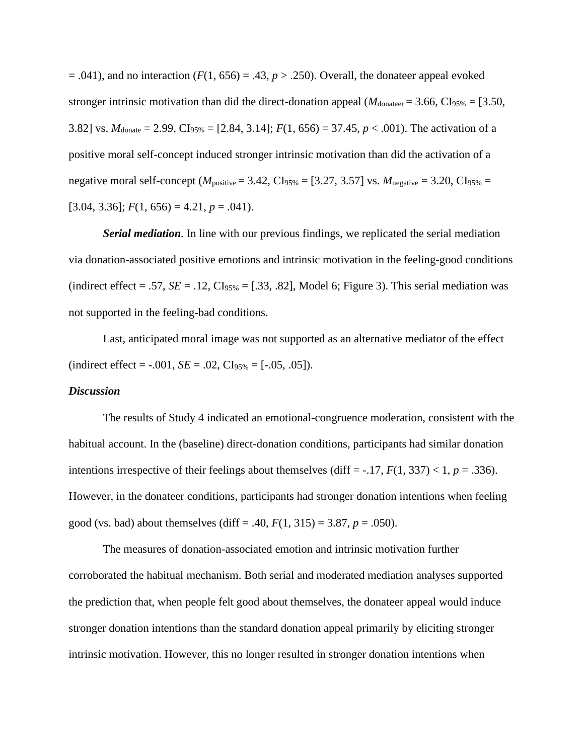= .041), and no interaction ($F(1, 656) = .43$, $p > .250$). Overall, the donateer appeal evoked stronger intrinsic motivation than did the direct-donation appeal ($M_{\text{donateer}} = 3.66$, $CI_{95\%} = [3.50, 3.82]$ vs. $M_{\text{donate}} = 2.99$, $CI_{95\%} = [2.84, 3.14]$; $F(1, 656) = 37.45$, $p < .001$). The activation of a positive moral self-concept induced stronger intrinsic motivation than did the activation of a negative moral self-concept ($M_{\text{positive}} = 3.42$, $CI_{95\%} = [3.27, 3.57]$ vs. $M_{\text{negative}} = 3.20$, $CI_{95\%} = [3.04, 3.36]$; $F(1, 656) = 4.21$, $p = .041$).

***Serial mediation***. In line with our previous findings, we replicated the serial mediation via donation-associated positive emotions and intrinsic motivation in the feeling-good conditions (indirect effect = .57, $SE = .12$, $CI_{95\%} = [.33, .82]$, Model 6; Figure 3). This serial mediation was not supported in the feeling-bad conditions.

Last, anticipated moral image was not supported as an alternative mediator of the effect (indirect effect = -.001, $SE = .02$, $CI_{95\%} = [-.05, .05]$).

***Discussion***

The results of Study 4 indicated an emotional-congruence moderation, consistent with the habitual account. In the (baseline) direct-donation conditions, participants had similar donation intentions irrespective of their feelings about themselves (diff = -.17, $F(1, 337) < 1$, $p = .336$). However, in the donateer conditions, participants had stronger donation intentions when feeling good (vs. bad) about themselves (diff = .40, $F(1, 315) = 3.87$, $p = .050$).

The measures of donation-associated emotion and intrinsic motivation further corroborated the habitual mechanism. Both serial and moderated mediation analyses supported the prediction that, when people felt good about themselves, the donateer appeal would induce stronger donation intentions than the standard donation appeal primarily by eliciting stronger intrinsic motivation. However, this no longer resulted in stronger donation intentions when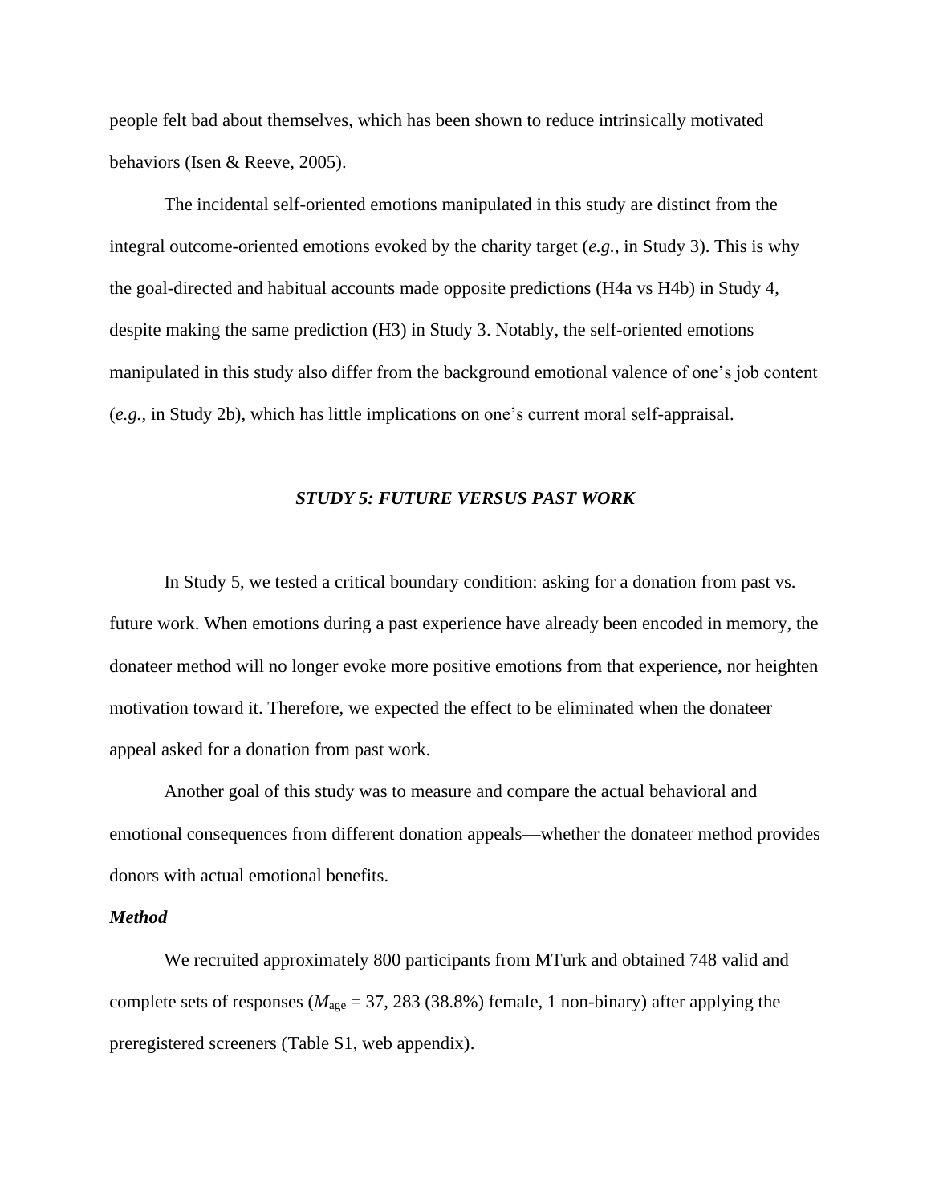people felt bad about themselves, which has been shown to reduce intrinsically motivated behaviors (Isen & Reeve, 2005).

The incidental self-oriented emotions manipulated in this study are distinct from the integral outcome-oriented emotions evoked by the charity target (*e.g.*, in Study 3). This is why the goal-directed and habitual accounts made opposite predictions (H4a vs H4b) in Study 4, despite making the same prediction (H3) in Study 3. Notably, the self-oriented emotions manipulated in this study also differ from the background emotional valence of one's job content (*e.g.*, in Study 2b), which has little implications on one's current moral self-appraisal.

## *STUDY 5: FUTURE VERSUS PAST WORK*

In Study 5, we tested a critical boundary condition: asking for a donation from past vs. future work. When emotions during a past experience have already been encoded in memory, the donateer method will no longer evoke more positive emotions from that experience, nor heighten motivation toward it. Therefore, we expected the effect to be eliminated when the donateer appeal asked for a donation from past work.

Another goal of this study was to measure and compare the actual behavioral and emotional consequences from different donation appeals—whether the donateer method provides donors with actual emotional benefits.

### *Method*

We recruited approximately 800 participants from MTurk and obtained 748 valid and complete sets of responses ($M_{\text{age}}$ = 37, 283 (38.8%) female, 1 non-binary) after applying the preregistered screeners (Table S1, web appendix).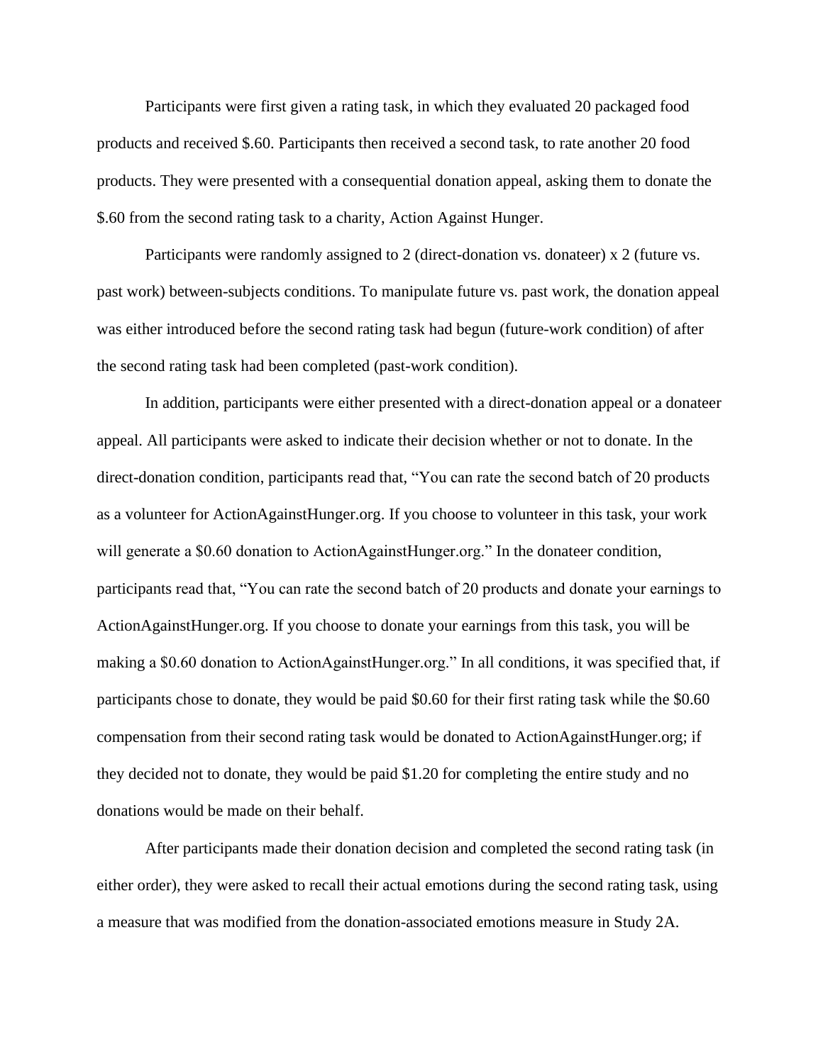Participants were first given a rating task, in which they evaluated 20 packaged food products and received $.60. Participants then received a second task, to rate another 20 food products. They were presented with a consequential donation appeal, asking them to donate the $.60 from the second rating task to a charity, Action Against Hunger.

Participants were randomly assigned to 2 (direct-donation vs. donateer) x 2 (future vs. past work) between-subjects conditions. To manipulate future vs. past work, the donation appeal was either introduced before the second rating task had begun (future-work condition) of after the second rating task had been completed (past-work condition).

In addition, participants were either presented with a direct-donation appeal or a donateer appeal. All participants were asked to indicate their decision whether or not to donate. In the direct-donation condition, participants read that, "You can rate the second batch of 20 products as a volunteer for ActionAgainstHunger.org. If you choose to volunteer in this task, your work will generate a $0.60 donation to ActionAgainstHunger.org." In the donateer condition, participants read that, "You can rate the second batch of 20 products and donate your earnings to ActionAgainstHunger.org. If you choose to donate your earnings from this task, you will be making a $0.60 donation to ActionAgainstHunger.org." In all conditions, it was specified that, if participants chose to donate, they would be paid $0.60 for their first rating task while the $0.60 compensation from their second rating task would be donated to ActionAgainstHunger.org; if they decided not to donate, they would be paid $1.20 for completing the entire study and no donations would be made on their behalf.

After participants made their donation decision and completed the second rating task (in either order), they were asked to recall their actual emotions during the second rating task, using a measure that was modified from the donation-associated emotions measure in Study 2A.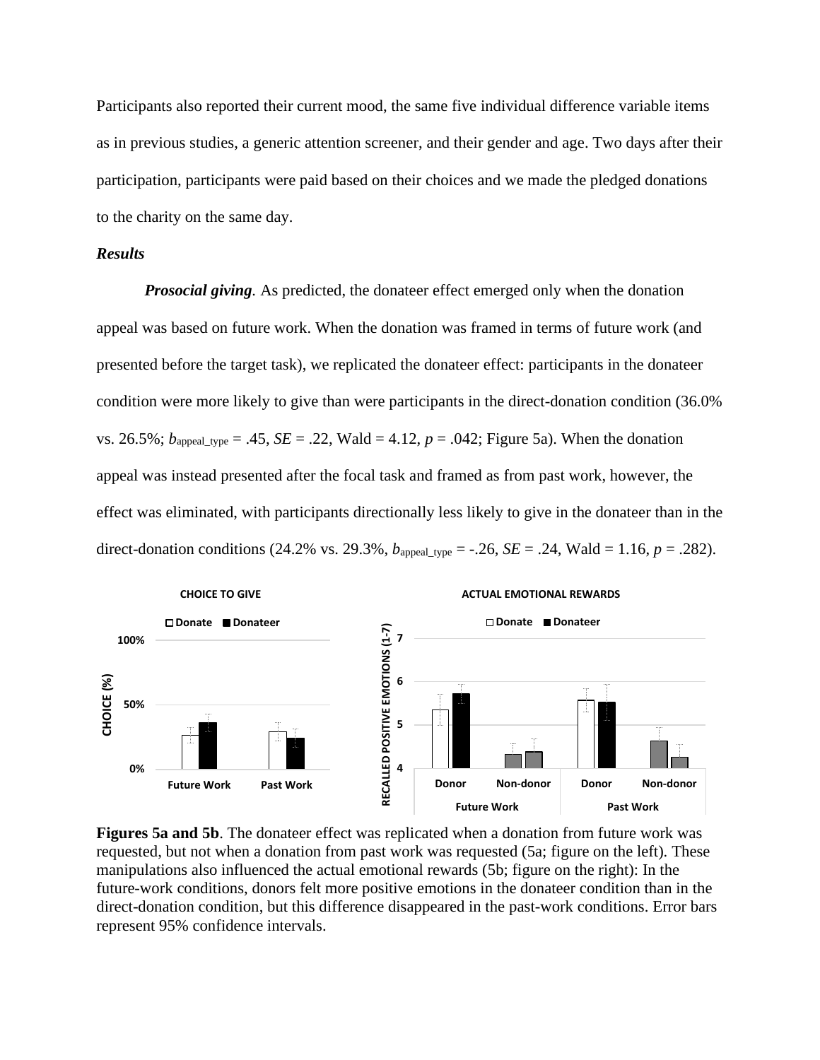Participants also reported their current mood, the same five individual difference variable items as in previous studies, a generic attention screener, and their gender and age. Two days after their participation, participants were paid based on their choices and we made the pledged donations to the charity on the same day.

### *Results*

***Prosocial giving*.** As predicted, the donateer effect emerged only when the donation appeal was based on future work. When the donation was framed in terms of future work (and presented before the target task), we replicated the donateer effect: participants in the donateer condition were more likely to give than were participants in the direct-donation condition (36.0% vs. 26.5%; $b_{\text{appeal\_type}} = .45$, $SE = .22$, Wald = 4.12, $p = .042$; Figure 5a). When the donation appeal was instead presented after the focal task and framed as from past work, however, the effect was eliminated, with participants directionally less likely to give in the donateer than in the direct-donation conditions (24.2% vs. 29.3%, $b_{\text{appeal\_type}} = -.26$, $SE = .24$, Wald = 1.16, $p = .282$).

**Figures 5a and 5b**. The donateer effect was replicated when a donation from future work was requested, but not when a donation from past work was requested (5a; figure on the left). These manipulations also influenced the actual emotional rewards (5b; figure on the right): In the future-work conditions, donors felt more positive emotions in the donateer condition than in the direct-donation condition, but this difference disappeared in the past-work conditions. Error bars represent 95% confidence intervals.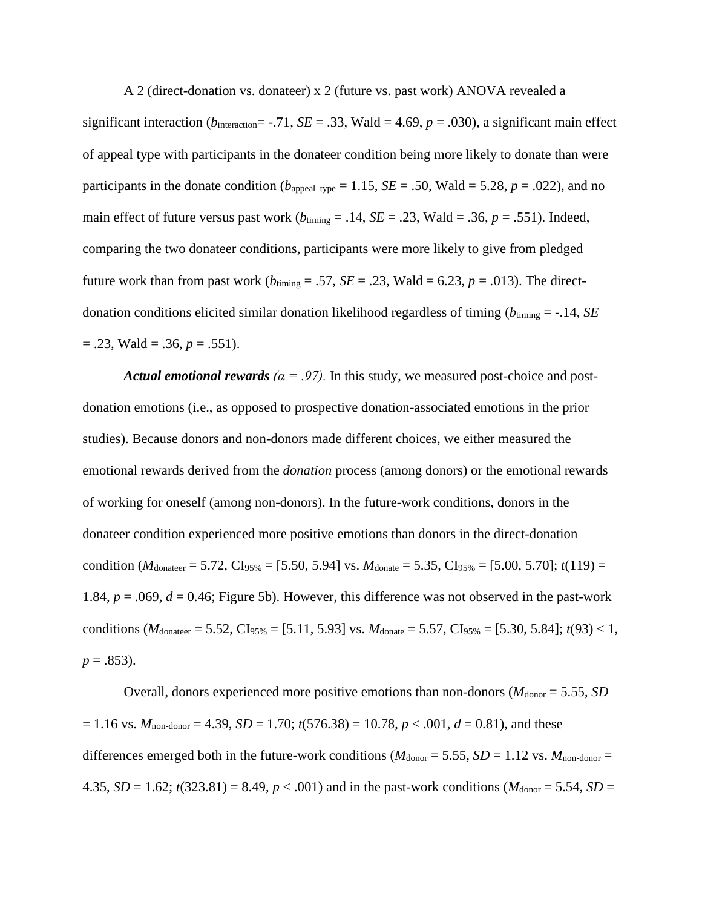A 2 (direct-donation vs. donateer) x 2 (future vs. past work) ANOVA revealed a significant interaction ($b_{interaction}$= -.71, *SE* = .33, Wald = 4.69, *p* = .030), a significant main effect of appeal type with participants in the donateer condition being more likely to donate than were participants in the donate condition ($b_{appeal\_type}$ = 1.15, *SE* = .50, Wald = 5.28, *p* = .022), and no main effect of future versus past work ($b_{timing}$ = .14, *SE* = .23, Wald = .36, *p* = .551). Indeed, comparing the two donateer conditions, participants were more likely to give from pledged future work than from past work ($b_{timing}$ = .57, *SE* = .23, Wald = 6.23, *p* = .013). The direct-donation conditions elicited similar donation likelihood regardless of timing ($b_{timing}$ = -.14, *SE* = .23, Wald = .36, *p* = .551).

***Actual emotional rewards*** *(α = .97).* In this study, we measured post-choice and post-donation emotions (i.e., as opposed to prospective donation-associated emotions in the prior studies). Because donors and non-donors made different choices, we either measured the emotional rewards derived from the *donation* process (among donors) or the emotional rewards of working for oneself (among non-donors). In the future-work conditions, donors in the donateer condition experienced more positive emotions than donors in the direct-donation condition ($M_{donateer}$ = 5.72, $CI_{95\%}$ = [5.50, 5.94] vs. $M_{donate}$ = 5.35, $CI_{95\%}$ = [5.00, 5.70]; $t(119)$ = 1.84, *p* = .069, *d* = 0.46; Figure 5b). However, this difference was not observed in the past-work conditions ($M_{donateer}$ = 5.52, $CI_{95\%}$ = [5.11, 5.93] vs. $M_{donate}$ = 5.57, $CI_{95\%}$ = [5.30, 5.84]; $t(93) < 1$, *p* = .853).

Overall, donors experienced more positive emotions than non-donors ($M_{donor}$ = 5.55, *SD* = 1.16 vs. $M_{non\text{-}donor}$ = 4.39, *SD* = 1.70; $t(576.38)$ = 10.78, *p* < .001, *d* = 0.81), and these differences emerged both in the future-work conditions ($M_{donor}$ = 5.55, *SD* = 1.12 vs. $M_{non\text{-}donor}$ = 4.35, *SD* = 1.62; $t(323.81)$ = 8.49, *p* < .001) and in the past-work conditions ($M_{donor}$ = 5.54, *SD* =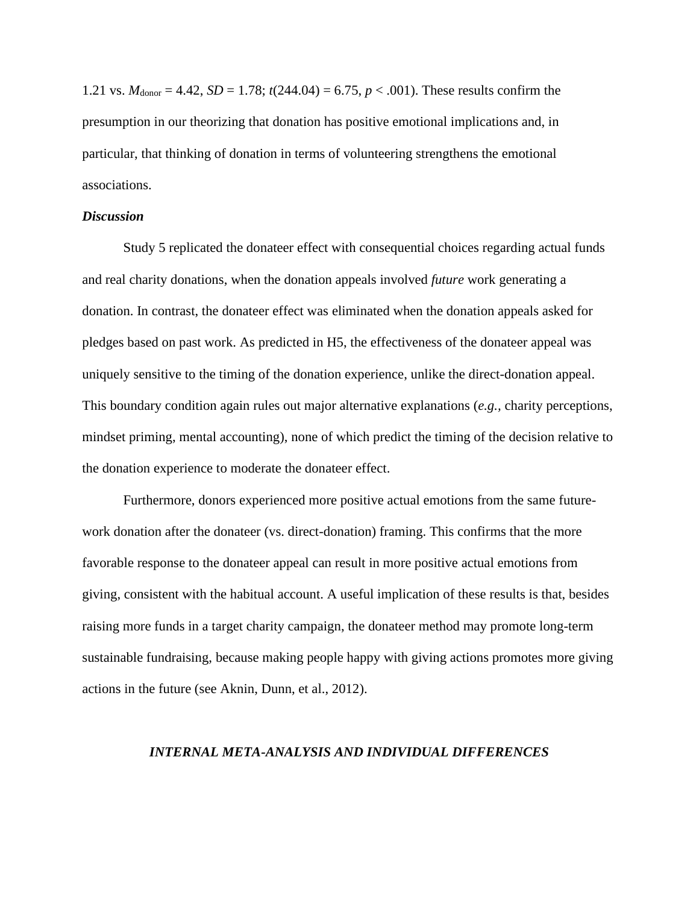1.21 vs. $M_{donor}$ = 4.42, $SD$ = 1.78; $t(244.04) = 6.75$, $p < .001$). These results confirm the presumption in our theorizing that donation has positive emotional implications and, in particular, that thinking of donation in terms of volunteering strengthens the emotional associations.

***Discussion***

Study 5 replicated the donateer effect with consequential choices regarding actual funds and real charity donations, when the donation appeals involved *future* work generating a donation. In contrast, the donateer effect was eliminated when the donation appeals asked for pledges based on past work. As predicted in H5, the effectiveness of the donateer appeal was uniquely sensitive to the timing of the donation experience, unlike the direct-donation appeal. This boundary condition again rules out major alternative explanations (*e.g.,* charity perceptions, mindset priming, mental accounting), none of which predict the timing of the decision relative to the donation experience to moderate the donateer effect.

Furthermore, donors experienced more positive actual emotions from the same future-work donation after the donateer (vs. direct-donation) framing. This confirms that the more favorable response to the donateer appeal can result in more positive actual emotions from giving, consistent with the habitual account. A useful implication of these results is that, besides raising more funds in a target charity campaign, the donateer method may promote long-term sustainable fundraising, because making people happy with giving actions promotes more giving actions in the future (see Aknin, Dunn, et al., 2012).

## *INTERNAL META-ANALYSIS AND INDIVIDUAL DIFFERENCES*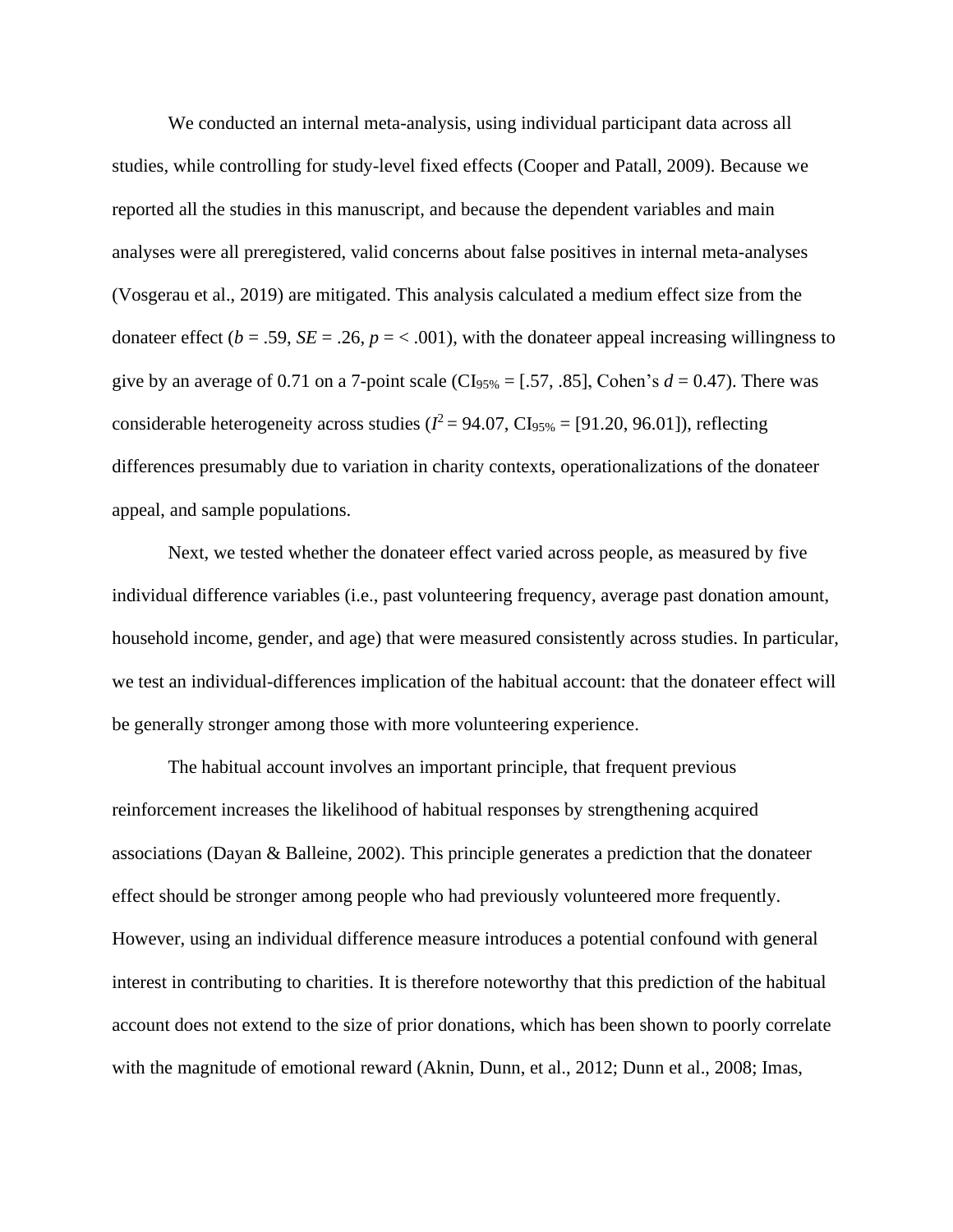We conducted an internal meta-analysis, using individual participant data across all studies, while controlling for study-level fixed effects (Cooper and Patall, 2009). Because we reported all the studies in this manuscript, and because the dependent variables and main analyses were all preregistered, valid concerns about false positives in internal meta-analyses (Vosgerau et al., 2019) are mitigated. This analysis calculated a medium effect size from the donateer effect ($b = .59$, $SE = .26$, $p = < .001$), with the donateer appeal increasing willingness to give by an average of 0.71 on a 7-point scale ($CI_{95\%} = [.57, .85]$, Cohen's $d = 0.47$). There was considerable heterogeneity across studies ($I^2 = 94.07$, $CI_{95\%} = [91.20, 96.01]$), reflecting differences presumably due to variation in charity contexts, operationalizations of the donateer appeal, and sample populations.

Next, we tested whether the donateer effect varied across people, as measured by five individual difference variables (i.e., past volunteering frequency, average past donation amount, household income, gender, and age) that were measured consistently across studies. In particular, we test an individual-differences implication of the habitual account: that the donateer effect will be generally stronger among those with more volunteering experience.

The habitual account involves an important principle, that frequent previous reinforcement increases the likelihood of habitual responses by strengthening acquired associations (Dayan & Balleine, 2002). This principle generates a prediction that the donateer effect should be stronger among people who had previously volunteered more frequently. However, using an individual difference measure introduces a potential confound with general interest in contributing to charities. It is therefore noteworthy that this prediction of the habitual account does not extend to the size of prior donations, which has been shown to poorly correlate with the magnitude of emotional reward (Aknin, Dunn, et al., 2012; Dunn et al., 2008; Imas,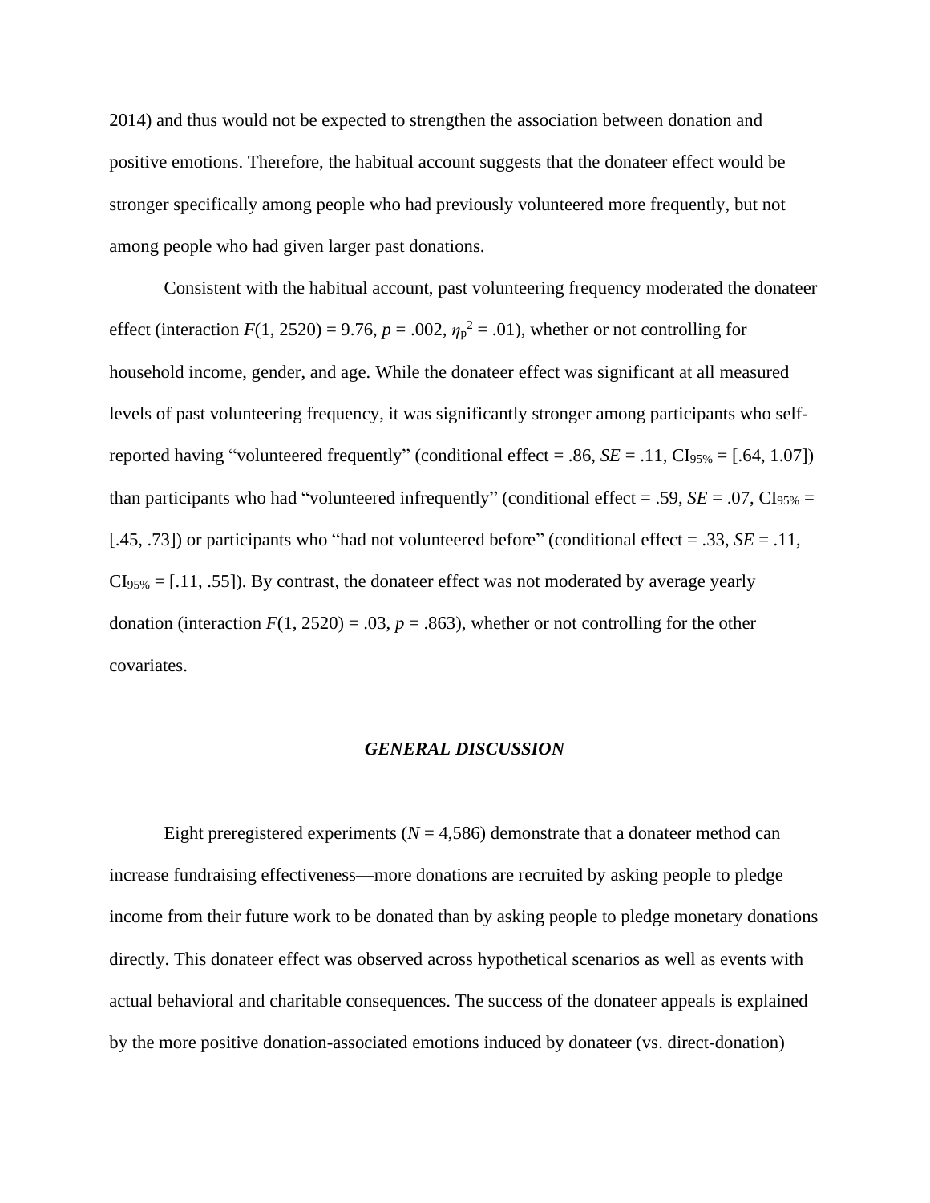2014) and thus would not be expected to strengthen the association between donation and positive emotions. Therefore, the habitual account suggests that the donateer effect would be stronger specifically among people who had previously volunteered more frequently, but not among people who had given larger past donations.

Consistent with the habitual account, past volunteering frequency moderated the donateer effect (interaction $F(1, 2520) = 9.76$, $p = .002$, $\eta_p^2 = .01$), whether or not controlling for household income, gender, and age. While the donateer effect was significant at all measured levels of past volunteering frequency, it was significantly stronger among participants who self-reported having "volunteered frequently" (conditional effect = .86, $SE = .11$, $CI_{95\%} = [.64, 1.07]$) than participants who had "volunteered infrequently" (conditional effect = .59, $SE = .07$, $CI_{95\%} = [.45, .73]$) or participants who "had not volunteered before" (conditional effect = .33, $SE = .11$, $CI_{95\%} = [.11, .55]$). By contrast, the donateer effect was not moderated by average yearly donation (interaction $F(1, 2520) = .03$, $p = .863$), whether or not controlling for the other covariates.

## *GENERAL DISCUSSION*

Eight preregistered experiments ($N = 4{,}586$) demonstrate that a donateer method can increase fundraising effectiveness—more donations are recruited by asking people to pledge income from their future work to be donated than by asking people to pledge monetary donations directly. This donateer effect was observed across hypothetical scenarios as well as events with actual behavioral and charitable consequences. The success of the donateer appeals is explained by the more positive donation-associated emotions induced by donateer (vs. direct-donation)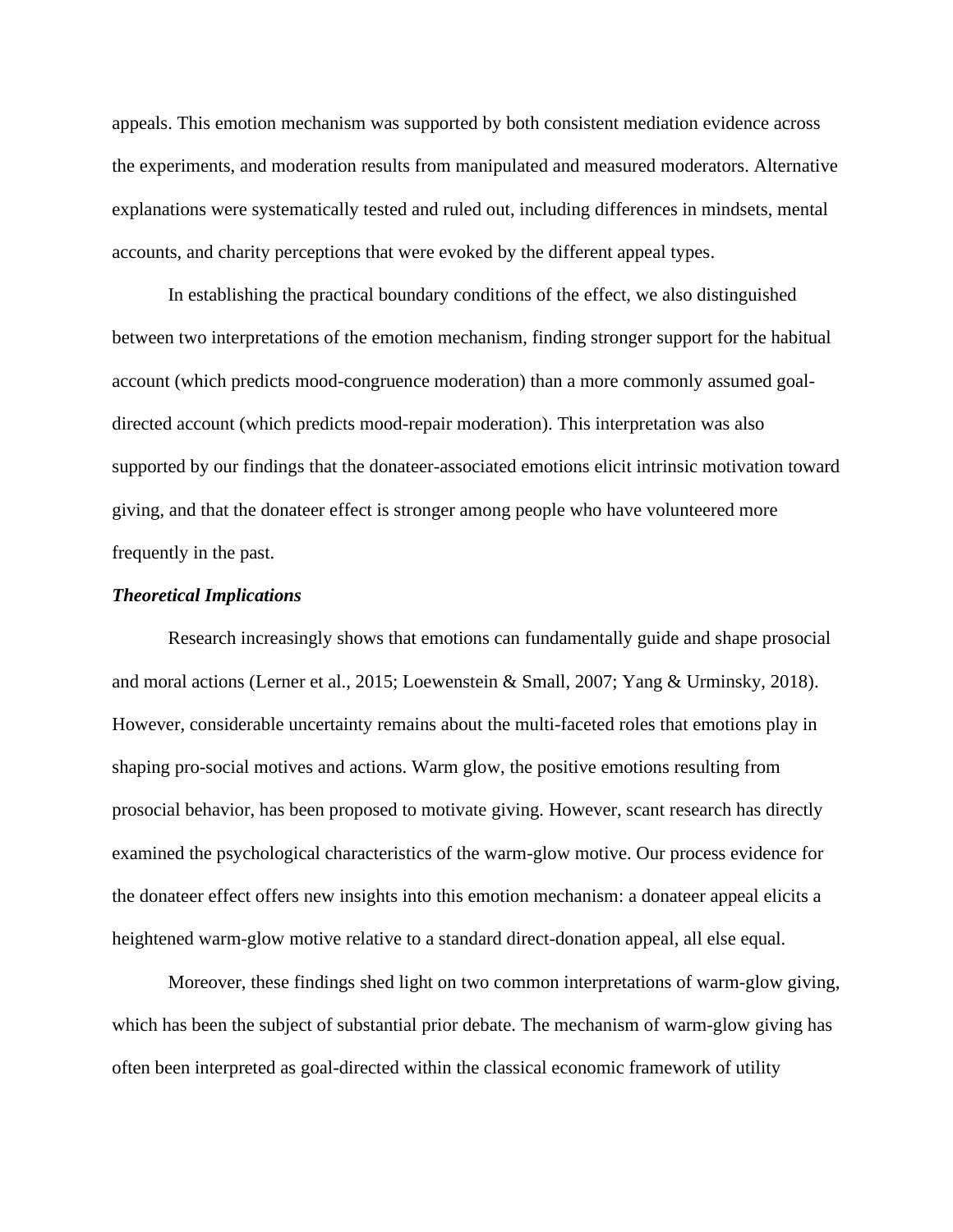appeals. This emotion mechanism was supported by both consistent mediation evidence across the experiments, and moderation results from manipulated and measured moderators. Alternative explanations were systematically tested and ruled out, including differences in mindsets, mental accounts, and charity perceptions that were evoked by the different appeal types.

In establishing the practical boundary conditions of the effect, we also distinguished between two interpretations of the emotion mechanism, finding stronger support for the habitual account (which predicts mood-congruence moderation) than a more commonly assumed goal-directed account (which predicts mood-repair moderation). This interpretation was also supported by our findings that the donateer-associated emotions elicit intrinsic motivation toward giving, and that the donateer effect is stronger among people who have volunteered more frequently in the past.

### *Theoretical Implications*

Research increasingly shows that emotions can fundamentally guide and shape prosocial and moral actions (Lerner et al., 2015; Loewenstein & Small, 2007; Yang & Urminsky, 2018). However, considerable uncertainty remains about the multi-faceted roles that emotions play in shaping pro-social motives and actions. Warm glow, the positive emotions resulting from prosocial behavior, has been proposed to motivate giving. However, scant research has directly examined the psychological characteristics of the warm-glow motive. Our process evidence for the donateer effect offers new insights into this emotion mechanism: a donateer appeal elicits a heightened warm-glow motive relative to a standard direct-donation appeal, all else equal.

Moreover, these findings shed light on two common interpretations of warm-glow giving, which has been the subject of substantial prior debate. The mechanism of warm-glow giving has often been interpreted as goal-directed within the classical economic framework of utility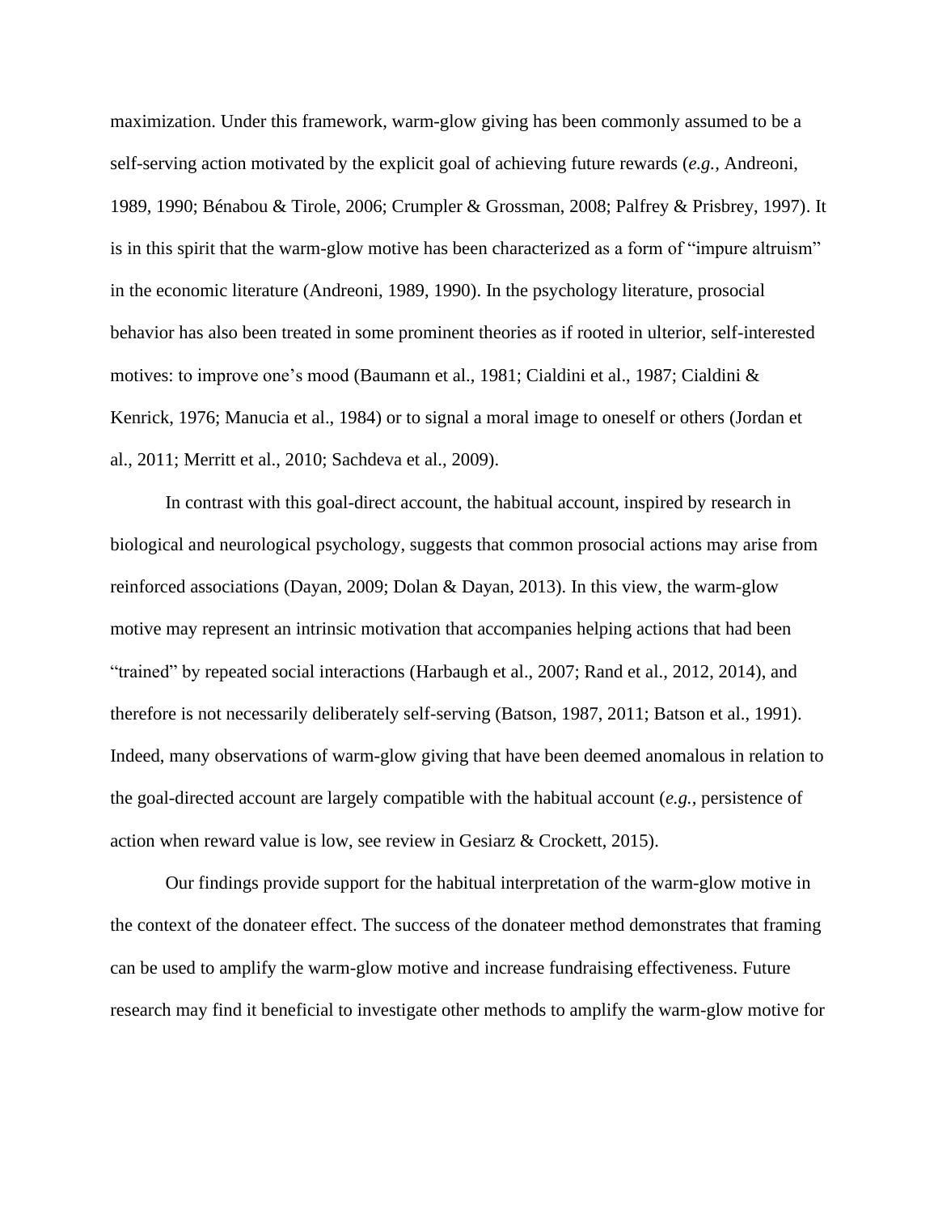maximization. Under this framework, warm-glow giving has been commonly assumed to be a self-serving action motivated by the explicit goal of achieving future rewards (*e.g.,* Andreoni, 1989, 1990; Bénabou & Tirole, 2006; Crumpler & Grossman, 2008; Palfrey & Prisbrey, 1997). It is in this spirit that the warm-glow motive has been characterized as a form of "impure altruism" in the economic literature (Andreoni, 1989, 1990). In the psychology literature, prosocial behavior has also been treated in some prominent theories as if rooted in ulterior, self-interested motives: to improve one's mood (Baumann et al., 1981; Cialdini et al., 1987; Cialdini & Kenrick, 1976; Manucia et al., 1984) or to signal a moral image to oneself or others (Jordan et al., 2011; Merritt et al., 2010; Sachdeva et al., 2009).

In contrast with this goal-direct account, the habitual account, inspired by research in biological and neurological psychology, suggests that common prosocial actions may arise from reinforced associations (Dayan, 2009; Dolan & Dayan, 2013). In this view, the warm-glow motive may represent an intrinsic motivation that accompanies helping actions that had been "trained" by repeated social interactions (Harbaugh et al., 2007; Rand et al., 2012, 2014), and therefore is not necessarily deliberately self-serving (Batson, 1987, 2011; Batson et al., 1991). Indeed, many observations of warm-glow giving that have been deemed anomalous in relation to the goal-directed account are largely compatible with the habitual account (*e.g.*, persistence of action when reward value is low, see review in Gesiarz & Crockett, 2015).

Our findings provide support for the habitual interpretation of the warm-glow motive in the context of the donateer effect. The success of the donateer method demonstrates that framing can be used to amplify the warm-glow motive and increase fundraising effectiveness. Future research may find it beneficial to investigate other methods to amplify the warm-glow motive for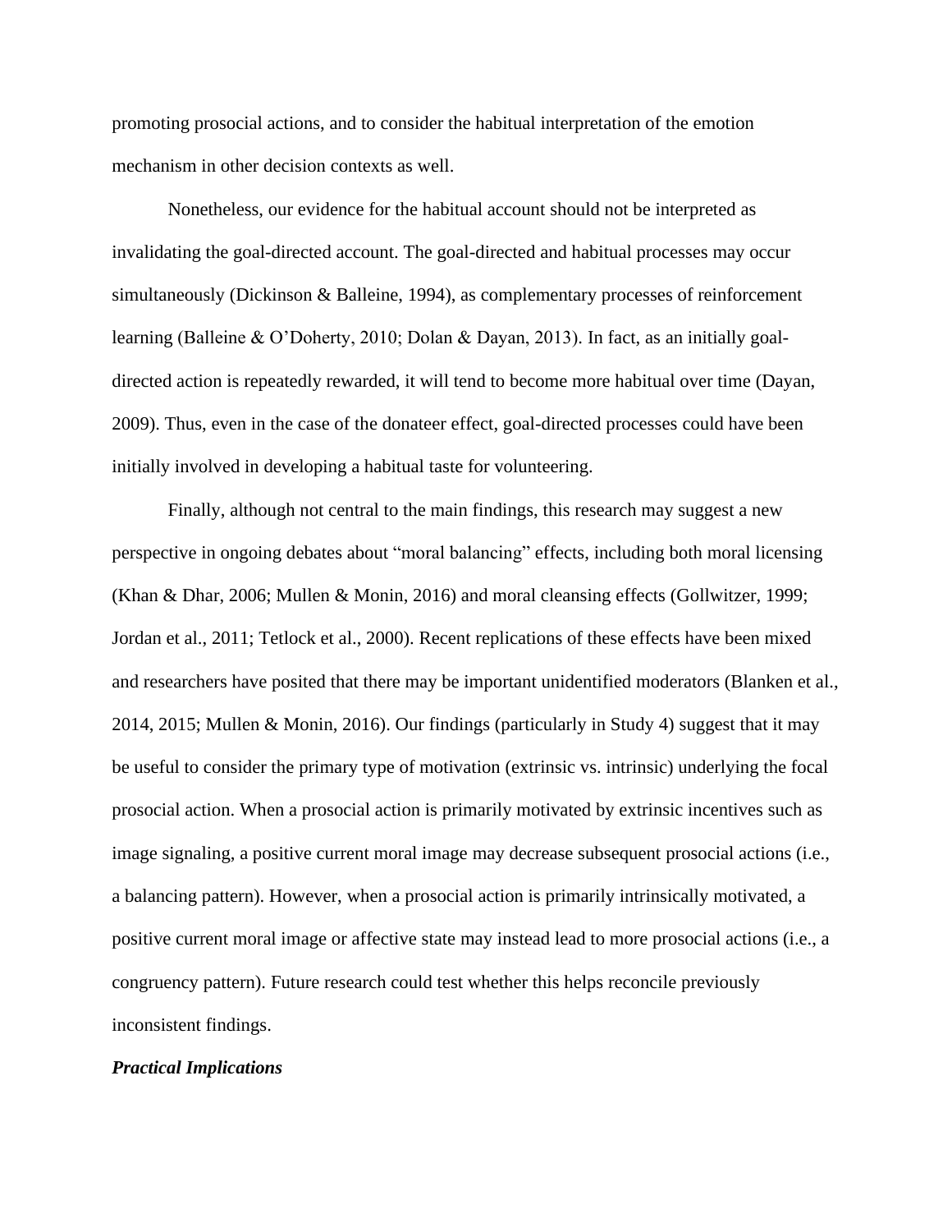promoting prosocial actions, and to consider the habitual interpretation of the emotion mechanism in other decision contexts as well.

Nonetheless, our evidence for the habitual account should not be interpreted as invalidating the goal-directed account. The goal-directed and habitual processes may occur simultaneously (Dickinson & Balleine, 1994), as complementary processes of reinforcement learning (Balleine & O'Doherty, 2010; Dolan & Dayan, 2013). In fact, as an initially goal-directed action is repeatedly rewarded, it will tend to become more habitual over time (Dayan, 2009). Thus, even in the case of the donateer effect, goal-directed processes could have been initially involved in developing a habitual taste for volunteering.

Finally, although not central to the main findings, this research may suggest a new perspective in ongoing debates about "moral balancing" effects, including both moral licensing (Khan & Dhar, 2006; Mullen & Monin, 2016) and moral cleansing effects (Gollwitzer, 1999; Jordan et al., 2011; Tetlock et al., 2000). Recent replications of these effects have been mixed and researchers have posited that there may be important unidentified moderators (Blanken et al., 2014, 2015; Mullen & Monin, 2016). Our findings (particularly in Study 4) suggest that it may be useful to consider the primary type of motivation (extrinsic vs. intrinsic) underlying the focal prosocial action. When a prosocial action is primarily motivated by extrinsic incentives such as image signaling, a positive current moral image may decrease subsequent prosocial actions (i.e., a balancing pattern). However, when a prosocial action is primarily intrinsically motivated, a positive current moral image or affective state may instead lead to more prosocial actions (i.e., a congruency pattern). Future research could test whether this helps reconcile previously inconsistent findings.

### *Practical Implications*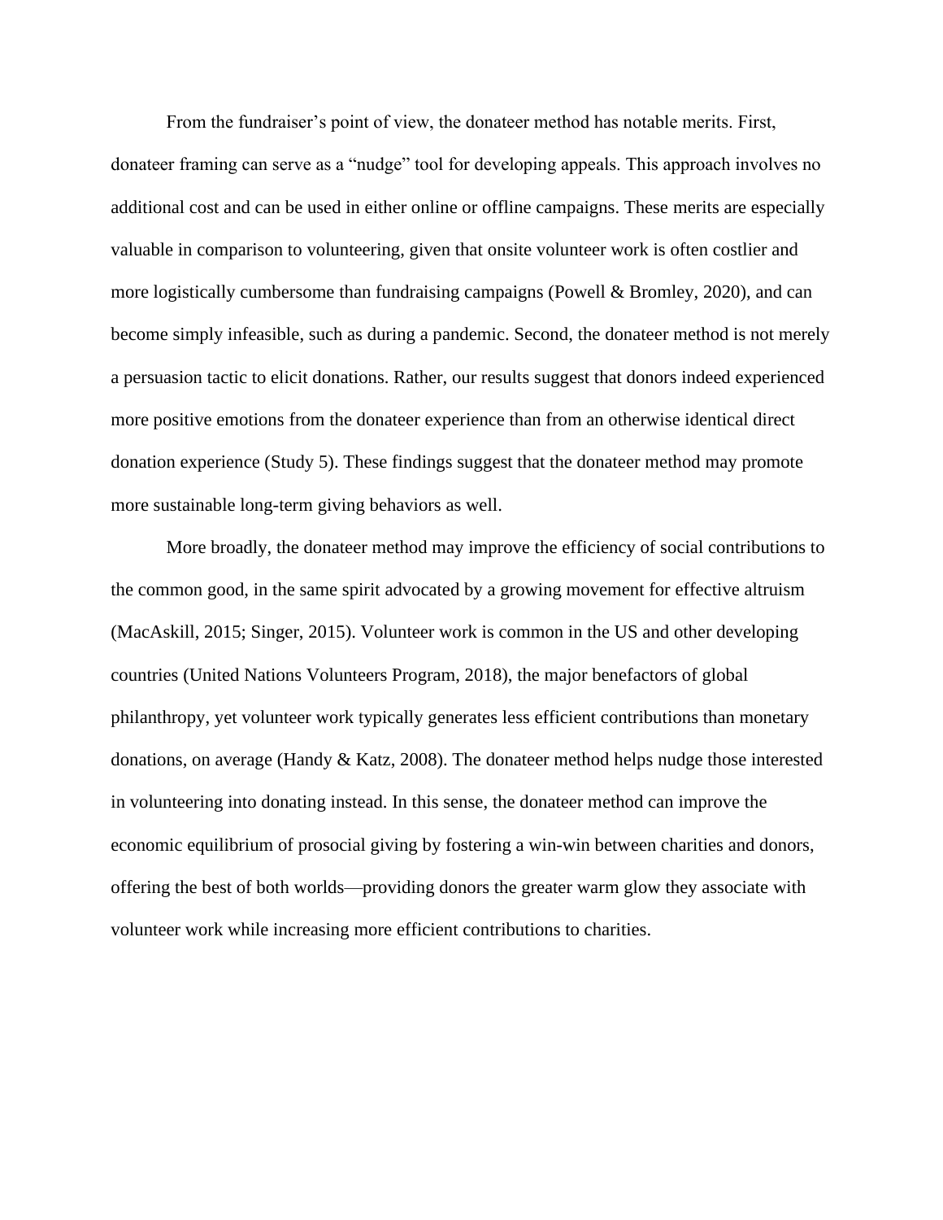From the fundraiser's point of view, the donateer method has notable merits. First, donateer framing can serve as a "nudge" tool for developing appeals. This approach involves no additional cost and can be used in either online or offline campaigns. These merits are especially valuable in comparison to volunteering, given that onsite volunteer work is often costlier and more logistically cumbersome than fundraising campaigns (Powell & Bromley, 2020), and can become simply infeasible, such as during a pandemic. Second, the donateer method is not merely a persuasion tactic to elicit donations. Rather, our results suggest that donors indeed experienced more positive emotions from the donateer experience than from an otherwise identical direct donation experience (Study 5). These findings suggest that the donateer method may promote more sustainable long-term giving behaviors as well.

More broadly, the donateer method may improve the efficiency of social contributions to the common good, in the same spirit advocated by a growing movement for effective altruism (MacAskill, 2015; Singer, 2015). Volunteer work is common in the US and other developing countries (United Nations Volunteers Program, 2018), the major benefactors of global philanthropy, yet volunteer work typically generates less efficient contributions than monetary donations, on average (Handy & Katz, 2008). The donateer method helps nudge those interested in volunteering into donating instead. In this sense, the donateer method can improve the economic equilibrium of prosocial giving by fostering a win-win between charities and donors, offering the best of both worlds—providing donors the greater warm glow they associate with volunteer work while increasing more efficient contributions to charities.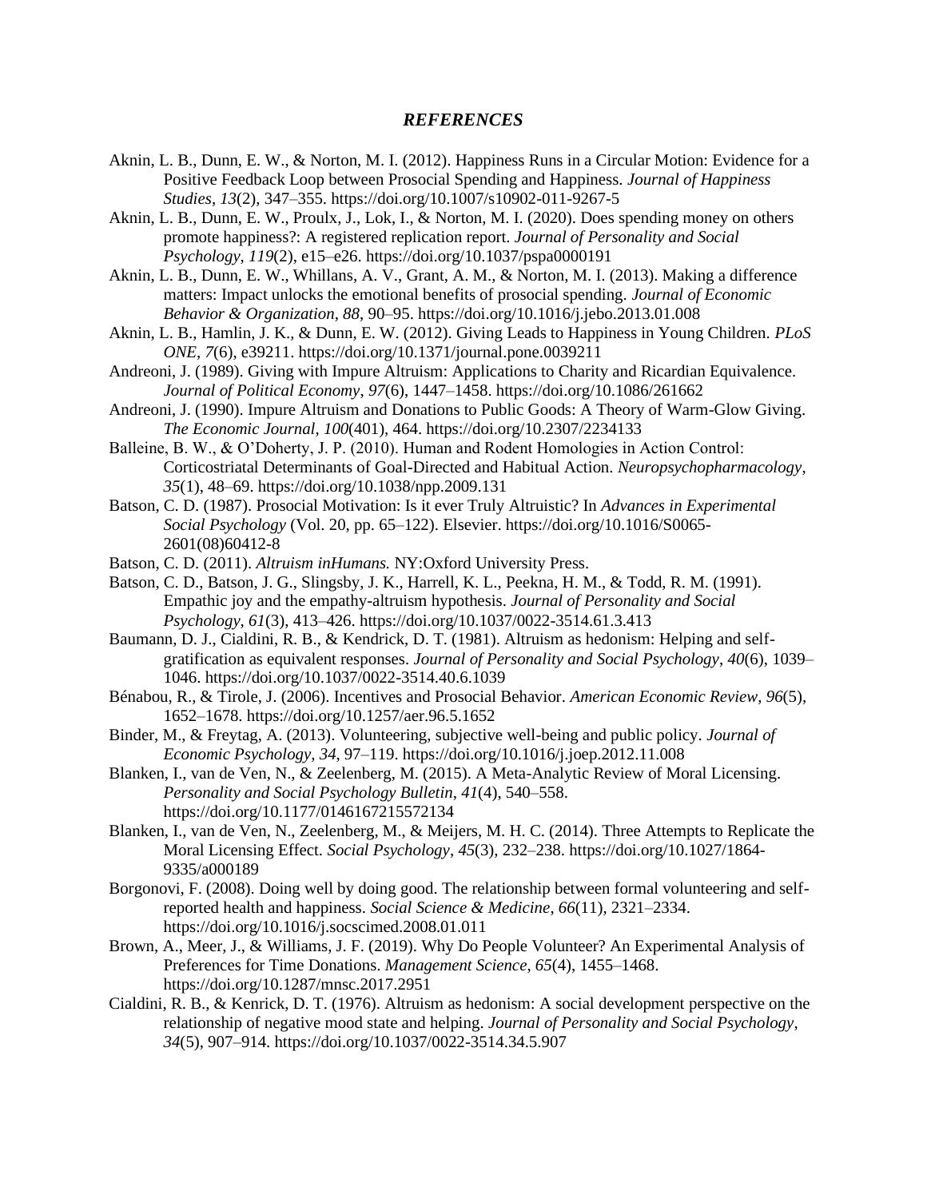## *REFERENCES*

Aknin, L. B., Dunn, E. W., & Norton, M. I. (2012). Happiness Runs in a Circular Motion: Evidence for a Positive Feedback Loop between Prosocial Spending and Happiness. *Journal of Happiness Studies*, *13*(2), 347–355. https://doi.org/10.1007/s10902-011-9267-5

Aknin, L. B., Dunn, E. W., Proulx, J., Lok, I., & Norton, M. I. (2020). Does spending money on others promote happiness?: A registered replication report. *Journal of Personality and Social Psychology*, *119*(2), e15–e26. https://doi.org/10.1037/pspa0000191

Aknin, L. B., Dunn, E. W., Whillans, A. V., Grant, A. M., & Norton, M. I. (2013). Making a difference matters: Impact unlocks the emotional benefits of prosocial spending. *Journal of Economic Behavior & Organization*, *88*, 90–95. https://doi.org/10.1016/j.jebo.2013.01.008

Aknin, L. B., Hamlin, J. K., & Dunn, E. W. (2012). Giving Leads to Happiness in Young Children. *PLoS ONE*, *7*(6), e39211. https://doi.org/10.1371/journal.pone.0039211

Andreoni, J. (1989). Giving with Impure Altruism: Applications to Charity and Ricardian Equivalence. *Journal of Political Economy*, *97*(6), 1447–1458. https://doi.org/10.1086/261662

Andreoni, J. (1990). Impure Altruism and Donations to Public Goods: A Theory of Warm-Glow Giving. *The Economic Journal*, *100*(401), 464. https://doi.org/10.2307/2234133

Balleine, B. W., & O'Doherty, J. P. (2010). Human and Rodent Homologies in Action Control: Corticostriatal Determinants of Goal-Directed and Habitual Action. *Neuropsychopharmacology*, *35*(1), 48–69. https://doi.org/10.1038/npp.2009.131

Batson, C. D. (1987). Prosocial Motivation: Is it ever Truly Altruistic? In *Advances in Experimental Social Psychology* (Vol. 20, pp. 65–122). Elsevier. https://doi.org/10.1016/S0065-2601(08)60412-8

Batson, C. D. (2011). *Altruism inHumans.* NY:Oxford University Press.

Batson, C. D., Batson, J. G., Slingsby, J. K., Harrell, K. L., Peekna, H. M., & Todd, R. M. (1991). Empathic joy and the empathy-altruism hypothesis. *Journal of Personality and Social Psychology*, *61*(3), 413–426. https://doi.org/10.1037/0022-3514.61.3.413

Baumann, D. J., Cialdini, R. B., & Kendrick, D. T. (1981). Altruism as hedonism: Helping and self-gratification as equivalent responses. *Journal of Personality and Social Psychology*, *40*(6), 1039–1046. https://doi.org/10.1037/0022-3514.40.6.1039

Bénabou, R., & Tirole, J. (2006). Incentives and Prosocial Behavior. *American Economic Review*, *96*(5), 1652–1678. https://doi.org/10.1257/aer.96.5.1652

Binder, M., & Freytag, A. (2013). Volunteering, subjective well-being and public policy. *Journal of Economic Psychology*, *34*, 97–119. https://doi.org/10.1016/j.joep.2012.11.008

Blanken, I., van de Ven, N., & Zeelenberg, M. (2015). A Meta-Analytic Review of Moral Licensing. *Personality and Social Psychology Bulletin*, *41*(4), 540–558. https://doi.org/10.1177/0146167215572134

Blanken, I., van de Ven, N., Zeelenberg, M., & Meijers, M. H. C. (2014). Three Attempts to Replicate the Moral Licensing Effect. *Social Psychology*, *45*(3), 232–238. https://doi.org/10.1027/1864-9335/a000189

Borgonovi, F. (2008). Doing well by doing good. The relationship between formal volunteering and self-reported health and happiness. *Social Science & Medicine*, *66*(11), 2321–2334. https://doi.org/10.1016/j.socscimed.2008.01.011

Brown, A., Meer, J., & Williams, J. F. (2019). Why Do People Volunteer? An Experimental Analysis of Preferences for Time Donations. *Management Science*, *65*(4), 1455–1468. https://doi.org/10.1287/mnsc.2017.2951

Cialdini, R. B., & Kenrick, D. T. (1976). Altruism as hedonism: A social development perspective on the relationship of negative mood state and helping. *Journal of Personality and Social Psychology*, *34*(5), 907–914. https://doi.org/10.1037/0022-3514.34.5.907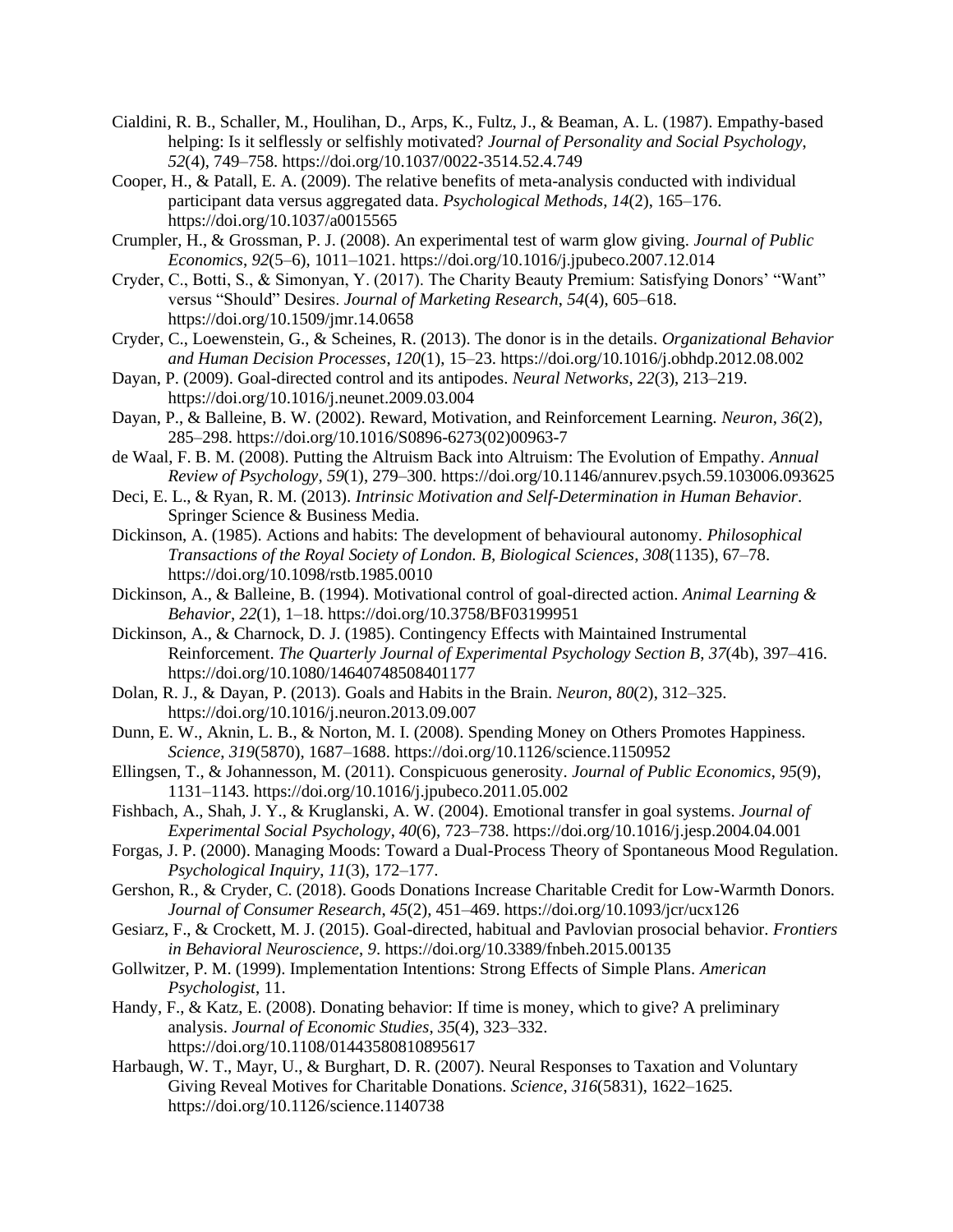Cialdini, R. B., Schaller, M., Houlihan, D., Arps, K., Fultz, J., & Beaman, A. L. (1987). Empathy-based helping: Is it selflessly or selfishly motivated? *Journal of Personality and Social Psychology*, *52*(4), 749–758. https://doi.org/10.1037/0022-3514.52.4.749

Cooper, H., & Patall, E. A. (2009). The relative benefits of meta-analysis conducted with individual participant data versus aggregated data. *Psychological Methods*, *14*(2), 165–176. https://doi.org/10.1037/a0015565

Crumpler, H., & Grossman, P. J. (2008). An experimental test of warm glow giving. *Journal of Public Economics*, *92*(5–6), 1011–1021. https://doi.org/10.1016/j.jpubeco.2007.12.014

Cryder, C., Botti, S., & Simonyan, Y. (2017). The Charity Beauty Premium: Satisfying Donors' "Want" versus "Should" Desires. *Journal of Marketing Research*, *54*(4), 605–618. https://doi.org/10.1509/jmr.14.0658

Cryder, C., Loewenstein, G., & Scheines, R. (2013). The donor is in the details. *Organizational Behavior and Human Decision Processes*, *120*(1), 15–23. https://doi.org/10.1016/j.obhdp.2012.08.002

Dayan, P. (2009). Goal-directed control and its antipodes. *Neural Networks*, *22*(3), 213–219. https://doi.org/10.1016/j.neunet.2009.03.004

Dayan, P., & Balleine, B. W. (2002). Reward, Motivation, and Reinforcement Learning. *Neuron*, *36*(2), 285–298. https://doi.org/10.1016/S0896-6273(02)00963-7

de Waal, F. B. M. (2008). Putting the Altruism Back into Altruism: The Evolution of Empathy. *Annual Review of Psychology*, *59*(1), 279–300. https://doi.org/10.1146/annurev.psych.59.103006.093625

Deci, E. L., & Ryan, R. M. (2013). *Intrinsic Motivation and Self-Determination in Human Behavior*. Springer Science & Business Media.

Dickinson, A. (1985). Actions and habits: The development of behavioural autonomy. *Philosophical Transactions of the Royal Society of London. B, Biological Sciences*, *308*(1135), 67–78. https://doi.org/10.1098/rstb.1985.0010

Dickinson, A., & Balleine, B. (1994). Motivational control of goal-directed action. *Animal Learning & Behavior*, *22*(1), 1–18. https://doi.org/10.3758/BF03199951

Dickinson, A., & Charnock, D. J. (1985). Contingency Effects with Maintained Instrumental Reinforcement. *The Quarterly Journal of Experimental Psychology Section B*, *37*(4b), 397–416. https://doi.org/10.1080/14640748508401177

Dolan, R. J., & Dayan, P. (2013). Goals and Habits in the Brain. *Neuron*, *80*(2), 312–325. https://doi.org/10.1016/j.neuron.2013.09.007

Dunn, E. W., Aknin, L. B., & Norton, M. I. (2008). Spending Money on Others Promotes Happiness. *Science*, *319*(5870), 1687–1688. https://doi.org/10.1126/science.1150952

Ellingsen, T., & Johannesson, M. (2011). Conspicuous generosity. *Journal of Public Economics*, *95*(9), 1131–1143. https://doi.org/10.1016/j.jpubeco.2011.05.002

Fishbach, A., Shah, J. Y., & Kruglanski, A. W. (2004). Emotional transfer in goal systems. *Journal of Experimental Social Psychology*, *40*(6), 723–738. https://doi.org/10.1016/j.jesp.2004.04.001

Forgas, J. P. (2000). Managing Moods: Toward a Dual-Process Theory of Spontaneous Mood Regulation. *Psychological Inquiry*, *11*(3), 172–177.

Gershon, R., & Cryder, C. (2018). Goods Donations Increase Charitable Credit for Low-Warmth Donors. *Journal of Consumer Research*, *45*(2), 451–469. https://doi.org/10.1093/jcr/ucx126

Gesiarz, F., & Crockett, M. J. (2015). Goal-directed, habitual and Pavlovian prosocial behavior. *Frontiers in Behavioral Neuroscience*, *9*. https://doi.org/10.3389/fnbeh.2015.00135

Gollwitzer, P. M. (1999). Implementation Intentions: Strong Effects of Simple Plans. *American Psychologist*, 11.

Handy, F., & Katz, E. (2008). Donating behavior: If time is money, which to give? A preliminary analysis. *Journal of Economic Studies*, *35*(4), 323–332. https://doi.org/10.1108/01443580810895617

Harbaugh, W. T., Mayr, U., & Burghart, D. R. (2007). Neural Responses to Taxation and Voluntary Giving Reveal Motives for Charitable Donations. *Science*, *316*(5831), 1622–1625. https://doi.org/10.1126/science.1140738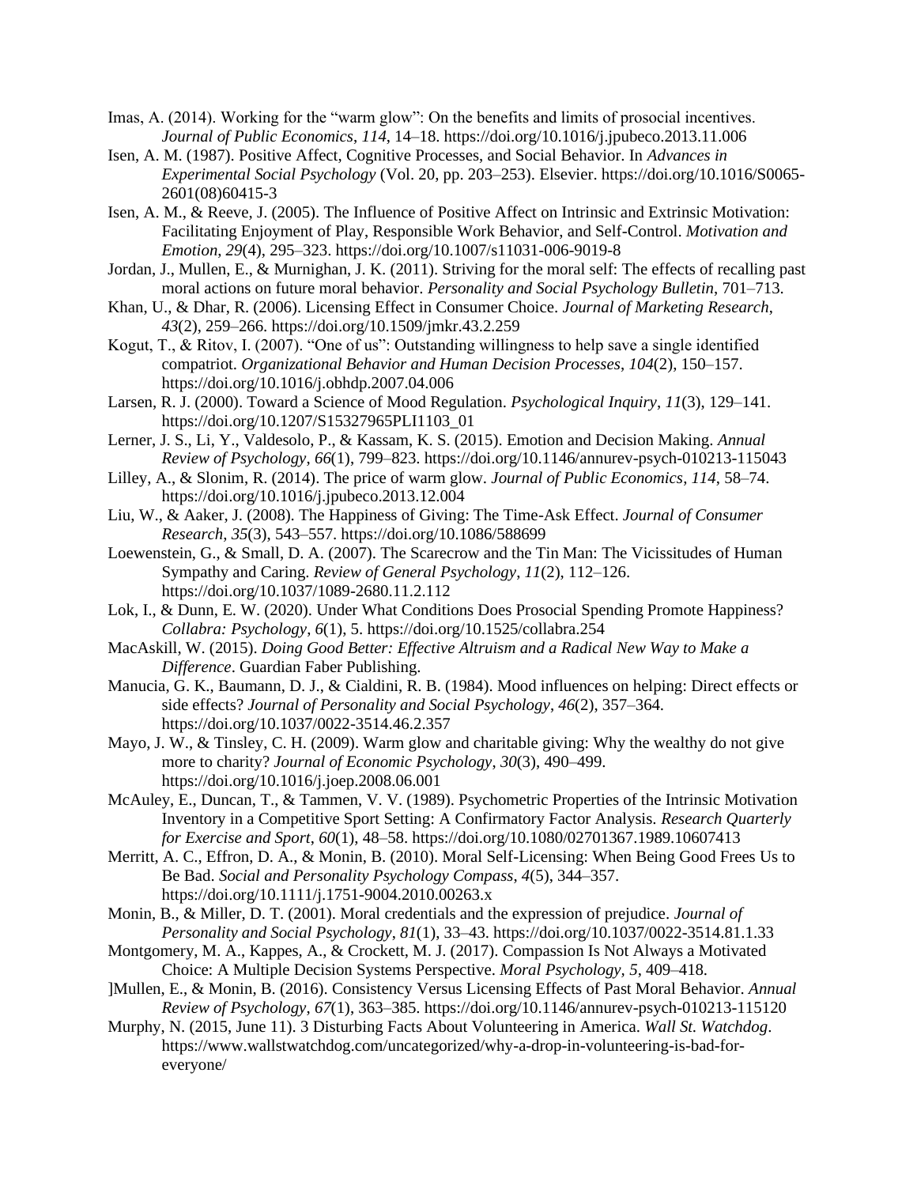Imas, A. (2014). Working for the "warm glow": On the benefits and limits of prosocial incentives. *Journal of Public Economics*, *114*, 14–18. https://doi.org/10.1016/j.jpubeco.2013.11.006

Isen, A. M. (1987). Positive Affect, Cognitive Processes, and Social Behavior. In *Advances in Experimental Social Psychology* (Vol. 20, pp. 203–253). Elsevier. https://doi.org/10.1016/S0065-2601(08)60415-3

Isen, A. M., & Reeve, J. (2005). The Influence of Positive Affect on Intrinsic and Extrinsic Motivation: Facilitating Enjoyment of Play, Responsible Work Behavior, and Self-Control. *Motivation and Emotion*, *29*(4), 295–323. https://doi.org/10.1007/s11031-006-9019-8

Jordan, J., Mullen, E., & Murnighan, J. K. (2011). Striving for the moral self: The effects of recalling past moral actions on future moral behavior. *Personality and Social Psychology Bulletin*, 701–713.

Khan, U., & Dhar, R. (2006). Licensing Effect in Consumer Choice. *Journal of Marketing Research*, *43*(2), 259–266. https://doi.org/10.1509/jmkr.43.2.259

Kogut, T., & Ritov, I. (2007). "One of us": Outstanding willingness to help save a single identified compatriot. *Organizational Behavior and Human Decision Processes*, *104*(2), 150–157. https://doi.org/10.1016/j.obhdp.2007.04.006

Larsen, R. J. (2000). Toward a Science of Mood Regulation. *Psychological Inquiry*, *11*(3), 129–141. https://doi.org/10.1207/S15327965PLI1103_01

Lerner, J. S., Li, Y., Valdesolo, P., & Kassam, K. S. (2015). Emotion and Decision Making. *Annual Review of Psychology*, *66*(1), 799–823. https://doi.org/10.1146/annurev-psych-010213-115043

Lilley, A., & Slonim, R. (2014). The price of warm glow. *Journal of Public Economics*, *114*, 58–74. https://doi.org/10.1016/j.jpubeco.2013.12.004

Liu, W., & Aaker, J. (2008). The Happiness of Giving: The Time-Ask Effect. *Journal of Consumer Research*, *35*(3), 543–557. https://doi.org/10.1086/588699

Loewenstein, G., & Small, D. A. (2007). The Scarecrow and the Tin Man: The Vicissitudes of Human Sympathy and Caring. *Review of General Psychology*, *11*(2), 112–126. https://doi.org/10.1037/1089-2680.11.2.112

Lok, I., & Dunn, E. W. (2020). Under What Conditions Does Prosocial Spending Promote Happiness? *Collabra: Psychology*, *6*(1), 5. https://doi.org/10.1525/collabra.254

MacAskill, W. (2015). *Doing Good Better: Effective Altruism and a Radical New Way to Make a Difference*. Guardian Faber Publishing.

Manucia, G. K., Baumann, D. J., & Cialdini, R. B. (1984). Mood influences on helping: Direct effects or side effects? *Journal of Personality and Social Psychology*, *46*(2), 357–364. https://doi.org/10.1037/0022-3514.46.2.357

Mayo, J. W., & Tinsley, C. H. (2009). Warm glow and charitable giving: Why the wealthy do not give more to charity? *Journal of Economic Psychology*, *30*(3), 490–499. https://doi.org/10.1016/j.joep.2008.06.001

McAuley, E., Duncan, T., & Tammen, V. V. (1989). Psychometric Properties of the Intrinsic Motivation Inventory in a Competitive Sport Setting: A Confirmatory Factor Analysis. *Research Quarterly for Exercise and Sport*, *60*(1), 48–58. https://doi.org/10.1080/02701367.1989.10607413

Merritt, A. C., Effron, D. A., & Monin, B. (2010). Moral Self-Licensing: When Being Good Frees Us to Be Bad. *Social and Personality Psychology Compass*, *4*(5), 344–357. https://doi.org/10.1111/j.1751-9004.2010.00263.x

Monin, B., & Miller, D. T. (2001). Moral credentials and the expression of prejudice. *Journal of Personality and Social Psychology*, *81*(1), 33–43. https://doi.org/10.1037/0022-3514.81.1.33

Montgomery, M. A., Kappes, A., & Crockett, M. J. (2017). Compassion Is Not Always a Motivated Choice: A Multiple Decision Systems Perspective. *Moral Psychology*, *5*, 409–418.

]Mullen, E., & Monin, B. (2016). Consistency Versus Licensing Effects of Past Moral Behavior. *Annual Review of Psychology*, *67*(1), 363–385. https://doi.org/10.1146/annurev-psych-010213-115120

Murphy, N. (2015, June 11). 3 Disturbing Facts About Volunteering in America. *Wall St. Watchdog*. https://www.wallstwatchdog.com/uncategorized/why-a-drop-in-volunteering-is-bad-for-everyone/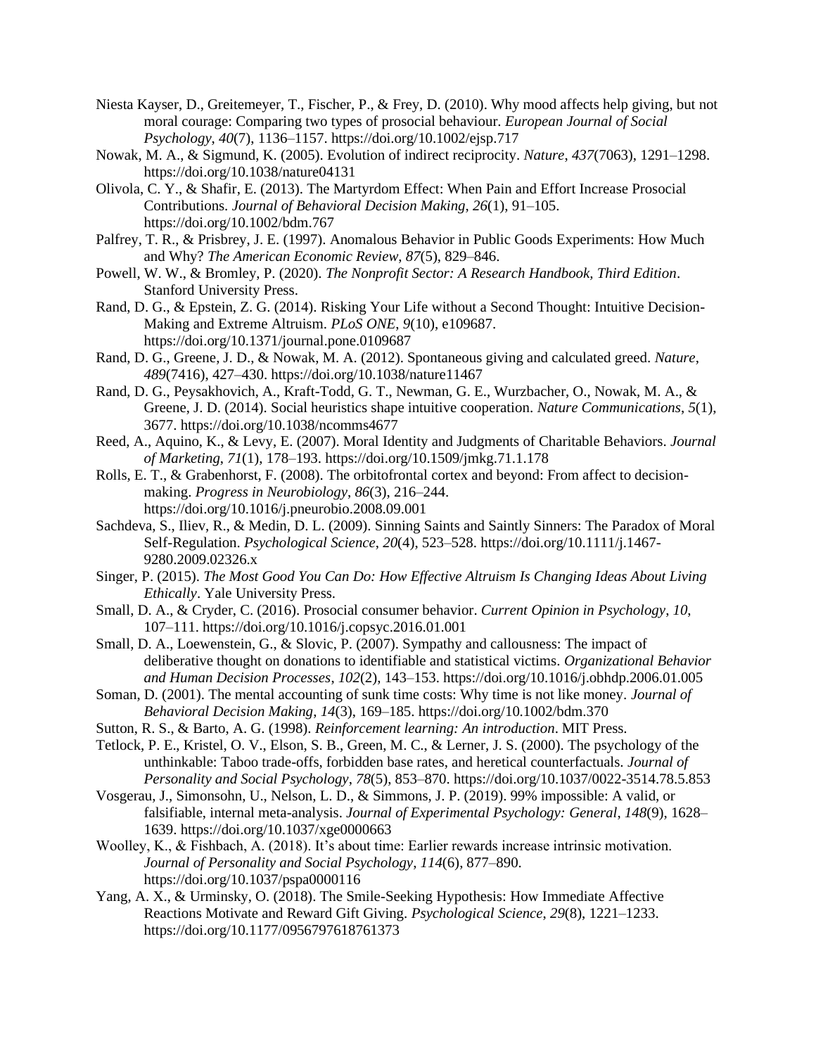Niesta Kayser, D., Greitemeyer, T., Fischer, P., & Frey, D. (2010). Why mood affects help giving, but not moral courage: Comparing two types of prosocial behaviour. *European Journal of Social Psychology*, *40*(7), 1136–1157. https://doi.org/10.1002/ejsp.717

Nowak, M. A., & Sigmund, K. (2005). Evolution of indirect reciprocity. *Nature*, *437*(7063), 1291–1298. https://doi.org/10.1038/nature04131

Olivola, C. Y., & Shafir, E. (2013). The Martyrdom Effect: When Pain and Effort Increase Prosocial Contributions. *Journal of Behavioral Decision Making*, *26*(1), 91–105. https://doi.org/10.1002/bdm.767

Palfrey, T. R., & Prisbrey, J. E. (1997). Anomalous Behavior in Public Goods Experiments: How Much and Why? *The American Economic Review*, *87*(5), 829–846.

Powell, W. W., & Bromley, P. (2020). *The Nonprofit Sector: A Research Handbook, Third Edition*. Stanford University Press.

Rand, D. G., & Epstein, Z. G. (2014). Risking Your Life without a Second Thought: Intuitive Decision-Making and Extreme Altruism. *PLoS ONE*, *9*(10), e109687. https://doi.org/10.1371/journal.pone.0109687

Rand, D. G., Greene, J. D., & Nowak, M. A. (2012). Spontaneous giving and calculated greed. *Nature*, *489*(7416), 427–430. https://doi.org/10.1038/nature11467

Rand, D. G., Peysakhovich, A., Kraft-Todd, G. T., Newman, G. E., Wurzbacher, O., Nowak, M. A., & Greene, J. D. (2014). Social heuristics shape intuitive cooperation. *Nature Communications*, *5*(1), 3677. https://doi.org/10.1038/ncomms4677

Reed, A., Aquino, K., & Levy, E. (2007). Moral Identity and Judgments of Charitable Behaviors. *Journal of Marketing*, *71*(1), 178–193. https://doi.org/10.1509/jmkg.71.1.178

Rolls, E. T., & Grabenhorst, F. (2008). The orbitofrontal cortex and beyond: From affect to decision-making. *Progress in Neurobiology*, *86*(3), 216–244. https://doi.org/10.1016/j.pneurobio.2008.09.001

Sachdeva, S., Iliev, R., & Medin, D. L. (2009). Sinning Saints and Saintly Sinners: The Paradox of Moral Self-Regulation. *Psychological Science*, *20*(4), 523–528. https://doi.org/10.1111/j.1467-9280.2009.02326.x

Singer, P. (2015). *The Most Good You Can Do: How Effective Altruism Is Changing Ideas About Living Ethically*. Yale University Press.

Small, D. A., & Cryder, C. (2016). Prosocial consumer behavior. *Current Opinion in Psychology*, *10*, 107–111. https://doi.org/10.1016/j.copsyc.2016.01.001

Small, D. A., Loewenstein, G., & Slovic, P. (2007). Sympathy and callousness: The impact of deliberative thought on donations to identifiable and statistical victims. *Organizational Behavior and Human Decision Processes*, *102*(2), 143–153. https://doi.org/10.1016/j.obhdp.2006.01.005

Soman, D. (2001). The mental accounting of sunk time costs: Why time is not like money. *Journal of Behavioral Decision Making*, *14*(3), 169–185. https://doi.org/10.1002/bdm.370

Sutton, R. S., & Barto, A. G. (1998). *Reinforcement learning: An introduction*. MIT Press.

Tetlock, P. E., Kristel, O. V., Elson, S. B., Green, M. C., & Lerner, J. S. (2000). The psychology of the unthinkable: Taboo trade-offs, forbidden base rates, and heretical counterfactuals. *Journal of Personality and Social Psychology*, *78*(5), 853–870. https://doi.org/10.1037/0022-3514.78.5.853

Vosgerau, J., Simonsohn, U., Nelson, L. D., & Simmons, J. P. (2019). 99% impossible: A valid, or falsifiable, internal meta-analysis. *Journal of Experimental Psychology: General*, *148*(9), 1628–1639. https://doi.org/10.1037/xge0000663

Woolley, K., & Fishbach, A. (2018). It's about time: Earlier rewards increase intrinsic motivation. *Journal of Personality and Social Psychology*, *114*(6), 877–890. https://doi.org/10.1037/pspa0000116

Yang, A. X., & Urminsky, O. (2018). The Smile-Seeking Hypothesis: How Immediate Affective Reactions Motivate and Reward Gift Giving. *Psychological Science*, *29*(8), 1221–1233. https://doi.org/10.1177/0956797618761373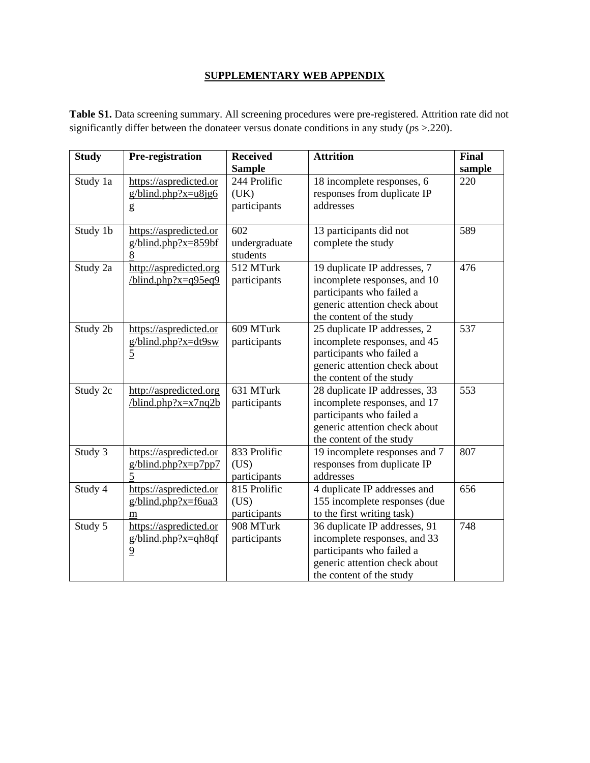## SUPPLEMENTARY WEB APPENDIX

**Table S1.** Data screening summary. All screening procedures were pre-registered. Attrition rate did not significantly differ between the donateer versus donate conditions in any study (*p*s >.220).

| Study | Pre-registration | Received Sample | Attrition | Final sample |
|---|---|---|---|---|
| Study 1a | https://aspredicted.org/blind.php?x=u8jg6g | 244 Prolific (UK) participants | 18 incomplete responses, 6 responses from duplicate IP addresses | 220 |
| Study 1b | https://aspredicted.org/blind.php?x=859bf8 | 602 undergraduate students | 13 participants did not complete the study | 589 |
| Study 2a | http://aspredicted.org/blind.php?x=q95eq9 | 512 MTurk participants | 19 duplicate IP addresses, 7 incomplete responses, and 10 participants who failed a generic attention check about the content of the study | 476 |
| Study 2b | https://aspredicted.org/blind.php?x=dt9sw5 | 609 MTurk participants | 25 duplicate IP addresses, 2 incomplete responses, and 45 participants who failed a generic attention check about the content of the study | 537 |
| Study 2c | http://aspredicted.org/blind.php?x=x7nq2b | 631 MTurk participants | 28 duplicate IP addresses, 33 incomplete responses, and 17 participants who failed a generic attention check about the content of the study | 553 |
| Study 3 | https://aspredicted.org/blind.php?x=p7pp75 | 833 Prolific (US) participants | 19 incomplete responses and 7 responses from duplicate IP addresses | 807 |
| Study 4 | https://aspredicted.org/blind.php?x=f6ua3m | 815 Prolific (US) participants | 4 duplicate IP addresses and 155 incomplete responses (due to the first writing task) | 656 |
| Study 5 | https://aspredicted.org/blind.php?x=qh8qf9 | 908 MTurk participants | 36 duplicate IP addresses, 91 incomplete responses, and 33 participants who failed a generic attention check about the content of the study | 748 |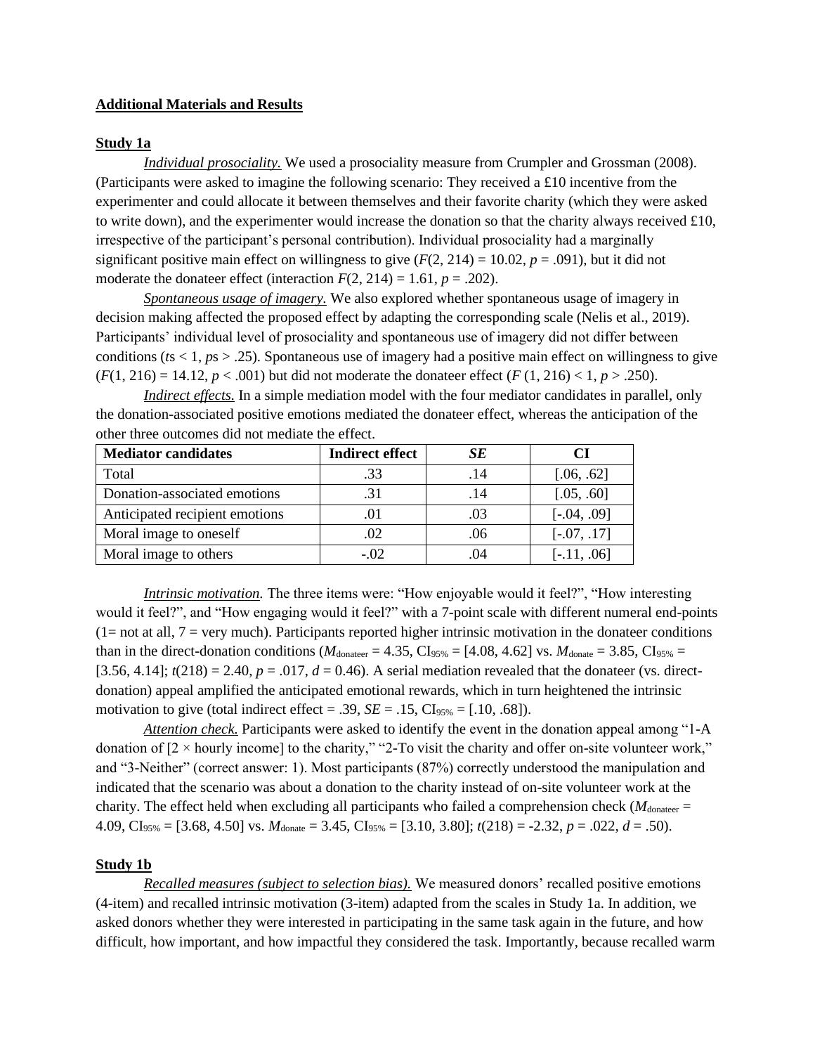**Additional Materials and Results**

**Study 1a**

*Individual prosociality.* We used a prosociality measure from Crumpler and Grossman (2008). (Participants were asked to imagine the following scenario: They received a £10 incentive from the experimenter and could allocate it between themselves and their favorite charity (which they were asked to write down), and the experimenter would increase the donation so that the charity always received £10, irrespective of the participant's personal contribution). Individual prosociality had a marginally significant positive main effect on willingness to give ($F(2, 214) = 10.02$, $p = .091$), but it did not moderate the donateer effect (interaction $F(2, 214) = 1.61$, $p = .202$).

*Spontaneous usage of imagery.* We also explored whether spontaneous usage of imagery in decision making affected the proposed effect by adapting the corresponding scale (Nelis et al., 2019). Participants' individual level of prosociality and spontaneous use of imagery did not differ between conditions ($t$s < 1, $p$s > .25). Spontaneous use of imagery had a positive main effect on willingness to give ($F(1, 216) = 14.12$, $p < .001$) but did not moderate the donateer effect ($F(1, 216) < 1$, $p > .250$).

*Indirect effects.* In a simple mediation model with the four mediator candidates in parallel, only the donation-associated positive emotions mediated the donateer effect, whereas the anticipation of the other three outcomes did not mediate the effect.

| Mediator candidates | Indirect effect | *SE* | CI |
|---|---|---|---|
| Total | .33 | .14 | [.06, .62] |
| Donation-associated emotions | .31 | .14 | [.05, .60] |
| Anticipated recipient emotions | .01 | .03 | [-.04, .09] |
| Moral image to oneself | .02 | .06 | [-.07, .17] |
| Moral image to others | -.02 | .04 | [-.11, .06] |

*Intrinsic motivation.* The three items were: "How enjoyable would it feel?", "How interesting would it feel?", and "How engaging would it feel?" with a 7-point scale with different numeral end-points (1= not at all, 7 = very much). Participants reported higher intrinsic motivation in the donateer conditions than in the direct-donation conditions ($M_{donateer} = 4.35$, $CI_{95\%} = [4.08, 4.62]$ vs. $M_{donate} = 3.85$, $CI_{95\%} = [3.56, 4.14]$; $t(218) = 2.40$, $p = .017$, $d = 0.46$). A serial mediation revealed that the donateer (vs. direct-donation) appeal amplified the anticipated emotional rewards, which in turn heightened the intrinsic motivation to give (total indirect effect = .39, $SE = .15$, $CI_{95\%} = [.10, .68]$).

*Attention check.* Participants were asked to identify the event in the donation appeal among "1-A donation of [2 × hourly income] to the charity," "2-To visit the charity and offer on-site volunteer work," and "3-Neither" (correct answer: 1). Most participants (87%) correctly understood the manipulation and indicated that the scenario was about a donation to the charity instead of on-site volunteer work at the charity. The effect held when excluding all participants who failed a comprehension check ($M_{donateer} = 4.09$, $CI_{95\%} = [3.68, 4.50]$ vs. $M_{donate} = 3.45$, $CI_{95\%} = [3.10, 3.80]$; $t(218) = -2.32$, $p = .022$, $d = .50$).

**Study 1b**

*Recalled measures (subject to selection bias).* We measured donors' recalled positive emotions (4-item) and recalled intrinsic motivation (3-item) adapted from the scales in Study 1a. In addition, we asked donors whether they were interested in participating in the same task again in the future, and how difficult, how important, and how impactful they considered the task. Importantly, because recalled warm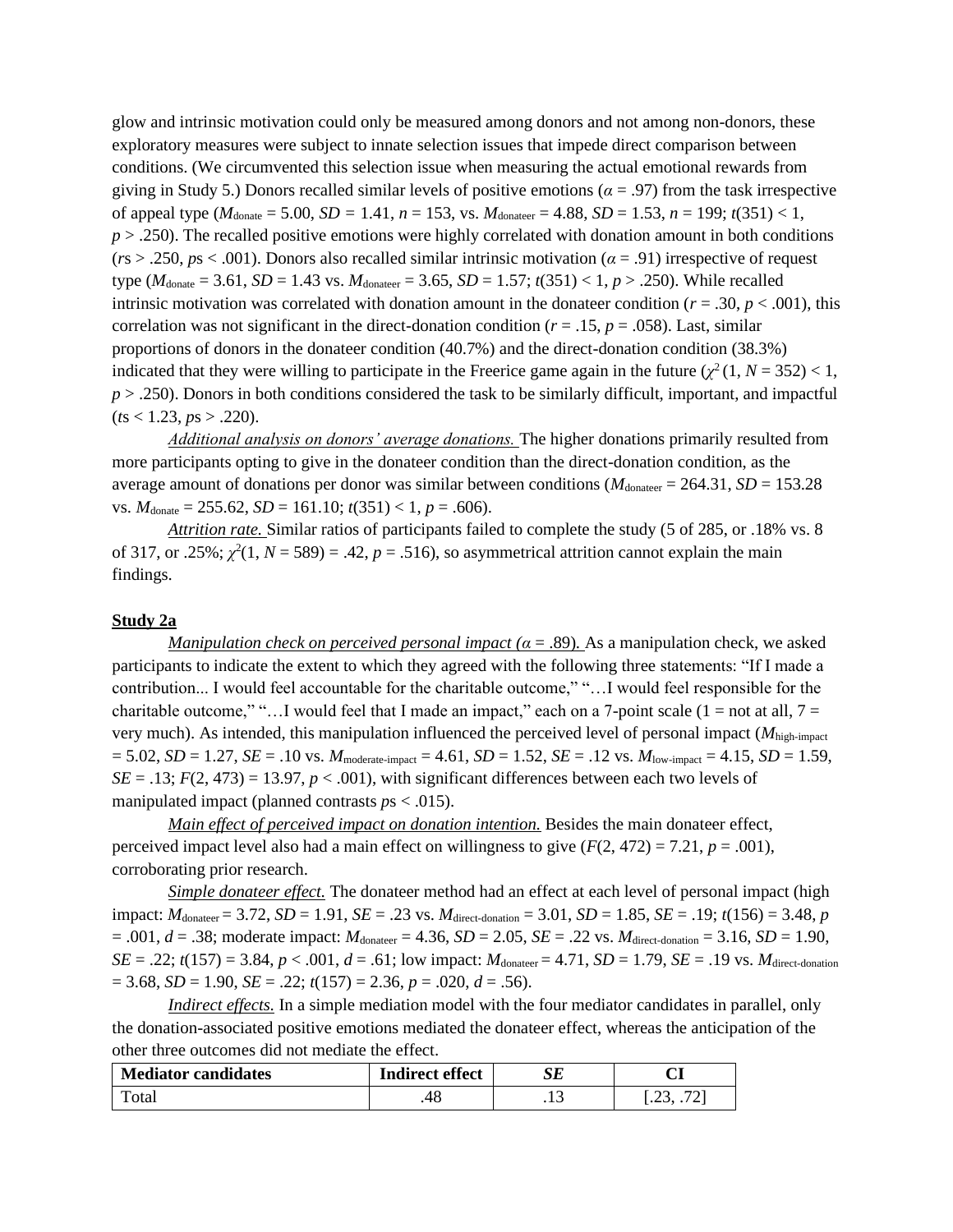glow and intrinsic motivation could only be measured among donors and not among non-donors, these exploratory measures were subject to innate selection issues that impede direct comparison between conditions. (We circumvented this selection issue when measuring the actual emotional rewards from giving in Study 5.) Donors recalled similar levels of positive emotions ($\alpha$ = .97) from the task irrespective of appeal type ($M_{\text{donate}}$ = 5.00, $SD$ = 1.41, $n$ = 153, vs. $M_{\text{donateer}}$ = 4.88, $SD$ = 1.53, $n$ = 199; $t$(351) < 1, $p$ > .250). The recalled positive emotions were highly correlated with donation amount in both conditions ($r$s > .250, $p$s < .001). Donors also recalled similar intrinsic motivation ($\alpha$ = .91) irrespective of request type ($M_{\text{donate}}$ = 3.61, $SD$ = 1.43 vs. $M_{\text{donateer}}$ = 3.65, $SD$ = 1.57; $t$(351) < 1, $p$ > .250). While recalled intrinsic motivation was correlated with donation amount in the donateer condition ($r$ = .30, $p$ < .001), this correlation was not significant in the direct-donation condition ($r$ = .15, $p$ = .058). Last, similar proportions of donors in the donateer condition (40.7%) and the direct-donation condition (38.3%) indicated that they were willing to participate in the Freerice game again in the future ($\chi^2$ (1, $N$ = 352) < 1, $p$ > .250). Donors in both conditions considered the task to be similarly difficult, important, and impactful ($t$s < 1.23, $p$s > .220).

*Additional analysis on donors' average donations.* The higher donations primarily resulted from more participants opting to give in the donateer condition than the direct-donation condition, as the average amount of donations per donor was similar between conditions ($M_{\text{donateer}}$ = 264.31, $SD$ = 153.28 vs. $M_{\text{donate}}$ = 255.62, $SD$ = 161.10; $t$(351) < 1, $p$ = .606).

*Attrition rate.* Similar ratios of participants failed to complete the study (5 of 285, or .18% vs. 8 of 317, or .25%; $\chi^2$(1, $N$ = 589) = .42, $p$ = .516), so asymmetrical attrition cannot explain the main findings.

**Study 2a**

*Manipulation check on perceived personal impact ($\alpha$ = .89).* As a manipulation check, we asked participants to indicate the extent to which they agreed with the following three statements: "If I made a contribution... I would feel accountable for the charitable outcome," "…I would feel responsible for the charitable outcome," "…I would feel that I made an impact," each on a 7-point scale (1 = not at all, 7 = very much). As intended, this manipulation influenced the perceived level of personal impact ($M_{\text{high-impact}}$ = 5.02, $SD$ = 1.27, $SE$ = .10 vs. $M_{\text{moderate-impact}}$ = 4.61, $SD$ = 1.52, $SE$ = .12 vs. $M_{\text{low-impact}}$ = 4.15, $SD$ = 1.59, $SE$ = .13; $F$(2, 473) = 13.97, $p$ < .001), with significant differences between each two levels of manipulated impact (planned contrasts $p$s < .015).

*Main effect of perceived impact on donation intention.* Besides the main donateer effect, perceived impact level also had a main effect on willingness to give ($F$(2, 472) = 7.21, $p$ = .001), corroborating prior research.

*Simple donateer effect.* The donateer method had an effect at each level of personal impact (high impact: $M_{\text{donateer}}$ = 3.72, $SD$ = 1.91, $SE$ = .23 vs. $M_{\text{direct-donation}}$ = 3.01, $SD$ = 1.85, $SE$ = .19; $t$(156) = 3.48, $p$ = .001, $d$ = .38; moderate impact: $M_{\text{donateer}}$ = 4.36, $SD$ = 2.05, $SE$ = .22 vs. $M_{\text{direct-donation}}$ = 3.16, $SD$ = 1.90, $SE$ = .22; $t$(157) = 3.84, $p$ < .001, $d$ = .61; low impact: $M_{\text{donateer}}$ = 4.71, $SD$ = 1.79, $SE$ = .19 vs. $M_{\text{direct-donation}}$ = 3.68, $SD$ = 1.90, $SE$ = .22; $t$(157) = 2.36, $p$ = .020, $d$ = .56).

*Indirect effects.* In a simple mediation model with the four mediator candidates in parallel, only the donation-associated positive emotions mediated the donateer effect, whereas the anticipation of the other three outcomes did not mediate the effect.

| Mediator candidates | Indirect effect | *SE* | CI |
|---|---|---|---|
| Total | .48 | .13 | [.23, .72] |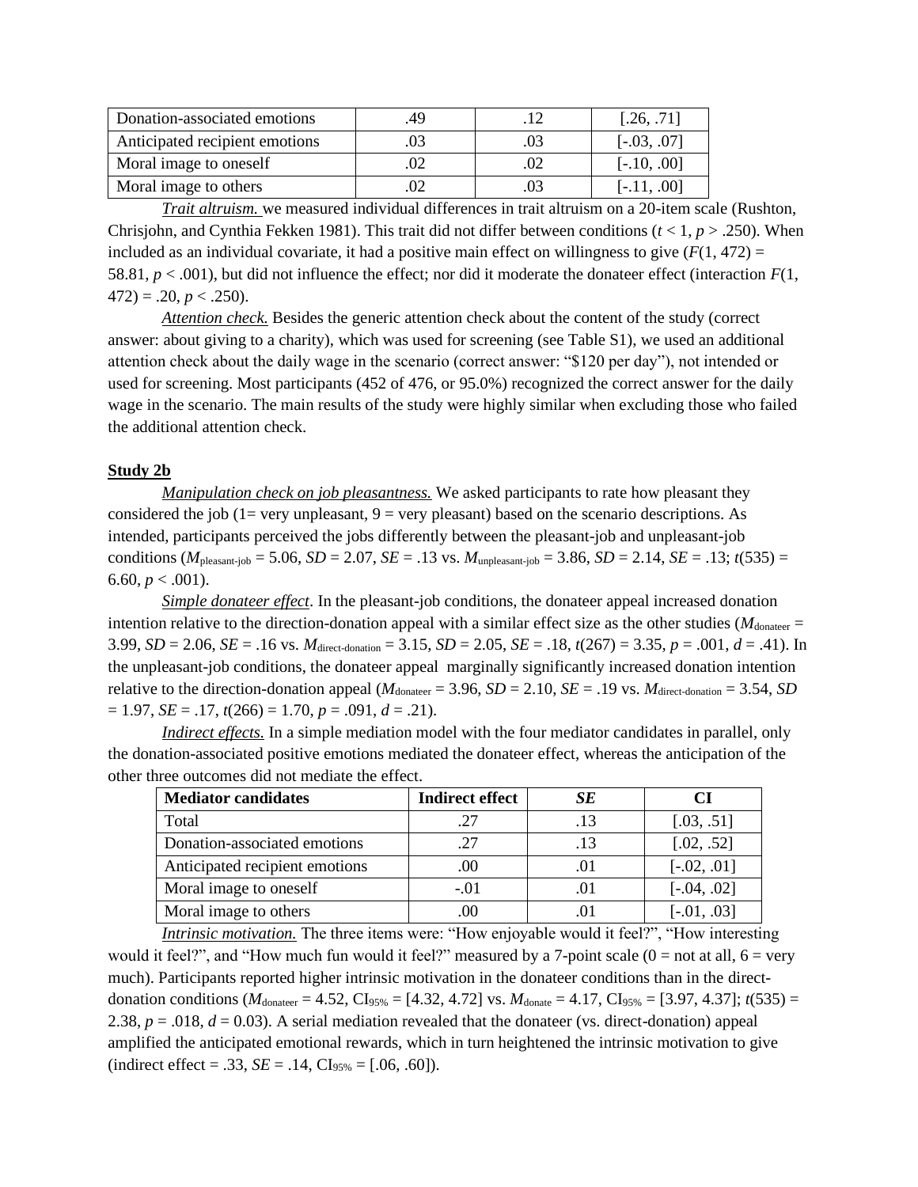| Donation-associated emotions | .49 | .12 | [.26, .71] |
|---|---|---|---|
| Anticipated recipient emotions | .03 | .03 | [-.03, .07] |
| Moral image to oneself | .02 | .02 | [-.10, .00] |
| Moral image to others | .02 | .03 | [-.11, .00] |

*Trait altruism.* we measured individual differences in trait altruism on a 20-item scale (Rushton, Chrisjohn, and Cynthia Fekken 1981). This trait did not differ between conditions ($t < 1$, $p > .250$). When included as an individual covariate, it had a positive main effect on willingness to give ($F(1, 472) = 58.81$, $p < .001$), but did not influence the effect; nor did it moderate the donateer effect (interaction $F(1, 472) = .20$, $p < .250$).

*Attention check.* Besides the generic attention check about the content of the study (correct answer: about giving to a charity), which was used for screening (see Table S1), we used an additional attention check about the daily wage in the scenario (correct answer: "$120 per day"), not intended or used for screening. Most participants (452 of 476, or 95.0%) recognized the correct answer for the daily wage in the scenario. The main results of the study were highly similar when excluding those who failed the additional attention check.

**Study 2b**

*Manipulation check on job pleasantness.* We asked participants to rate how pleasant they considered the job (1= very unpleasant, 9 = very pleasant) based on the scenario descriptions. As intended, participants perceived the jobs differently between the pleasant-job and unpleasant-job conditions ($M_{\text{pleasant-job}} = 5.06$, $SD = 2.07$, $SE = .13$ vs. $M_{\text{unpleasant-job}} = 3.86$, $SD = 2.14$, $SE = .13$; $t(535) = 6.60$, $p < .001$).

*Simple donateer effect*. In the pleasant-job conditions, the donateer appeal increased donation intention relative to the direction-donation appeal with a similar effect size as the other studies ($M_{\text{donateer}} = 3.99$, $SD = 2.06$, $SE = .16$ vs. $M_{\text{direct-donation}} = 3.15$, $SD = 2.05$, $SE = .18$, $t(267) = 3.35$, $p = .001$, $d = .41$). In the unpleasant-job conditions, the donateer appeal marginally significantly increased donation intention relative to the direction-donation appeal ($M_{\text{donateer}} = 3.96$, $SD = 2.10$, $SE = .19$ vs. $M_{\text{direct-donation}} = 3.54$, $SD = 1.97$, $SE = .17$, $t(266) = 1.70$, $p = .091$, $d = .21$).

*Indirect effects.* In a simple mediation model with the four mediator candidates in parallel, only the donation-associated positive emotions mediated the donateer effect, whereas the anticipation of the other three outcomes did not mediate the effect.

| **Mediator candidates** | **Indirect effect** | ***SE*** | **CI** |
|---|---|---|---|
| Total | .27 | .13 | [.03, .51] |
| Donation-associated emotions | .27 | .13 | [.02, .52] |
| Anticipated recipient emotions | .00 | .01 | [-.02, .01] |
| Moral image to oneself | -.01 | .01 | [-.04, .02] |
| Moral image to others | .00 | .01 | [-.01, .03] |

*Intrinsic motivation.* The three items were: "How enjoyable would it feel?", "How interesting would it feel?", and "How much fun would it feel?" measured by a 7-point scale (0 = not at all, 6 = very much). Participants reported higher intrinsic motivation in the donateer conditions than in the direct-donation conditions ($M_{\text{donateer}} = 4.52$, $CI_{95\%} = [4.32, 4.72]$ vs. $M_{\text{donate}} = 4.17$, $CI_{95\%} = [3.97, 4.37]$; $t(535) = 2.38$, $p = .018$, $d = 0.03$). A serial mediation revealed that the donateer (vs. direct-donation) appeal amplified the anticipated emotional rewards, which in turn heightened the intrinsic motivation to give (indirect effect = .33, $SE = .14$, $CI_{95\%} = [.06, .60]$).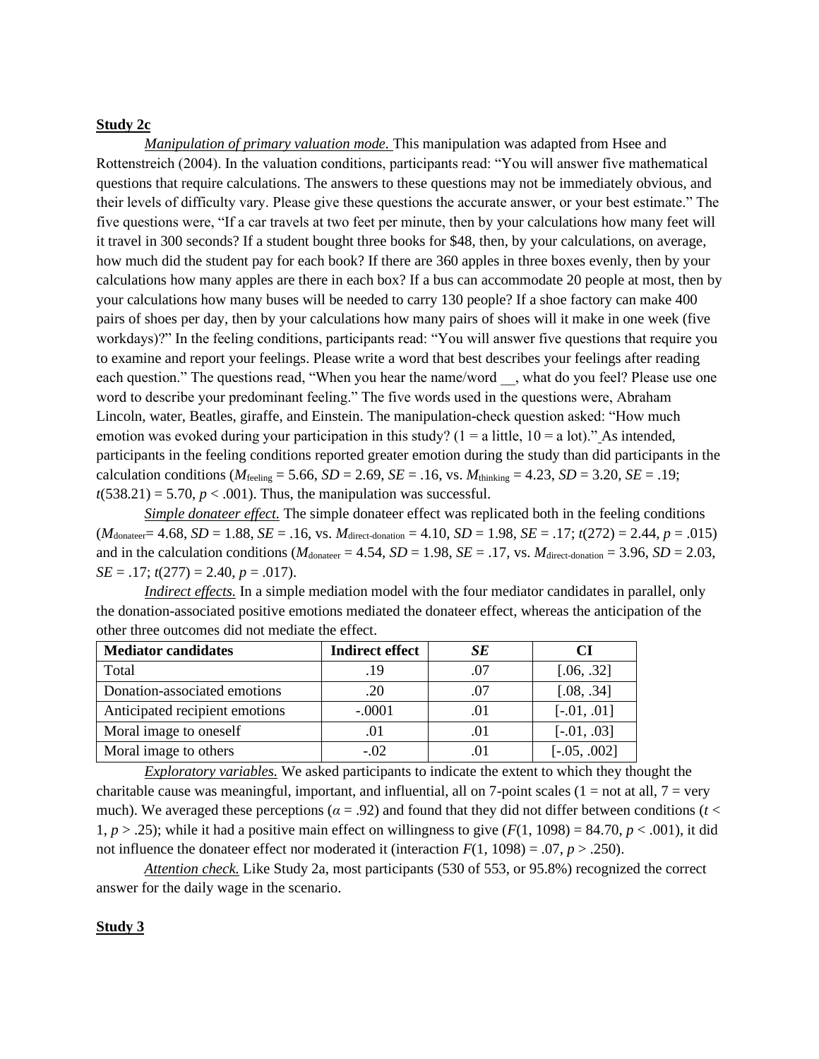**Study 2c**

*Manipulation of primary valuation mode.* This manipulation was adapted from Hsee and Rottenstreich (2004). In the valuation conditions, participants read: "You will answer five mathematical questions that require calculations. The answers to these questions may not be immediately obvious, and their levels of difficulty vary. Please give these questions the accurate answer, or your best estimate." The five questions were, "If a car travels at two feet per minute, then by your calculations how many feet will it travel in 300 seconds? If a student bought three books for $48, then, by your calculations, on average, how much did the student pay for each book? If there are 360 apples in three boxes evenly, then by your calculations how many apples are there in each box? If a bus can accommodate 20 people at most, then by your calculations how many buses will be needed to carry 130 people? If a shoe factory can make 400 pairs of shoes per day, then by your calculations how many pairs of shoes will it make in one week (five workdays)?" In the feeling conditions, participants read: "You will answer five questions that require you to examine and report your feelings. Please write a word that best describes your feelings after reading each question." The questions read, "When you hear the name/word __, what do you feel? Please use one word to describe your predominant feeling." The five words used in the questions were, Abraham Lincoln, water, Beatles, giraffe, and Einstein. The manipulation-check question asked: "How much emotion was evoked during your participation in this study? (1 = a little, 10 = a lot)." As intended, participants in the feeling conditions reported greater emotion during the study than did participants in the calculation conditions ($M_{\text{feeling}} = 5.66$, $SD = 2.69$, $SE = .16$, vs. $M_{\text{thinking}} = 4.23$, $SD = 3.20$, $SE = .19$; $t(538.21) = 5.70$, $p < .001$). Thus, the manipulation was successful.

*Simple donateer effect.* The simple donateer effect was replicated both in the feeling conditions ($M_{\text{donateer}} = 4.68$, $SD = 1.88$, $SE = .16$, vs. $M_{\text{direct-donation}} = 4.10$, $SD = 1.98$, $SE = .17$; $t(272) = 2.44$, $p = .015$) and in the calculation conditions ($M_{\text{donateer}} = 4.54$, $SD = 1.98$, $SE = .17$, vs. $M_{\text{direct-donation}} = 3.96$, $SD = 2.03$, $SE = .17$; $t(277) = 2.40$, $p = .017$).

*Indirect effects.* In a simple mediation model with the four mediator candidates in parallel, only the donation-associated positive emotions mediated the donateer effect, whereas the anticipation of the other three outcomes did not mediate the effect.

| Mediator candidates | Indirect effect | *SE* | CI |
|---|---|---|---|
| Total | .19 | .07 | [.06, .32] |
| Donation-associated emotions | .20 | .07 | [.08, .34] |
| Anticipated recipient emotions | -.0001 | .01 | [-.01, .01] |
| Moral image to oneself | .01 | .01 | [-.01, .03] |
| Moral image to others | -.02 | .01 | [-.05, .002] |

*Exploratory variables.* We asked participants to indicate the extent to which they thought the charitable cause was meaningful, important, and influential, all on 7-point scales (1 = not at all, 7 = very much). We averaged these perceptions ($\alpha = .92$) and found that they did not differ between conditions ($t < 1$, $p > .25$); while it had a positive main effect on willingness to give ($F(1, 1098) = 84.70$, $p < .001$), it did not influence the donateer effect nor moderated it (interaction $F(1, 1098) = .07$, $p > .250$).

*Attention check.* Like Study 2a, most participants (530 of 553, or 95.8%) recognized the correct answer for the daily wage in the scenario.

**Study 3**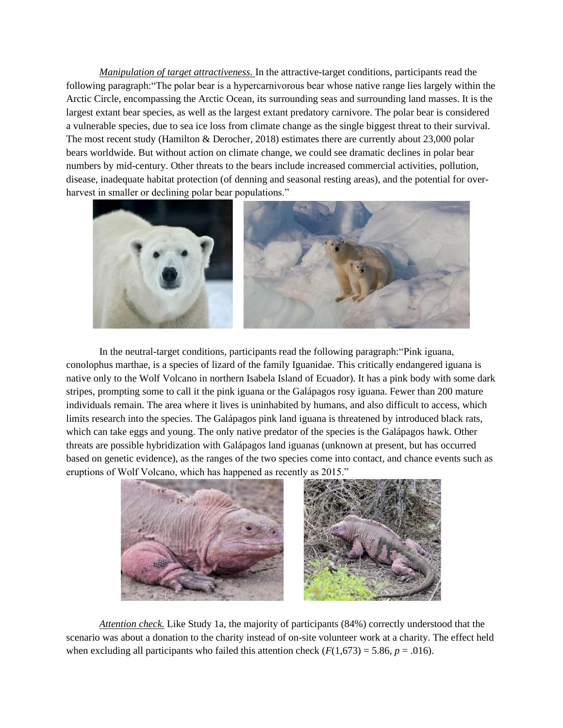*Manipulation of target attractiveness.* In the attractive-target conditions, participants read the following paragraph:"The polar bear is a hypercarnivorous bear whose native range lies largely within the Arctic Circle, encompassing the Arctic Ocean, its surrounding seas and surrounding land masses. It is the largest extant bear species, as well as the largest extant predatory carnivore. The polar bear is considered a vulnerable species, due to sea ice loss from climate change as the single biggest threat to their survival. The most recent study (Hamilton & Derocher, 2018) estimates there are currently about 23,000 polar bears worldwide. But without action on climate change, we could see dramatic declines in polar bear numbers by mid-century. Other threats to the bears include increased commercial activities, pollution, disease, inadequate habitat protection (of denning and seasonal resting areas), and the potential for over-harvest in smaller or declining polar bear populations."

In the neutral-target conditions, participants read the following paragraph:"Pink iguana, conolophus marthae, is a species of lizard of the family Iguanidae. This critically endangered iguana is native only to the Wolf Volcano in northern Isabela Island of Ecuador). It has a pink body with some dark stripes, prompting some to call it the pink iguana or the Galápagos rosy iguana. Fewer than 200 mature individuals remain. The area where it lives is uninhabited by humans, and also difficult to access, which limits research into the species. The Galápagos pink land iguana is threatened by introduced black rats, which can take eggs and young. The only native predator of the species is the Galápagos hawk. Other threats are possible hybridization with Galápagos land iguanas (unknown at present, but has occurred based on genetic evidence), as the ranges of the two species come into contact, and chance events such as eruptions of Wolf Volcano, which has happened as recently as 2015."

*Attention check.* Like Study 1a, the majority of participants (84%) correctly understood that the scenario was about a donation to the charity instead of on-site volunteer work at a charity. The effect held when excluding all participants who failed this attention check ($F(1,673) = 5.86$, $p = .016$).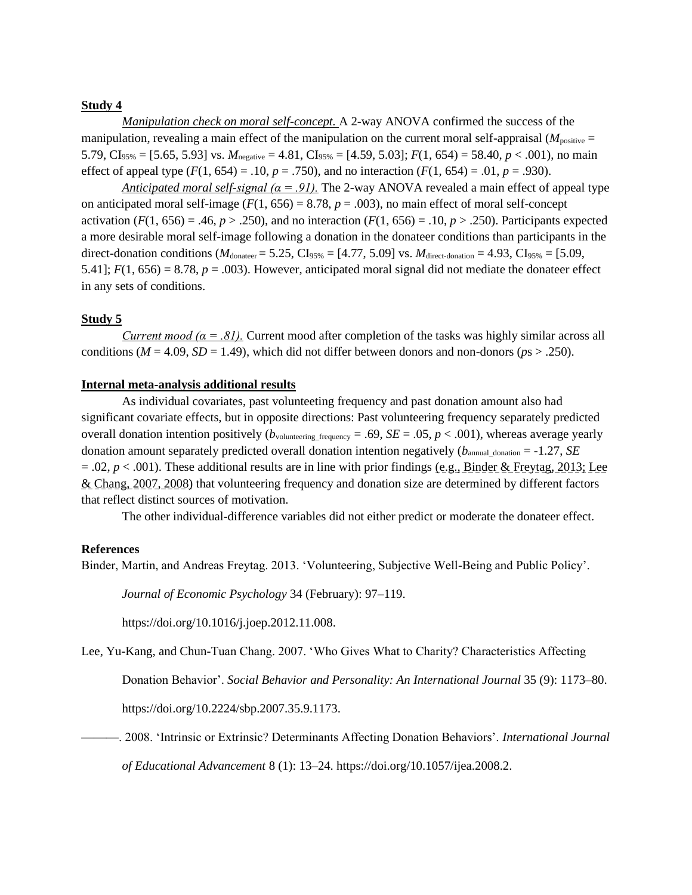**Study 4**

*Manipulation check on moral self-concept.* A 2-way ANOVA confirmed the success of the manipulation, revealing a main effect of the manipulation on the current moral self-appraisal ($M_{\text{positive}}$ = 5.79, $CI_{95\%}$ = [5.65, 5.93] vs. $M_{\text{negative}}$ = 4.81, $CI_{95\%}$ = [4.59, 5.03]; $F(1, 654) = 58.40$, $p < .001$), no main effect of appeal type ($F(1, 654) = .10$, $p = .750$), and no interaction ($F(1, 654) = .01$, $p = .930$).

*Anticipated moral self-signal (α = .91).* The 2-way ANOVA revealed a main effect of appeal type on anticipated moral self-image ($F(1, 656) = 8.78$, $p = .003$), no main effect of moral self-concept activation ($F(1, 656) = .46$, $p > .250$), and no interaction ($F(1, 656) = .10$, $p > .250$). Participants expected a more desirable moral self-image following a donation in the donateer conditions than participants in the direct-donation conditions ($M_{\text{donateer}}$ = 5.25, $CI_{95\%}$ = [4.77, 5.09] vs. $M_{\text{direct-donation}}$ = 4.93, $CI_{95\%}$ = [5.09, 5.41]; $F(1, 656) = 8.78$, $p = .003$). However, anticipated moral signal did not mediate the donateer effect in any sets of conditions.

**Study 5**

*Current mood (α = .81).* Current mood after completion of the tasks was highly similar across all conditions ($M = 4.09$, $SD = 1.49$), which did not differ between donors and non-donors ($p$s > .250).

**Internal meta-analysis additional results**

As individual covariates, past volunteeting frequency and past donation amount also had significant covariate effects, but in opposite directions: Past volunteering frequency separately predicted overall donation intention positively ($b_{\text{volunteering\_frequency}} = .69$, $SE = .05$, $p < .001$), whereas average yearly donation amount separately predicted overall donation intention negatively ($b_{\text{annual\_donation}} = -1.27$, $SE = .02$, $p < .001$). These additional results are in line with prior findings (e.g., Binder & Freytag, 2013; Lee & Chang, 2007, 2008) that volunteering frequency and donation size are determined by different factors that reflect distinct sources of motivation.

The other individual-difference variables did not either predict or moderate the donateer effect.

**References**

Binder, Martin, and Andreas Freytag. 2013. 'Volunteering, Subjective Well-Being and Public Policy'. *Journal of Economic Psychology* 34 (February): 97–119. https://doi.org/10.1016/j.joep.2012.11.008.

Lee, Yu-Kang, and Chun-Tuan Chang. 2007. 'Who Gives What to Charity? Characteristics Affecting Donation Behavior'. *Social Behavior and Personality: An International Journal* 35 (9): 1173–80. https://doi.org/10.2224/sbp.2007.35.9.1173.

———. 2008. 'Intrinsic or Extrinsic? Determinants Affecting Donation Behaviors'. *International Journal of Educational Advancement* 8 (1): 13–24. https://doi.org/10.1057/ijea.2008.2.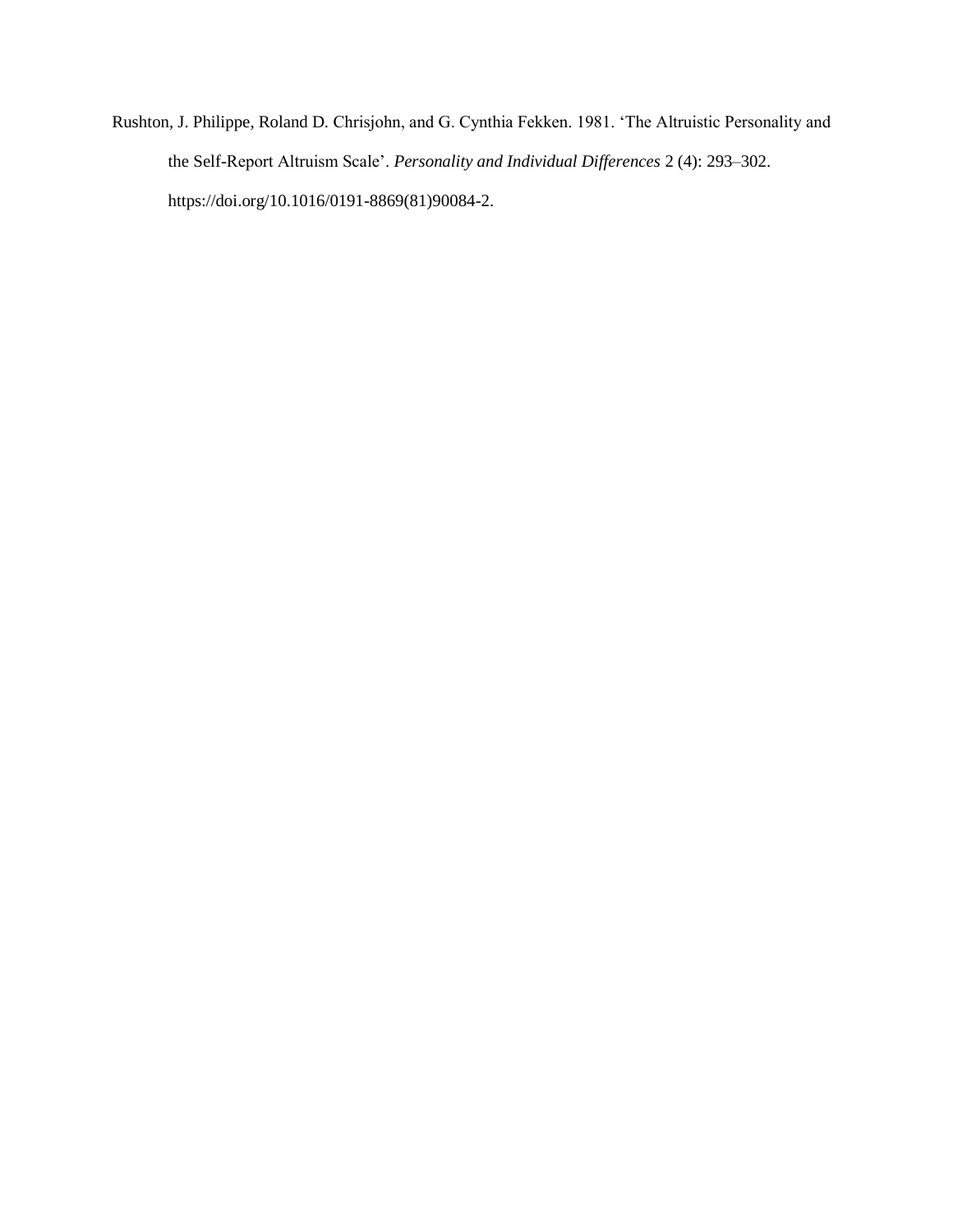Rushton, J. Philippe, Roland D. Chrisjohn, and G. Cynthia Fekken. 1981. 'The Altruistic Personality and the Self-Report Altruism Scale'. *Personality and Individual Differences* 2 (4): 293–302. https://doi.org/10.1016/0191-8869(81)90084-2.